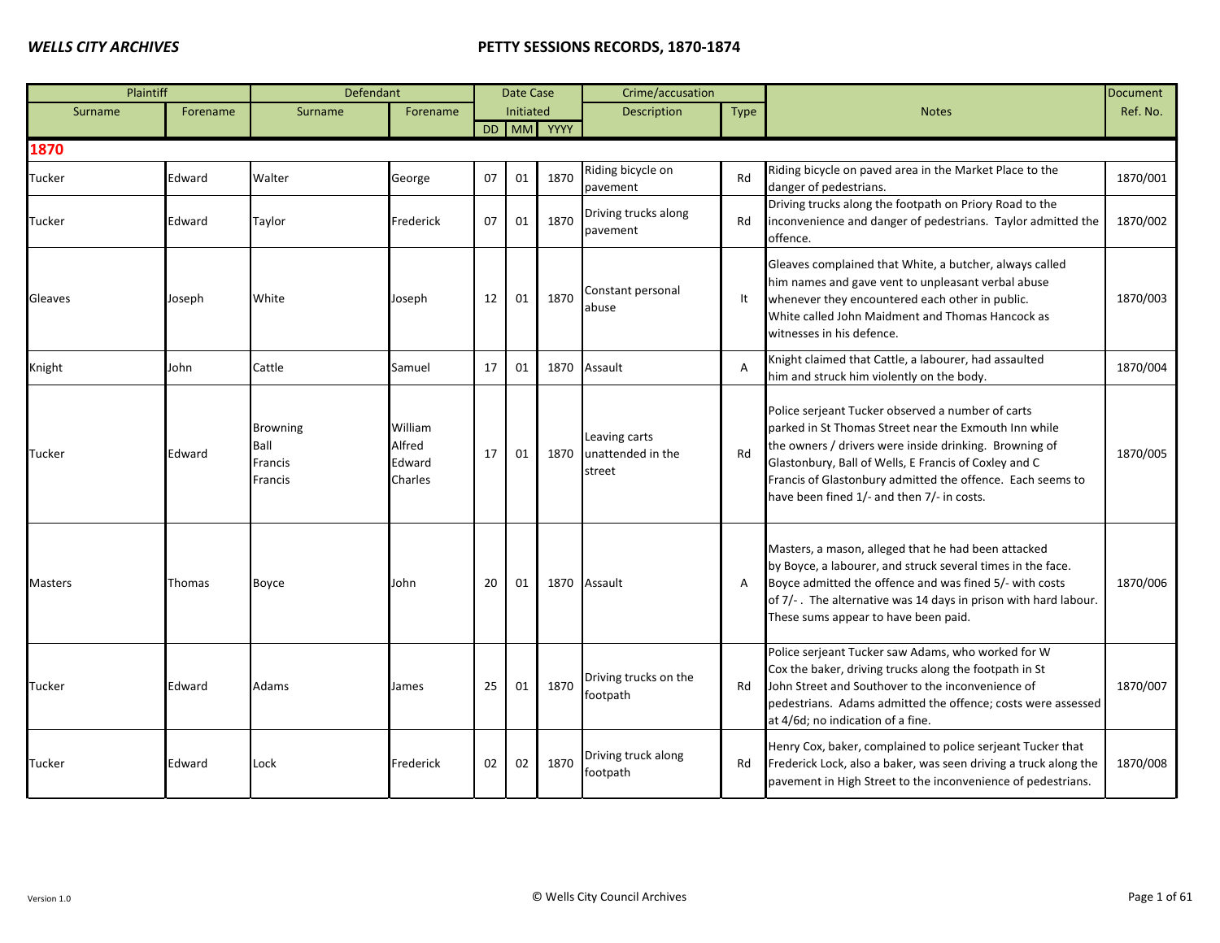| Plaintiff | | Defendant | | Date Case Initiated | | | Crime/accusation | | Notes | Document Ref. No. |
|---|---|---|---|---|---|---|---|---|---|---|
| Surname | Forename | Surname | Forename | DD | MM | YYYY | Description | Type | | |
| **1870** | | | | | | | | | | |
| Tucker | Edward | Walter | George | 07 | 01 | 1870 | Riding bicycle on pavement | Rd | Riding bicycle on paved area in the Market Place to the danger of pedestrians. | 1870/001 |
| Tucker | Edward | Taylor | Frederick | 07 | 01 | 1870 | Driving trucks along pavement | Rd | Driving trucks along the footpath on Priory Road to the inconvenience and danger of pedestrians. Taylor admitted the offence. | 1870/002 |
| Gleaves | Joseph | White | Joseph | 12 | 01 | 1870 | Constant personal abuse | It | Gleaves complained that White, a butcher, always called him names and gave vent to unpleasant verbal abuse whenever they encountered each other in public. White called John Maidment and Thomas Hancock as witnesses in his defence. | 1870/003 |
| Knight | John | Cattle | Samuel | 17 | 01 | 1870 | Assault | A | Knight claimed that Cattle, a labourer, had assaulted him and struck him violently on the body. | 1870/004 |
| Tucker | Edward | Browning<br>Ball<br>Francis<br>Francis | William<br>Alfred<br>Edward<br>Charles | 17 | 01 | 1870 | Leaving carts unattended in the street | Rd | Police serjeant Tucker observed a number of carts parked in St Thomas Street near the Exmouth Inn while the owners / drivers were inside drinking. Browning of Glastonbury, Ball of Wells, E Francis of Coxley and C Francis of Glastonbury admitted the offence. Each seems to have been fined 1/- and then 7/- in costs. | 1870/005 |
| Masters | Thomas | Boyce | John | 20 | 01 | 1870 | Assault | A | Masters, a mason, alleged that he had been attacked by Boyce, a labourer, and struck several times in the face. Boyce admitted the offence and was fined 5/- with costs of 7/- . The alternative was 14 days in prison with hard labour. These sums appear to have been paid. | 1870/006 |
| Tucker | Edward | Adams | James | 25 | 01 | 1870 | Driving trucks on the footpath | Rd | Police serjeant Tucker saw Adams, who worked for W Cox the baker, driving trucks along the footpath in St John Street and Southover to the inconvenience of pedestrians. Adams admitted the offence; costs were assessed at 4/6d; no indication of a fine. | 1870/007 |
| Tucker | Edward | Lock | Frederick | 02 | 02 | 1870 | Driving truck along footpath | Rd | Henry Cox, baker, complained to police serjeant Tucker that Frederick Lock, also a baker, was seen driving a truck along the pavement in High Street to the inconvenience of pedestrians. | 1870/008 |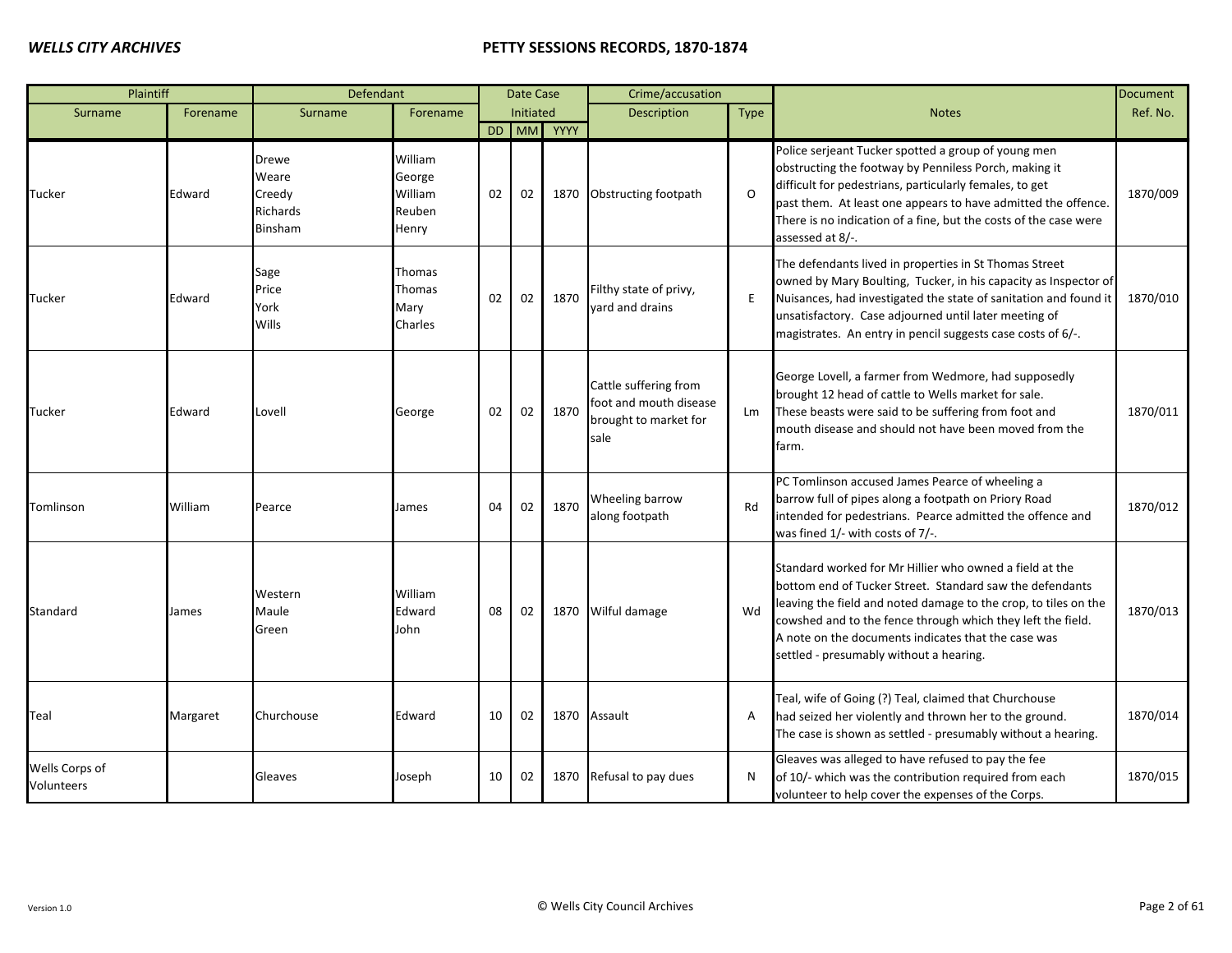| Plaintiff | | Defendant | | Date Case Initiated | | | Crime/accusation | | Notes | Document Ref. No. |
|---|---|---|---|---|---|---|---|---|---|---|
| Surname | Forename | Surname | Forename | DD | MM | YYYY | Description | Type | | |
| Tucker | Edward | Drewe<br>Weare<br>Creedy<br>Richards<br>Binsham | William<br>George<br>William<br>Reuben<br>Henry | 02 | 02 | 1870 | Obstructing footpath | O | Police serjeant Tucker spotted a group of young men obstructing the footway by Penniless Porch, making it difficult for pedestrians, particularly females, to get past them. At least one appears to have admitted the offence. There is no indication of a fine, but the costs of the case were assessed at 8/-. | 1870/009 |
| Tucker | Edward | Sage<br>Price<br>York<br>Wills | Thomas<br>Thomas<br>Mary<br>Charles | 02 | 02 | 1870 | Filthy state of privy, yard and drains | E | The defendants lived in properties in St Thomas Street owned by Mary Boulting, Tucker, in his capacity as Inspector of Nuisances, had investigated the state of sanitation and found it unsatisfactory. Case adjourned until later meeting of magistrates. An entry in pencil suggests case costs of 6/-. | 1870/010 |
| Tucker | Edward | Lovell | George | 02 | 02 | 1870 | Cattle suffering from foot and mouth disease brought to market for sale | Lm | George Lovell, a farmer from Wedmore, had supposedly brought 12 head of cattle to Wells market for sale. These beasts were said to be suffering from foot and mouth disease and should not have been moved from the farm. | 1870/011 |
| Tomlinson | William | Pearce | James | 04 | 02 | 1870 | Wheeling barrow along footpath | Rd | PC Tomlinson accused James Pearce of wheeling a barrow full of pipes along a footpath on Priory Road intended for pedestrians. Pearce admitted the offence and was fined 1/- with costs of 7/-. | 1870/012 |
| Standard | James | Western<br>Maule<br>Green | William<br>Edward<br>John | 08 | 02 | 1870 | Wilful damage | Wd | Standard worked for Mr Hillier who owned a field at the bottom end of Tucker Street. Standard saw the defendants leaving the field and noted damage to the crop, to tiles on the cowshed and to the fence through which they left the field. A note on the documents indicates that the case was settled - presumably without a hearing. | 1870/013 |
| Teal | Margaret | Churchouse | Edward | 10 | 02 | 1870 | Assault | A | Teal, wife of Going (?) Teal, claimed that Churchouse had seized her violently and thrown her to the ground. The case is shown as settled - presumably without a hearing. | 1870/014 |
| Wells Corps of Volunteers | | Gleaves | Joseph | 10 | 02 | 1870 | Refusal to pay dues | N | Gleaves was alleged to have refused to pay the fee of 10/- which was the contribution required from each volunteer to help cover the expenses of the Corps. | 1870/015 |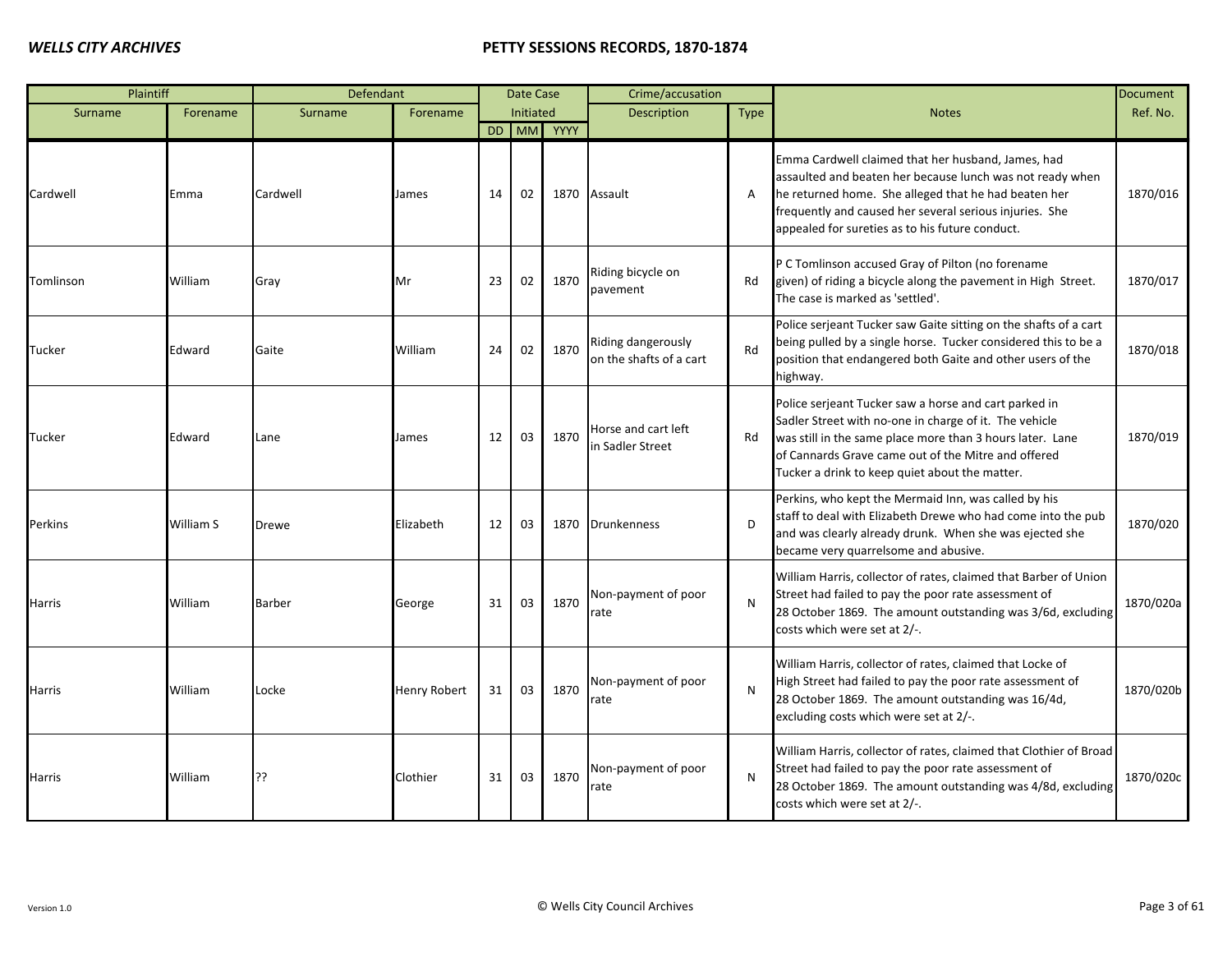| Plaintiff | | Defendant | | Date Case Initiated | | | Crime/accusation | | Notes | Document Ref. No. |
|---|---|---|---|---|---|---|---|---|---|---|
| Surname | Forename | Surname | Forename | DD | MM | YYYY | Description | Type | | |
| Cardwell | Emma | Cardwell | James | 14 | 02 | 1870 | Assault | A | Emma Cardwell claimed that her husband, James, had assaulted and beaten her because lunch was not ready when he returned home. She alleged that he had beaten her frequently and caused her several serious injuries. She appealed for sureties as to his future conduct. | 1870/016 |
| Tomlinson | William | Gray | Mr | 23 | 02 | 1870 | Riding bicycle on pavement | Rd | P C Tomlinson accused Gray of Pilton (no forename given) of riding a bicycle along the pavement in High Street. The case is marked as 'settled'. | 1870/017 |
| Tucker | Edward | Gaite | William | 24 | 02 | 1870 | Riding dangerously on the shafts of a cart | Rd | Police serjeant Tucker saw Gaite sitting on the shafts of a cart being pulled by a single horse. Tucker considered this to be a position that endangered both Gaite and other users of the highway. | 1870/018 |
| Tucker | Edward | Lane | James | 12 | 03 | 1870 | Horse and cart left in Sadler Street | Rd | Police serjeant Tucker saw a horse and cart parked in Sadler Street with no-one in charge of it. The vehicle was still in the same place more than 3 hours later. Lane of Cannards Grave came out of the Mitre and offered Tucker a drink to keep quiet about the matter. | 1870/019 |
| Perkins | William S | Drewe | Elizabeth | 12 | 03 | 1870 | Drunkenness | D | Perkins, who kept the Mermaid Inn, was called by his staff to deal with Elizabeth Drewe who had come into the pub and was clearly already drunk. When she was ejected she became very quarrelsome and abusive. | 1870/020 |
| Harris | William | Barber | George | 31 | 03 | 1870 | Non-payment of poor rate | N | William Harris, collector of rates, claimed that Barber of Union Street had failed to pay the poor rate assessment of 28 October 1869. The amount outstanding was 3/6d, excluding costs which were set at 2/-. | 1870/020a |
| Harris | William | Locke | Henry Robert | 31 | 03 | 1870 | Non-payment of poor rate | N | William Harris, collector of rates, claimed that Locke of High Street had failed to pay the poor rate assessment of 28 October 1869. The amount outstanding was 16/4d, excluding costs which were set at 2/-. | 1870/020b |
| Harris | William | ?? | Clothier | 31 | 03 | 1870 | Non-payment of poor rate | N | William Harris, collector of rates, claimed that Clothier of Broad Street had failed to pay the poor rate assessment of 28 October 1869. The amount outstanding was 4/8d, excluding costs which were set at 2/-. | 1870/020c |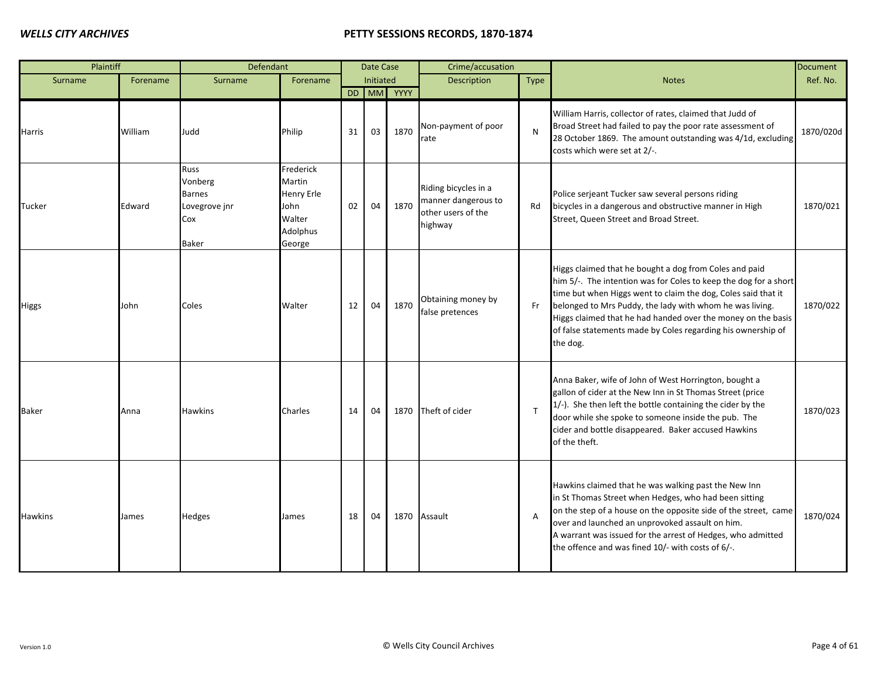| Plaintiff | | Defendant | | Date Case Initiated | | | Crime/accusation | | Notes | Document Ref. No. |
|---|---|---|---|---|---|---|---|---|---|---|
| Surname | Forename | Surname | Forename | DD | MM | YYYY | Description | Type | | |
| Harris | William | Judd | Philip | 31 | 03 | 1870 | Non-payment of poor rate | N | William Harris, collector of rates, claimed that Judd of Broad Street had failed to pay the poor rate assessment of 28 October 1869. The amount outstanding was 4/1d, excluding costs which were set at 2/-. | 1870/020d |
| Tucker | Edward | Russ<br>Vonberg<br>Barnes<br>Lovegrove jnr<br>Cox<br><br>Baker | Frederick<br>Martin<br>Henry Erle<br>John<br>Walter<br>Adolphus<br>George | 02 | 04 | 1870 | Riding bicycles in a manner dangerous to other users of the highway | Rd | Police serjeant Tucker saw several persons riding bicycles in a dangerous and obstructive manner in High Street, Queen Street and Broad Street. | 1870/021 |
| Higgs | John | Coles | Walter | 12 | 04 | 1870 | Obtaining money by false pretences | Fr | Higgs claimed that he bought a dog from Coles and paid him 5/-. The intention was for Coles to keep the dog for a short time but when Higgs went to claim the dog, Coles said that it belonged to Mrs Puddy, the lady with whom he was living. Higgs claimed that he had handed over the money on the basis of false statements made by Coles regarding his ownership of the dog. | 1870/022 |
| Baker | Anna | Hawkins | Charles | 14 | 04 | 1870 | Theft of cider | T | Anna Baker, wife of John of West Horrington, bought a gallon of cider at the New Inn in St Thomas Street (price 1/-). She then left the bottle containing the cider by the door while she spoke to someone inside the pub. The cider and bottle disappeared. Baker accused Hawkins of the theft. | 1870/023 |
| Hawkins | James | Hedges | James | 18 | 04 | 1870 | Assault | A | Hawkins claimed that he was walking past the New Inn in St Thomas Street when Hedges, who had been sitting on the step of a house on the opposite side of the street, came over and launched an unprovoked assault on him. A warrant was issued for the arrest of Hedges, who admitted the offence and was fined 10/- with costs of 6/-. | 1870/024 |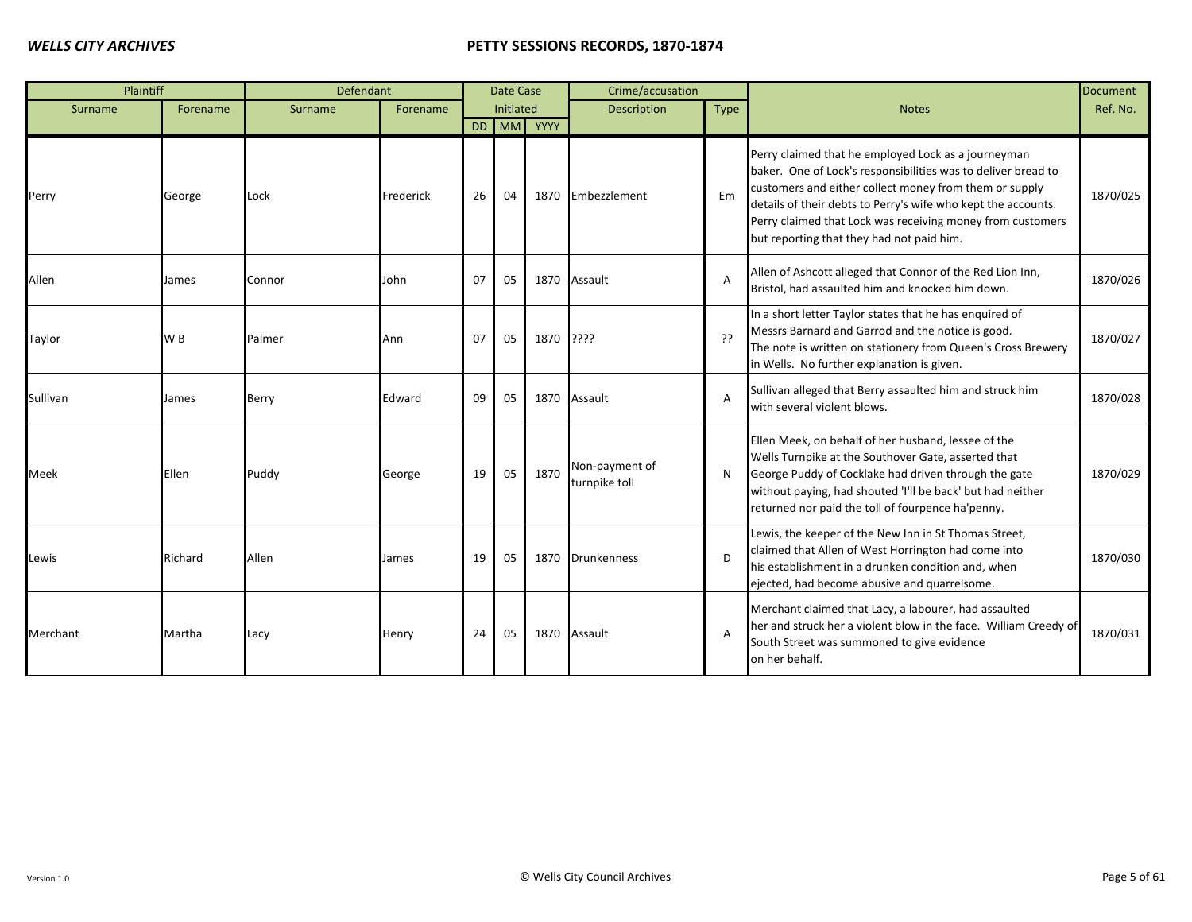| Plaintiff | | Defendant | | Date Case Initiated | | | Crime/accusation | | Notes | Document Ref. No. |
|---|---|---|---|---|---|---|---|---|---|---|
| Surname | Forename | Surname | Forename | DD | MM | YYYY | Description | Type | | |
| Perry | George | Lock | Frederick | 26 | 04 | 1870 | Embezzlement | Em | Perry claimed that he employed Lock as a journeyman baker. One of Lock's responsibilities was to deliver bread to customers and either collect money from them or supply details of their debts to Perry's wife who kept the accounts. Perry claimed that Lock was receiving money from customers but reporting that they had not paid him. | 1870/025 |
| Allen | James | Connor | John | 07 | 05 | 1870 | Assault | A | Allen of Ashcott alleged that Connor of the Red Lion Inn, Bristol, had assaulted him and knocked him down. | 1870/026 |
| Taylor | W B | Palmer | Ann | 07 | 05 | 1870 | ???? | ?? | In a short letter Taylor states that he has enquired of Messrs Barnard and Garrod and the notice is good. The note is written on stationery from Queen's Cross Brewery in Wells. No further explanation is given. | 1870/027 |
| Sullivan | James | Berry | Edward | 09 | 05 | 1870 | Assault | A | Sullivan alleged that Berry assaulted him and struck him with several violent blows. | 1870/028 |
| Meek | Ellen | Puddy | George | 19 | 05 | 1870 | Non-payment of turnpike toll | N | Ellen Meek, on behalf of her husband, lessee of the Wells Turnpike at the Southover Gate, asserted that George Puddy of Cocklake had driven through the gate without paying, had shouted 'I'll be back' but had neither returned nor paid the toll of fourpence ha'penny. | 1870/029 |
| Lewis | Richard | Allen | James | 19 | 05 | 1870 | Drunkenness | D | Lewis, the keeper of the New Inn in St Thomas Street, claimed that Allen of West Horrington had come into his establishment in a drunken condition and, when ejected, had become abusive and quarrelsome. | 1870/030 |
| Merchant | Martha | Lacy | Henry | 24 | 05 | 1870 | Assault | A | Merchant claimed that Lacy, a labourer, had assaulted her and struck her a violent blow in the face. William Creedy of South Street was summoned to give evidence on her behalf. | 1870/031 |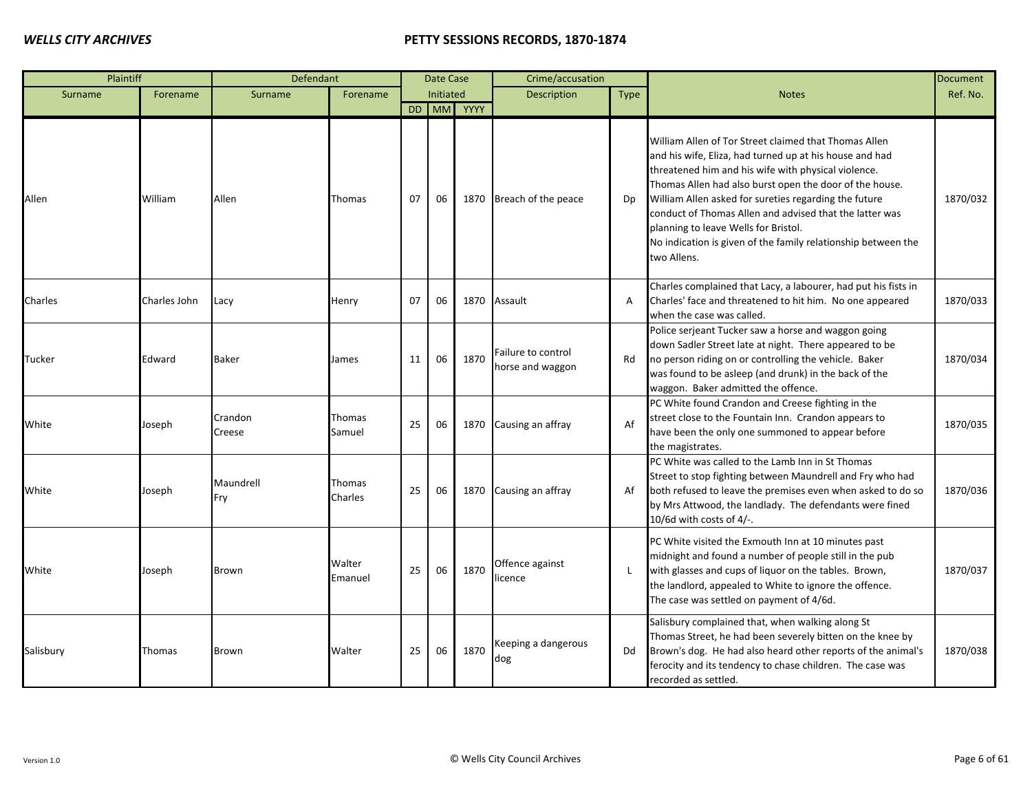| Plaintiff | | Defendant | | Date Case Initiated | | | Crime/accusation | | Notes | Document |
|---|---|---|---|---|---|---|---|---|---|---|
| Surname | Forename | Surname | Forename | DD | MM | YYYY | Description | Type | | Ref. No. |
| Allen | William | Allen | Thomas | 07 | 06 | 1870 | Breach of the peace | Dp | William Allen of Tor Street claimed that Thomas Allen and his wife, Eliza, had turned up at his house and had threatened him and his wife with physical violence. Thomas Allen had also burst open the door of the house. William Allen asked for sureties regarding the future conduct of Thomas Allen and advised that the latter was planning to leave Wells for Bristol. No indication is given of the family relationship between the two Allens. | 1870/032 |
| Charles | Charles John | Lacy | Henry | 07 | 06 | 1870 | Assault | A | Charles complained that Lacy, a labourer, had put his fists in Charles' face and threatened to hit him. No one appeared when the case was called. | 1870/033 |
| Tucker | Edward | Baker | James | 11 | 06 | 1870 | Failure to control horse and waggon | Rd | Police serjeant Tucker saw a horse and waggon going down Sadler Street late at night. There appeared to be no person riding on or controlling the vehicle. Baker was found to be asleep (and drunk) in the back of the waggon. Baker admitted the offence. | 1870/034 |
| White | Joseph | Crandon<br>Creese | Thomas<br>Samuel | 25 | 06 | 1870 | Causing an affray | Af | PC White found Crandon and Creese fighting in the street close to the Fountain Inn. Crandon appears to have been the only one summoned to appear before the magistrates. | 1870/035 |
| White | Joseph | Maundrell<br>Fry | Thomas<br>Charles | 25 | 06 | 1870 | Causing an affray | Af | PC White was called to the Lamb Inn in St Thomas Street to stop fighting between Maundrell and Fry who had both refused to leave the premises even when asked to do so by Mrs Attwood, the landlady. The defendants were fined 10/6d with costs of 4/-. | 1870/036 |
| White | Joseph | Brown | Walter Emanuel | 25 | 06 | 1870 | Offence against licence | L | PC White visited the Exmouth Inn at 10 minutes past midnight and found a number of people still in the pub with glasses and cups of liquor on the tables. Brown, the landlord, appealed to White to ignore the offence. The case was settled on payment of 4/6d. | 1870/037 |
| Salisbury | Thomas | Brown | Walter | 25 | 06 | 1870 | Keeping a dangerous dog | Dd | Salisbury complained that, when walking along St Thomas Street, he had been severely bitten on the knee by Brown's dog. He had also heard other reports of the animal's ferocity and its tendency to chase children. The case was recorded as settled. | 1870/038 |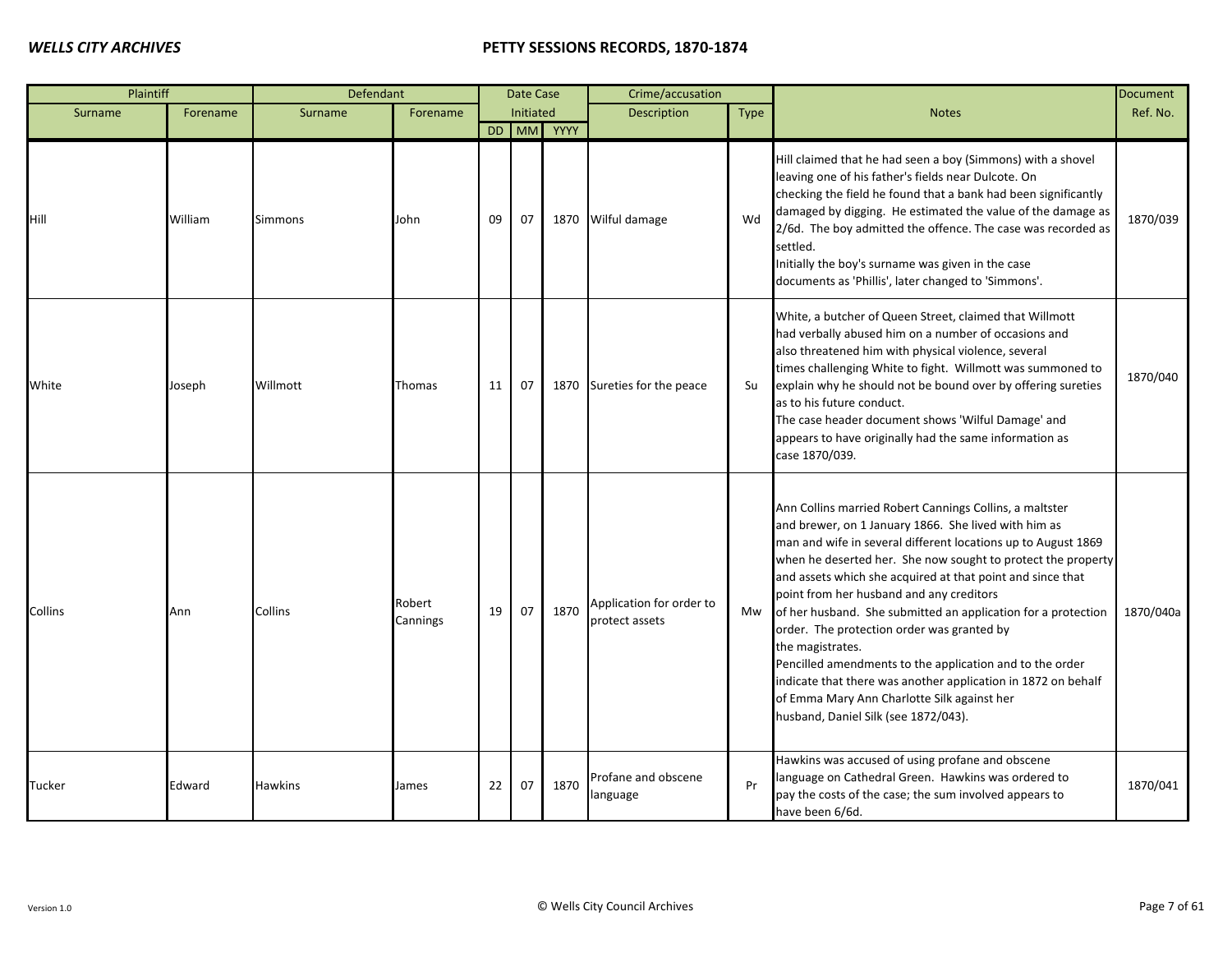| Plaintiff | | Defendant | | Date Case Initiated | | | Crime/accusation | | Notes | Document |
|---|---|---|---|---|---|---|---|---|---|---|
| Surname | Forename | Surname | Forename | DD | MM | YYYY | Description | Type | | Ref. No. |
| Hill | William | Simmons | John | 09 | 07 | 1870 | Wilful damage | Wd | Hill claimed that he had seen a boy (Simmons) with a shovel leaving one of his father's fields near Dulcote. On checking the field he found that a bank had been significantly damaged by digging. He estimated the value of the damage as 2/6d. The boy admitted the offence. The case was recorded as settled. Initially the boy's surname was given in the case documents as 'Phillis', later changed to 'Simmons'. | 1870/039 |
| White | Joseph | Willmott | Thomas | 11 | 07 | 1870 | Sureties for the peace | Su | White, a butcher of Queen Street, claimed that Willmott had verbally abused him on a number of occasions and also threatened him with physical violence, several times challenging White to fight. Willmott was summoned to explain why he should not be bound over by offering sureties as to his future conduct. The case header document shows 'Wilful Damage' and appears to have originally had the same information as case 1870/039. | 1870/040 |
| Collins | Ann | Collins | Robert Cannings | 19 | 07 | 1870 | Application for order to protect assets | Mw | Ann Collins married Robert Cannings Collins, a maltster and brewer, on 1 January 1866. She lived with him as man and wife in several different locations up to August 1869 when he deserted her. She now sought to protect the property and assets which she acquired at that point and since that point from her husband and any creditors of her husband. She submitted an application for a protection order. The protection order was granted by the magistrates. Pencilled amendments to the application and to the order indicate that there was another application in 1872 on behalf of Emma Mary Ann Charlotte Silk against her husband, Daniel Silk (see 1872/043). | 1870/040a |
| Tucker | Edward | Hawkins | James | 22 | 07 | 1870 | Profane and obscene language | Pr | Hawkins was accused of using profane and obscene language on Cathedral Green. Hawkins was ordered to pay the costs of the case; the sum involved appears to have been 6/6d. | 1870/041 |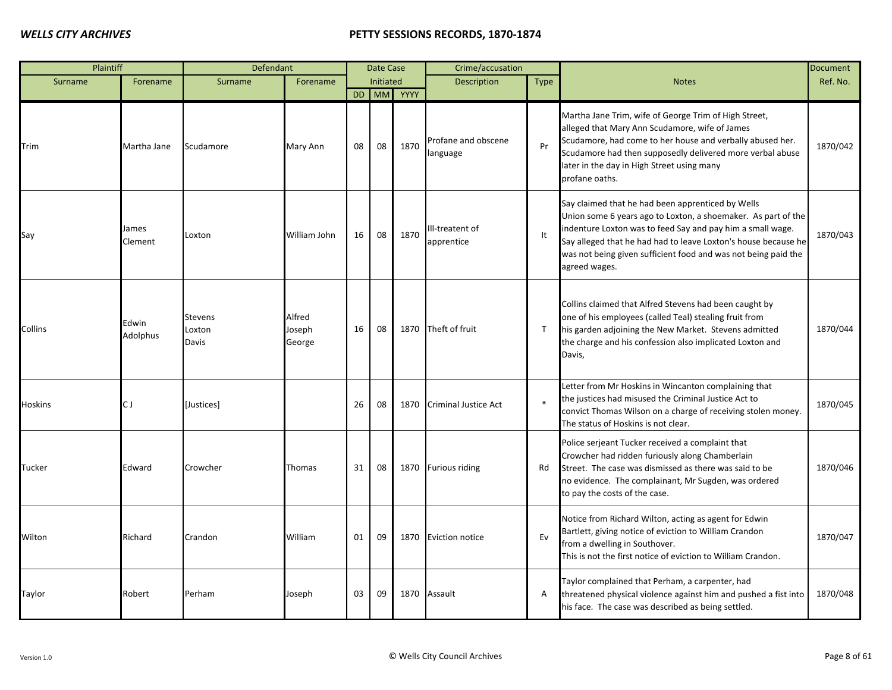| Plaintiff | | Defendant | | Date Case Initiated | | | Crime/accusation | | Notes | Document |
|---|---|---|---|---|---|---|---|---|---|---|
| Surname | Forename | Surname | Forename | DD | MM | YYYY | Description | Type | | Ref. No. |
| Trim | Martha Jane | Scudamore | Mary Ann | 08 | 08 | 1870 | Profane and obscene language | Pr | Martha Jane Trim, wife of George Trim of High Street, alleged that Mary Ann Scudamore, wife of James Scudamore, had come to her house and verbally abused her. Scudamore had then supposedly delivered more verbal abuse later in the day in High Street using many profane oaths. | 1870/042 |
| Say | James Clement | Loxton | William John | 16 | 08 | 1870 | Ill-treatent of apprentice | It | Say claimed that he had been apprenticed by Wells Union some 6 years ago to Loxton, a shoemaker. As part of the indenture Loxton was to feed Say and pay him a small wage. Say alleged that he had had to leave Loxton's house because he was not being given sufficient food and was not being paid the agreed wages. | 1870/043 |
| Collins | Edwin Adolphus | Stevens<br>Loxton<br>Davis | Alfred<br>Joseph<br>George | 16 | 08 | 1870 | Theft of fruit | T | Collins claimed that Alfred Stevens had been caught by one of his employees (called Teal) stealing fruit from his garden adjoining the New Market. Stevens admitted the charge and his confession also implicated Loxton and Davis, | 1870/044 |
| Hoskins | C J | [Justices] | | 26 | 08 | 1870 | Criminal Justice Act | * | Letter from Mr Hoskins in Wincanton complaining that the justices had misused the Criminal Justice Act to convict Thomas Wilson on a charge of receiving stolen money. The status of Hoskins is not clear. | 1870/045 |
| Tucker | Edward | Crowcher | Thomas | 31 | 08 | 1870 | Furious riding | Rd | Police serjeant Tucker received a complaint that Crowcher had ridden furiously along Chamberlain Street. The case was dismissed as there was said to be no evidence. The complainant, Mr Sugden, was ordered to pay the costs of the case. | 1870/046 |
| Wilton | Richard | Crandon | William | 01 | 09 | 1870 | Eviction notice | Ev | Notice from Richard Wilton, acting as agent for Edwin Bartlett, giving notice of eviction to William Crandon from a dwelling in Southover. This is not the first notice of eviction to William Crandon. | 1870/047 |
| Taylor | Robert | Perham | Joseph | 03 | 09 | 1870 | Assault | A | Taylor complained that Perham, a carpenter, had threatened physical violence against him and pushed a fist into his face. The case was described as being settled. | 1870/048 |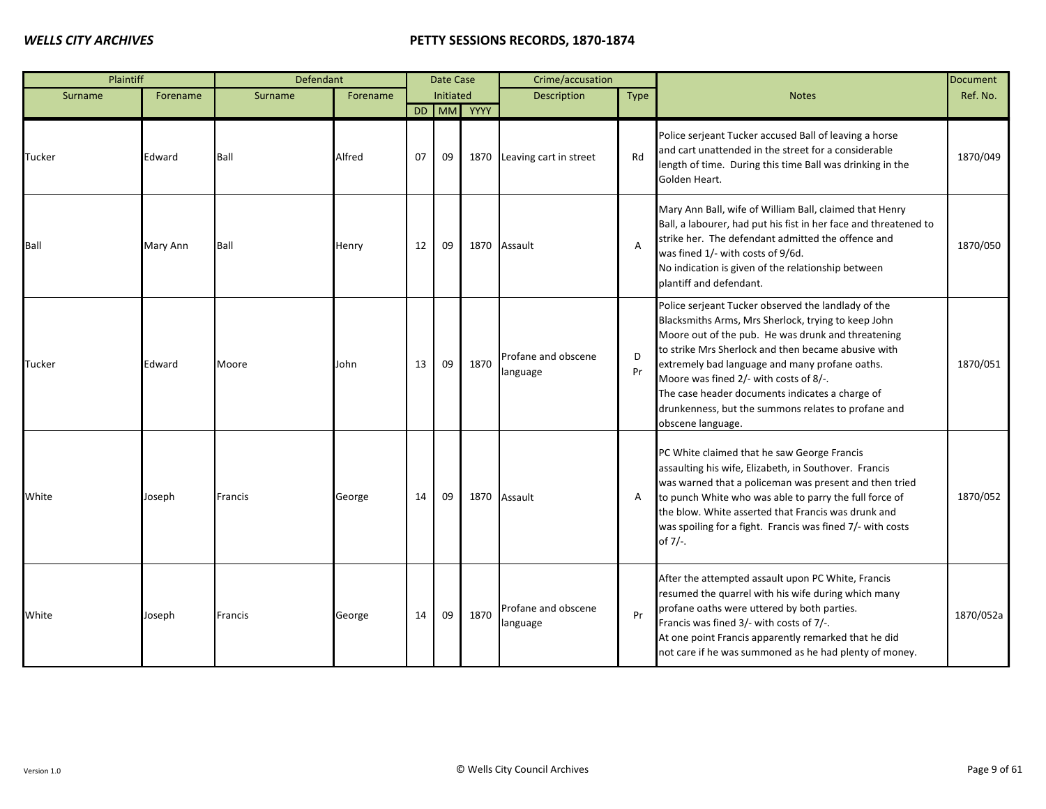| Plaintiff | | Defendant | | Date Case Initiated | | | Crime/accusation | | Notes | Document |
|---|---|---|---|---|---|---|---|---|---|---|
| Surname | Forename | Surname | Forename | DD | MM | YYYY | Description | Type | | Ref. No. |
| Tucker | Edward | Ball | Alfred | 07 | 09 | 1870 | Leaving cart in street | Rd | Police serjeant Tucker accused Ball of leaving a horse and cart unattended in the street for a considerable length of time. During this time Ball was drinking in the Golden Heart. | 1870/049 |
| Ball | Mary Ann | Ball | Henry | 12 | 09 | 1870 | Assault | A | Mary Ann Ball, wife of William Ball, claimed that Henry Ball, a labourer, had put his fist in her face and threatened to strike her. The defendant admitted the offence and was fined 1/- with costs of 9/6d. No indication is given of the relationship between plantiff and defendant. | 1870/050 |
| Tucker | Edward | Moore | John | 13 | 09 | 1870 | Profane and obscene language | D Pr | Police serjeant Tucker observed the landlady of the Blacksmiths Arms, Mrs Sherlock, trying to keep John Moore out of the pub. He was drunk and threatening to strike Mrs Sherlock and then became abusive with extremely bad language and many profane oaths. Moore was fined 2/- with costs of 8/-. The case header documents indicates a charge of drunkenness, but the summons relates to profane and obscene language. | 1870/051 |
| White | Joseph | Francis | George | 14 | 09 | 1870 | Assault | A | PC White claimed that he saw George Francis assaulting his wife, Elizabeth, in Southover. Francis was warned that a policeman was present and then tried to punch White who was able to parry the full force of the blow. White asserted that Francis was drunk and was spoiling for a fight. Francis was fined 7/- with costs of 7/-. | 1870/052 |
| White | Joseph | Francis | George | 14 | 09 | 1870 | Profane and obscene language | Pr | After the attempted assault upon PC White, Francis resumed the quarrel with his wife during which many profane oaths were uttered by both parties. Francis was fined 3/- with costs of 7/-. At one point Francis apparently remarked that he did not care if he was summoned as he had plenty of money. | 1870/052a |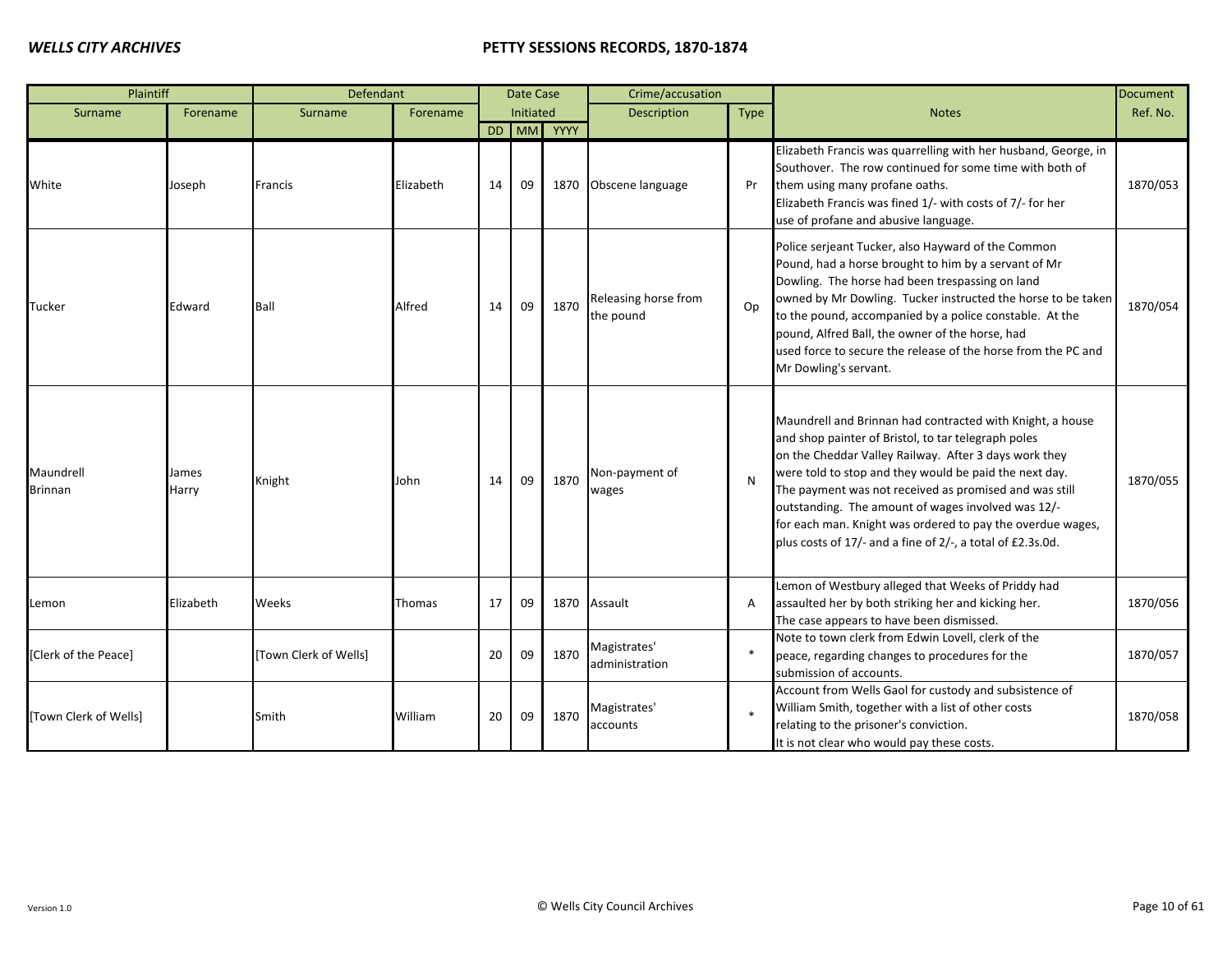| Plaintiff | | Defendant | | Date Case Initiated | | | Crime/accusation | | Notes | Document |
|---|---|---|---|---|---|---|---|---|---|---|
| Surname | Forename | Surname | Forename | DD | MM | YYYY | Description | Type | | Ref. No. |
| White | Joseph | Francis | Elizabeth | 14 | 09 | 1870 | Obscene language | Pr | Elizabeth Francis was quarrelling with her husband, George, in Southover. The row continued for some time with both of them using many profane oaths. Elizabeth Francis was fined 1/- with costs of 7/- for her use of profane and abusive language. | 1870/053 |
| Tucker | Edward | Ball | Alfred | 14 | 09 | 1870 | Releasing horse from the pound | Op | Police serjeant Tucker, also Hayward of the Common Pound, had a horse brought to him by a servant of Mr Dowling. The horse had been trespassing on land owned by Mr Dowling. Tucker instructed the horse to be taken to the pound, accompanied by a police constable. At the pound, Alfred Ball, the owner of the horse, had used force to secure the release of the horse from the PC and Mr Dowling's servant. | 1870/054 |
| Maundrell<br>Brinnan | James<br>Harry | Knight | John | 14 | 09 | 1870 | Non-payment of wages | N | Maundrell and Brinnan had contracted with Knight, a house and shop painter of Bristol, to tar telegraph poles on the Cheddar Valley Railway. After 3 days work they were told to stop and they would be paid the next day. The payment was not received as promised and was still outstanding. The amount of wages involved was 12/- for each man. Knight was ordered to pay the overdue wages, plus costs of 17/- and a fine of 2/-, a total of £2.3s.0d. | 1870/055 |
| Lemon | Elizabeth | Weeks | Thomas | 17 | 09 | 1870 | Assault | A | Lemon of Westbury alleged that Weeks of Priddy had assaulted her by both striking her and kicking her. The case appears to have been dismissed. | 1870/056 |
| [Clerk of the Peace] | | [Town Clerk of Wells] | | 20 | 09 | 1870 | Magistrates' administration | * | Note to town clerk from Edwin Lovell, clerk of the peace, regarding changes to procedures for the submission of accounts. | 1870/057 |
| [Town Clerk of Wells] | | Smith | William | 20 | 09 | 1870 | Magistrates' accounts | * | Account from Wells Gaol for custody and subsistence of William Smith, together with a list of other costs relating to the prisoner's conviction. It is not clear who would pay these costs. | 1870/058 |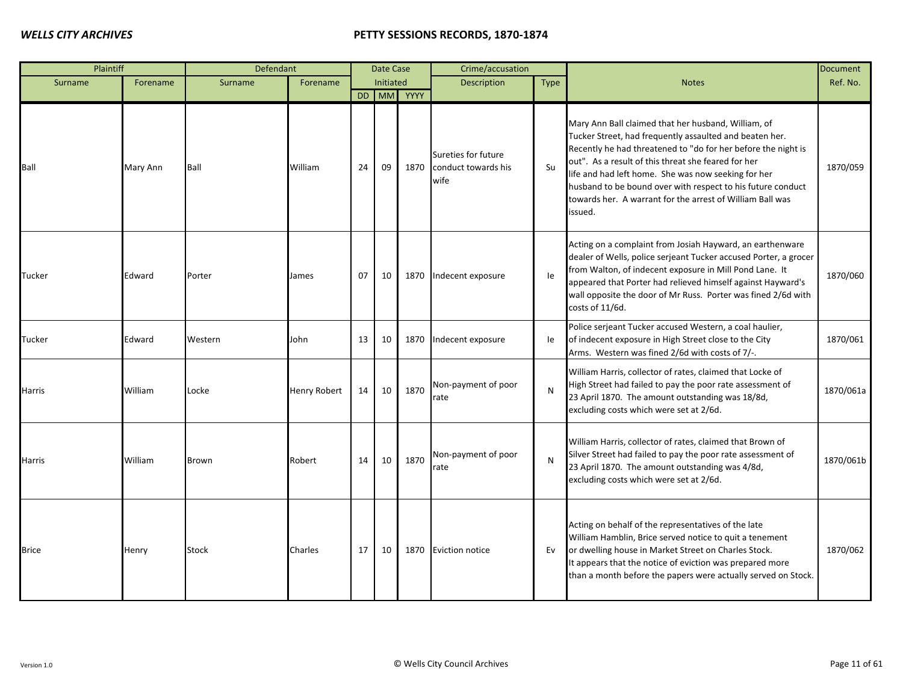| Plaintiff | | Defendant | | Date Case Initiated | | | Crime/accusation | | Notes | Document |
|---|---|---|---|---|---|---|---|---|---|---|
| Surname | Forename | Surname | Forename | DD | MM | YYYY | Description | Type | | Ref. No. |
| Ball | Mary Ann | Ball | William | 24 | 09 | 1870 | Sureties for future conduct towards his wife | Su | Mary Ann Ball claimed that her husband, William, of Tucker Street, had frequently assaulted and beaten her. Recently he had threatened to "do for her before the night is out". As a result of this threat she feared for her life and had left home. She was now seeking for her husband to be bound over with respect to his future conduct towards her. A warrant for the arrest of William Ball was issued. | 1870/059 |
| Tucker | Edward | Porter | James | 07 | 10 | 1870 | Indecent exposure | Ie | Acting on a complaint from Josiah Hayward, an earthenware dealer of Wells, police serjeant Tucker accused Porter, a grocer from Walton, of indecent exposure in Mill Pond Lane. It appeared that Porter had relieved himself against Hayward's wall opposite the door of Mr Russ. Porter was fined 2/6d with costs of 11/6d. | 1870/060 |
| Tucker | Edward | Western | John | 13 | 10 | 1870 | Indecent exposure | Ie | Police serjeant Tucker accused Western, a coal haulier, of indecent exposure in High Street close to the City Arms. Western was fined 2/6d with costs of 7/-. | 1870/061 |
| Harris | William | Locke | Henry Robert | 14 | 10 | 1870 | Non-payment of poor rate | N | William Harris, collector of rates, claimed that Locke of High Street had failed to pay the poor rate assessment of 23 April 1870. The amount outstanding was 18/8d, excluding costs which were set at 2/6d. | 1870/061a |
| Harris | William | Brown | Robert | 14 | 10 | 1870 | Non-payment of poor rate | N | William Harris, collector of rates, claimed that Brown of Silver Street had failed to pay the poor rate assessment of 23 April 1870. The amount outstanding was 4/8d, excluding costs which were set at 2/6d. | 1870/061b |
| Brice | Henry | Stock | Charles | 17 | 10 | 1870 | Eviction notice | Ev | Acting on behalf of the representatives of the late William Hamblin, Brice served notice to quit a tenement or dwelling house in Market Street on Charles Stock. It appears that the notice of eviction was prepared more than a month before the papers were actually served on Stock. | 1870/062 |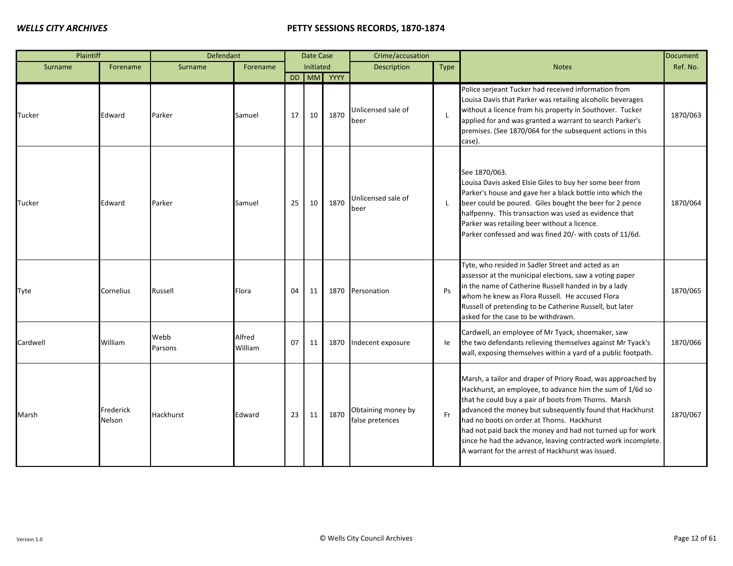| Plaintiff | | Defendant | | Date Case Initiated | | | Crime/accusation | | Notes | Document Ref. No. |
|---|---|---|---|---|---|---|---|---|---|---|
| Surname | Forename | Surname | Forename | DD | MM | YYYY | Description | Type | | |
| Tucker | Edward | Parker | Samuel | 17 | 10 | 1870 | Unlicensed sale of beer | L | Police serjeant Tucker had received information from Louisa Davis that Parker was retailing alcoholic beverages without a licence from his property in Southover. Tucker applied for and was granted a warrant to search Parker's premises. (See 1870/064 for the subsequent actions in this case). | 1870/063 |
| Tucker | Edward | Parker | Samuel | 25 | 10 | 1870 | Unlicensed sale of beer | L | See 1870/063. Louisa Davis asked Elsie Giles to buy her some beer from Parker's house and gave her a black bottle into which the beer could be poured. Giles bought the beer for 2 pence halfpenny. This transaction was used as evidence that Parker was retailing beer without a licence. Parker confessed and was fined 20/- with costs of 11/6d. | 1870/064 |
| Tyte | Cornelius | Russell | Flora | 04 | 11 | 1870 | Personation | Ps | Tyte, who resided in Sadler Street and acted as an assessor at the municipal elections, saw a voting paper in the name of Catherine Russell handed in by a lady whom he knew as Flora Russell. He accused Flora Russell of pretending to be Catherine Russell, but later asked for the case to be withdrawn. | 1870/065 |
| Cardwell | William | Webb<br>Parsons | Alfred<br>William | 07 | 11 | 1870 | Indecent exposure | Ie | Cardwell, an employee of Mr Tyack, shoemaker, saw the two defendants relieving themselves against Mr Tyack's wall, exposing themselves within a yard of a public footpath. | 1870/066 |
| Marsh | Frederick Nelson | Hackhurst | Edward | 23 | 11 | 1870 | Obtaining money by false pretences | Fr | Marsh, a tailor and draper of Priory Road, was approached by Hackhurst, an employee, to advance him the sum of 1/6d so that he could buy a pair of boots from Thorns. Marsh advanced the money but subsequently found that Hackhurst had no boots on order at Thorns. Hackhurst had not paid back the money and had not turned up for work since he had the advance, leaving contracted work incomplete. A warrant for the arrest of Hackhurst was issued. | 1870/067 |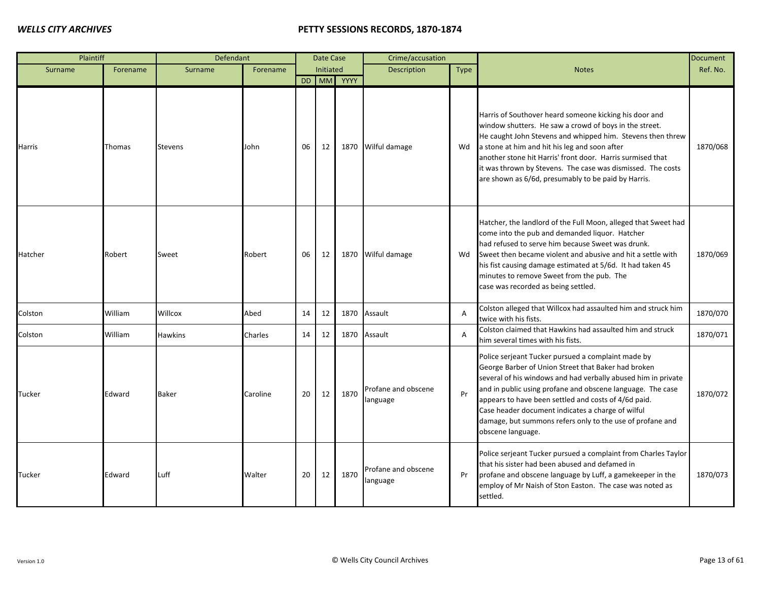| Plaintiff | | Defendant | | Date Case Initiated | | | Crime/accusation | | Notes | Document |
|---|---|---|---|---|---|---|---|---|---|---|
| Surname | Forename | Surname | Forename | DD | MM | YYYY | Description | Type | | Ref. No. |
| Harris | Thomas | Stevens | John | 06 | 12 | 1870 | Wilful damage | Wd | Harris of Southover heard someone kicking his door and window shutters. He saw a crowd of boys in the street. He caught John Stevens and whipped him. Stevens then threw a stone at him and hit his leg and soon after another stone hit Harris' front door. Harris surmised that it was thrown by Stevens. The case was dismissed. The costs are shown as 6/6d, presumably to be paid by Harris. | 1870/068 |
| Hatcher | Robert | Sweet | Robert | 06 | 12 | 1870 | Wilful damage | Wd | Hatcher, the landlord of the Full Moon, alleged that Sweet had come into the pub and demanded liquor. Hatcher had refused to serve him because Sweet was drunk. Sweet then became violent and abusive and hit a settle with his fist causing damage estimated at 5/6d. It had taken 45 minutes to remove Sweet from the pub. The case was recorded as being settled. | 1870/069 |
| Colston | William | Willcox | Abed | 14 | 12 | 1870 | Assault | A | Colston alleged that Willcox had assaulted him and struck him twice with his fists. | 1870/070 |
| Colston | William | Hawkins | Charles | 14 | 12 | 1870 | Assault | A | Colston claimed that Hawkins had assaulted him and struck him several times with his fists. | 1870/071 |
| Tucker | Edward | Baker | Caroline | 20 | 12 | 1870 | Profane and obscene language | Pr | Police serjeant Tucker pursued a complaint made by George Barber of Union Street that Baker had broken several of his windows and had verbally abused him in private and in public using profane and obscene language. The case appears to have been settled and costs of 4/6d paid. Case header document indicates a charge of wilful damage, but summons refers only to the use of profane and obscene language. | 1870/072 |
| Tucker | Edward | Luff | Walter | 20 | 12 | 1870 | Profane and obscene language | Pr | Police serjeant Tucker pursued a complaint from Charles Taylor that his sister had been abused and defamed in profane and obscene language by Luff, a gamekeeper in the employ of Mr Naish of Ston Easton. The case was noted as settled. | 1870/073 |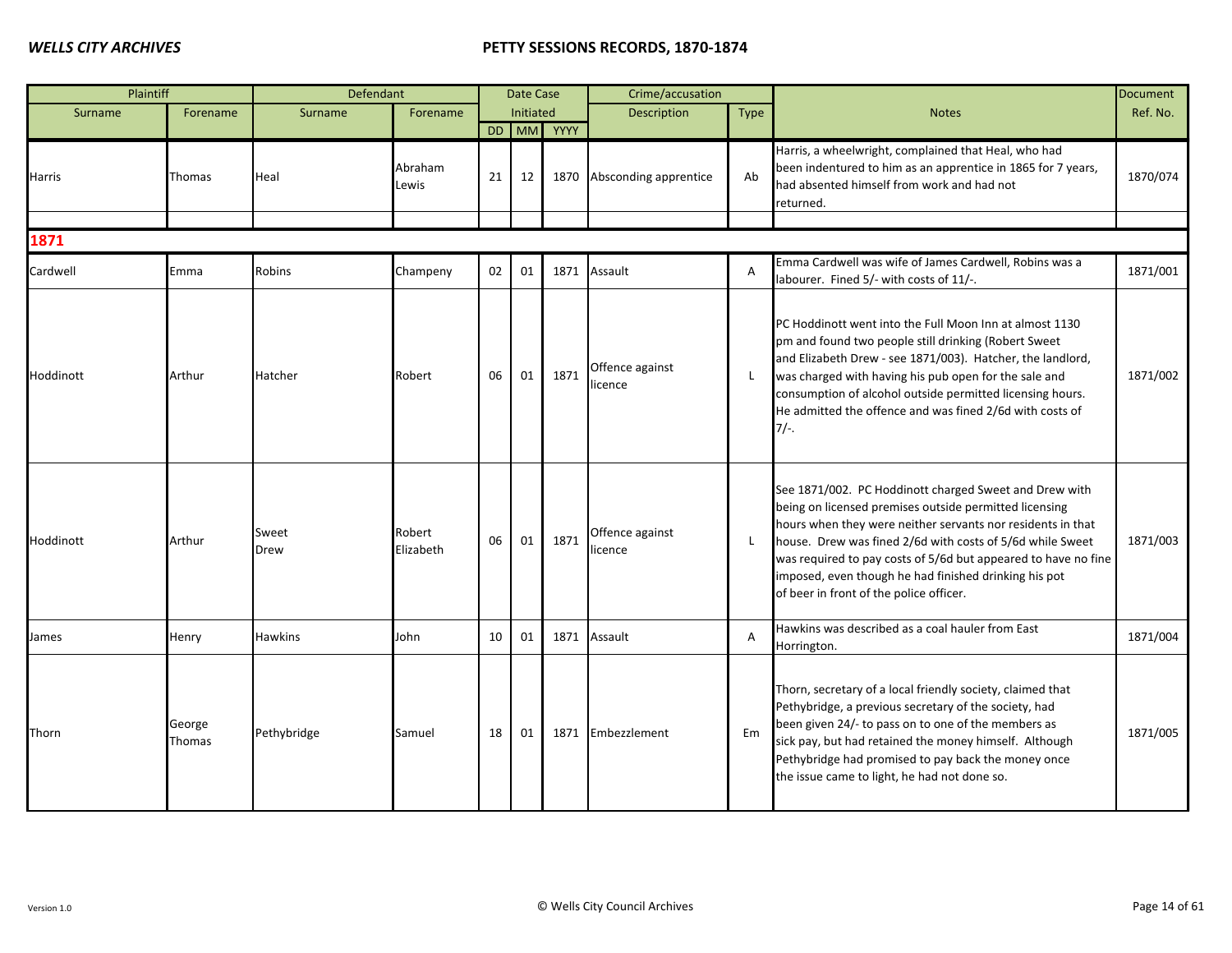| Plaintiff | | Defendant | | Date Case Initiated | | | Crime/accusation | | Notes | Document Ref. No. |
|---|---|---|---|---|---|---|---|---|---|---|
| Surname | Forename | Surname | Forename | DD | MM | YYYY | Description | Type | | |
| Harris | Thomas | Heal | Abraham Lewis | 21 | 12 | 1870 | Absconding apprentice | Ab | Harris, a wheelwright, complained that Heal, who had been indentured to him as an apprentice in 1865 for 7 years, had absented himself from work and had not returned. | 1870/074 |
| | | | | | | | | | | |
| **1871** | | | | | | | | | | |
| Cardwell | Emma | Robins | Champeny | 02 | 01 | 1871 | Assault | A | Emma Cardwell was wife of James Cardwell, Robins was a labourer. Fined 5/- with costs of 11/-. | 1871/001 |
| Hoddinott | Arthur | Hatcher | Robert | 06 | 01 | 1871 | Offence against licence | L | PC Hoddinott went into the Full Moon Inn at almost 1130 pm and found two people still drinking (Robert Sweet and Elizabeth Drew - see 1871/003). Hatcher, the landlord, was charged with having his pub open for the sale and consumption of alcohol outside permitted licensing hours. He admitted the offence and was fined 2/6d with costs of 7/-. | 1871/002 |
| Hoddinott | Arthur | Sweet<br>Drew | Robert<br>Elizabeth | 06 | 01 | 1871 | Offence against licence | L | See 1871/002. PC Hoddinott charged Sweet and Drew with being on licensed premises outside permitted licensing hours when they were neither servants nor residents in that house. Drew was fined 2/6d with costs of 5/6d while Sweet was required to pay costs of 5/6d but appeared to have no fine imposed, even though he had finished drinking his pot of beer in front of the police officer. | 1871/003 |
| James | Henry | Hawkins | John | 10 | 01 | 1871 | Assault | A | Hawkins was described as a coal hauler from East Horrington. | 1871/004 |
| Thorn | George Thomas | Pethybridge | Samuel | 18 | 01 | 1871 | Embezzlement | Em | Thorn, secretary of a local friendly society, claimed that Pethybridge, a previous secretary of the society, had been given 24/- to pass on to one of the members as sick pay, but had retained the money himself. Although Pethybridge had promised to pay back the money once the issue came to light, he had not done so. | 1871/005 |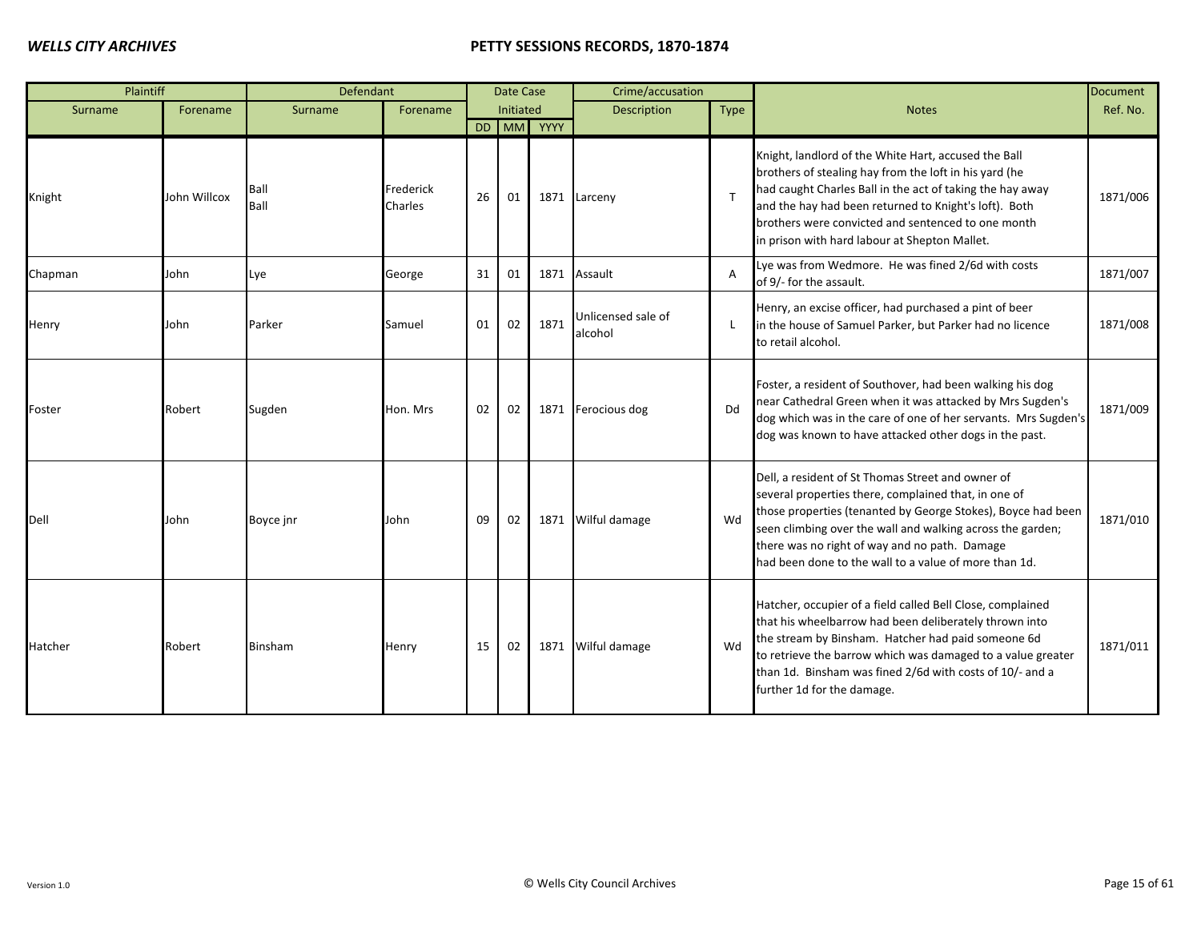| Plaintiff | | Defendant | | Date Case Initiated | | | Crime/accusation | | Notes | Document |
|---|---|---|---|---|---|---|---|---|---|---|
| Surname | Forename | Surname | Forename | DD | MM | YYYY | Description | Type | | Ref. No. |
| Knight | John Willcox | Ball<br>Ball | Frederick<br>Charles | 26 | 01 | 1871 | Larceny | T | Knight, landlord of the White Hart, accused the Ball brothers of stealing hay from the loft in his yard (he had caught Charles Ball in the act of taking the hay away and the hay had been returned to Knight's loft). Both brothers were convicted and sentenced to one month in prison with hard labour at Shepton Mallet. | 1871/006 |
| Chapman | John | Lye | George | 31 | 01 | 1871 | Assault | A | Lye was from Wedmore. He was fined 2/6d with costs of 9/- for the assault. | 1871/007 |
| Henry | John | Parker | Samuel | 01 | 02 | 1871 | Unlicensed sale of alcohol | L | Henry, an excise officer, had purchased a pint of beer in the house of Samuel Parker, but Parker had no licence to retail alcohol. | 1871/008 |
| Foster | Robert | Sugden | Hon. Mrs | 02 | 02 | 1871 | Ferocious dog | Dd | Foster, a resident of Southover, had been walking his dog near Cathedral Green when it was attacked by Mrs Sugden's dog which was in the care of one of her servants. Mrs Sugden's dog was known to have attacked other dogs in the past. | 1871/009 |
| Dell | John | Boyce jnr | John | 09 | 02 | 1871 | Wilful damage | Wd | Dell, a resident of St Thomas Street and owner of several properties there, complained that, in one of those properties (tenanted by George Stokes), Boyce had been seen climbing over the wall and walking across the garden; there was no right of way and no path. Damage had been done to the wall to a value of more than 1d. | 1871/010 |
| Hatcher | Robert | Binsham | Henry | 15 | 02 | 1871 | Wilful damage | Wd | Hatcher, occupier of a field called Bell Close, complained that his wheelbarrow had been deliberately thrown into the stream by Binsham. Hatcher had paid someone 6d to retrieve the barrow which was damaged to a value greater than 1d. Binsham was fined 2/6d with costs of 10/- and a further 1d for the damage. | 1871/011 |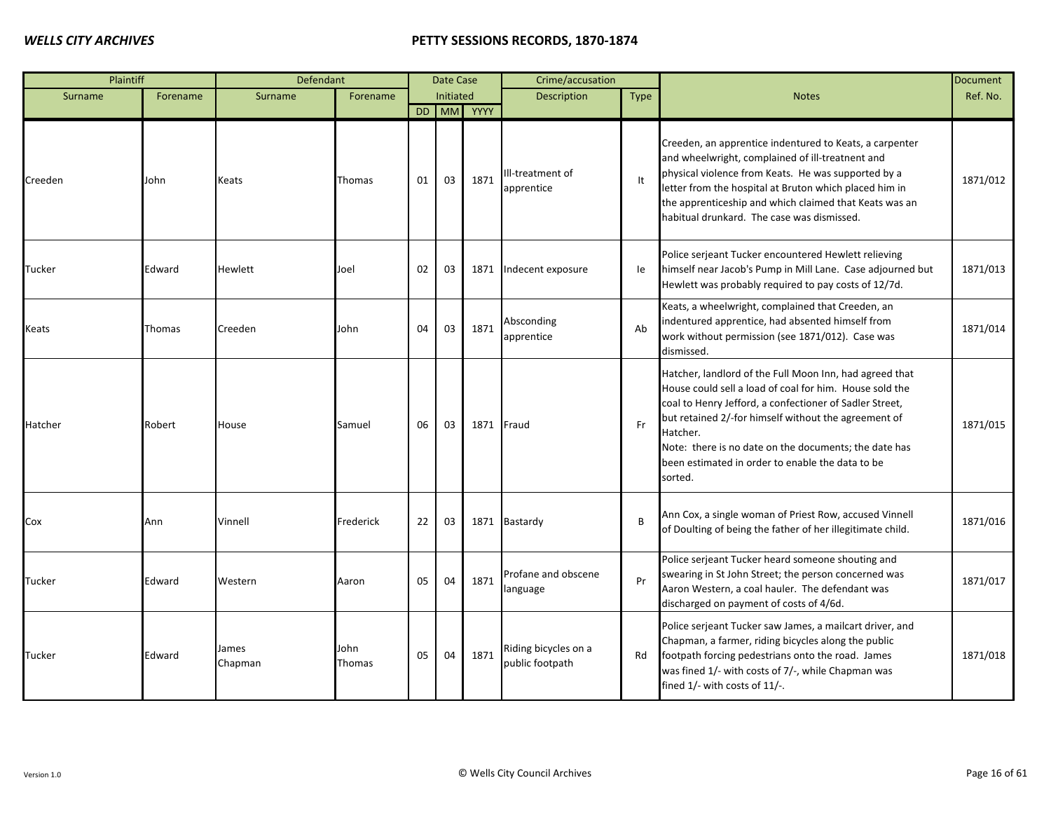| Plaintiff | | Defendant | | Date Case Initiated | | | Crime/accusation | | Notes | Document Ref. No. |
|---|---|---|---|---|---|---|---|---|---|---|
| Surname | Forename | Surname | Forename | DD | MM | YYYY | Description | Type | | |
| Creeden | John | Keats | Thomas | 01 | 03 | 1871 | Ill-treatment of apprentice | It | Creeden, an apprentice indentured to Keats, a carpenter and wheelwright, complained of ill-treatnent and physical violence from Keats. He was supported by a letter from the hospital at Bruton which placed him in the apprenticeship and which claimed that Keats was an habitual drunkard. The case was dismissed. | 1871/012 |
| Tucker | Edward | Hewlett | Joel | 02 | 03 | 1871 | Indecent exposure | Ie | Police serjeant Tucker encountered Hewlett relieving himself near Jacob's Pump in Mill Lane. Case adjourned but Hewlett was probably required to pay costs of 12/7d. | 1871/013 |
| Keats | Thomas | Creeden | John | 04 | 03 | 1871 | Absconding apprentice | Ab | Keats, a wheelwright, complained that Creeden, an indentured apprentice, had absented himself from work without permission (see 1871/012). Case was dismissed. | 1871/014 |
| Hatcher | Robert | House | Samuel | 06 | 03 | 1871 | Fraud | Fr | Hatcher, landlord of the Full Moon Inn, had agreed that House could sell a load of coal for him. House sold the coal to Henry Jefford, a confectioner of Sadler Street, but retained 2/-for himself without the agreement of Hatcher.<br>Note: there is no date on the documents; the date has been estimated in order to enable the data to be sorted. | 1871/015 |
| Cox | Ann | Vinnell | Frederick | 22 | 03 | 1871 | Bastardy | B | Ann Cox, a single woman of Priest Row, accused Vinnell of Doulting of being the father of her illegitimate child. | 1871/016 |
| Tucker | Edward | Western | Aaron | 05 | 04 | 1871 | Profane and obscene language | Pr | Police serjeant Tucker heard someone shouting and swearing in St John Street; the person concerned was Aaron Western, a coal hauler. The defendant was discharged on payment of costs of 4/6d. | 1871/017 |
| Tucker | Edward | James<br>Chapman | John<br>Thomas | 05 | 04 | 1871 | Riding bicycles on a public footpath | Rd | Police serjeant Tucker saw James, a mailcart driver, and Chapman, a farmer, riding bicycles along the public footpath forcing pedestrians onto the road. James was fined 1/- with costs of 7/-, while Chapman was fined 1/- with costs of 11/-. | 1871/018 |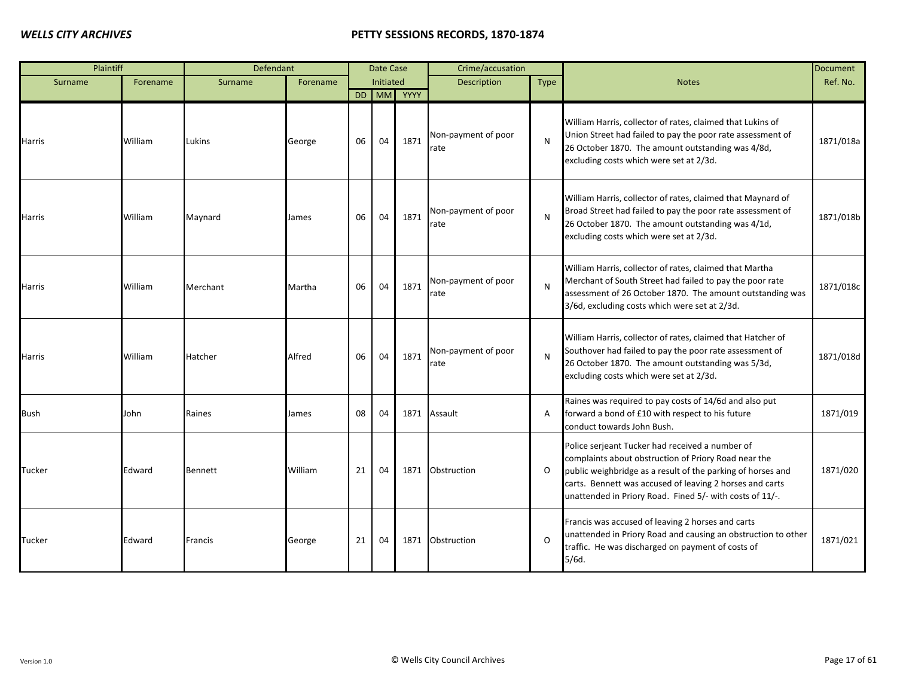| Plaintiff | | Defendant | | Date Case Initiated | | | Crime/accusation | | Notes | Document Ref. No. |
|---|---|---|---|---|---|---|---|---|---|---|
| Surname | Forename | Surname | Forename | DD | MM | YYYY | Description | Type | | |
| Harris | William | Lukins | George | 06 | 04 | 1871 | Non-payment of poor rate | N | William Harris, collector of rates, claimed that Lukins of Union Street had failed to pay the poor rate assessment of 26 October 1870. The amount outstanding was 4/8d, excluding costs which were set at 2/3d. | 1871/018a |
| Harris | William | Maynard | James | 06 | 04 | 1871 | Non-payment of poor rate | N | William Harris, collector of rates, claimed that Maynard of Broad Street had failed to pay the poor rate assessment of 26 October 1870. The amount outstanding was 4/1d, excluding costs which were set at 2/3d. | 1871/018b |
| Harris | William | Merchant | Martha | 06 | 04 | 1871 | Non-payment of poor rate | N | William Harris, collector of rates, claimed that Martha Merchant of South Street had failed to pay the poor rate assessment of 26 October 1870. The amount outstanding was 3/6d, excluding costs which were set at 2/3d. | 1871/018c |
| Harris | William | Hatcher | Alfred | 06 | 04 | 1871 | Non-payment of poor rate | N | William Harris, collector of rates, claimed that Hatcher of Southover had failed to pay the poor rate assessment of 26 October 1870. The amount outstanding was 5/3d, excluding costs which were set at 2/3d. | 1871/018d |
| Bush | John | Raines | James | 08 | 04 | 1871 | Assault | A | Raines was required to pay costs of 14/6d and also put forward a bond of £10 with respect to his future conduct towards John Bush. | 1871/019 |
| Tucker | Edward | Bennett | William | 21 | 04 | 1871 | Obstruction | O | Police serjeant Tucker had received a number of complaints about obstruction of Priory Road near the public weighbridge as a result of the parking of horses and carts. Bennett was accused of leaving 2 horses and carts unattended in Priory Road. Fined 5/- with costs of 11/-. | 1871/020 |
| Tucker | Edward | Francis | George | 21 | 04 | 1871 | Obstruction | O | Francis was accused of leaving 2 horses and carts unattended in Priory Road and causing an obstruction to other traffic. He was discharged on payment of costs of 5/6d. | 1871/021 |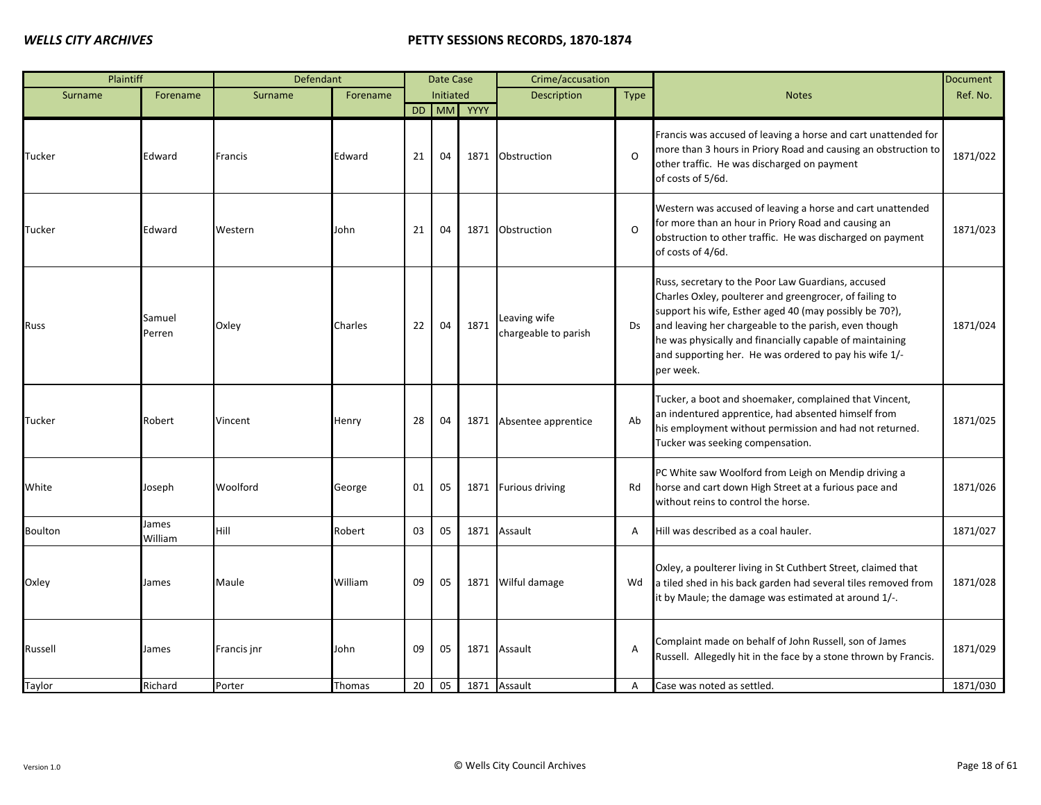| Plaintiff | | Defendant | | Date Case Initiated | | | Crime/accusation | | Notes | Document Ref. No. |
|---|---|---|---|---|---|---|---|---|---|---|
| Surname | Forename | Surname | Forename | DD | MM | YYYY | Description | Type | | |
| Tucker | Edward | Francis | Edward | 21 | 04 | 1871 | Obstruction | O | Francis was accused of leaving a horse and cart unattended for more than 3 hours in Priory Road and causing an obstruction to other traffic. He was discharged on payment of costs of 5/6d. | 1871/022 |
| Tucker | Edward | Western | John | 21 | 04 | 1871 | Obstruction | O | Western was accused of leaving a horse and cart unattended for more than an hour in Priory Road and causing an obstruction to other traffic. He was discharged on payment of costs of 4/6d. | 1871/023 |
| Russ | Samuel Perren | Oxley | Charles | 22 | 04 | 1871 | Leaving wife chargeable to parish | Ds | Russ, secretary to the Poor Law Guardians, accused Charles Oxley, poulterer and greengrocer, of failing to support his wife, Esther aged 40 (may possibly be 70?), and leaving her chargeable to the parish, even though he was physically and financially capable of maintaining and supporting her. He was ordered to pay his wife 1/- per week. | 1871/024 |
| Tucker | Robert | Vincent | Henry | 28 | 04 | 1871 | Absentee apprentice | Ab | Tucker, a boot and shoemaker, complained that Vincent, an indentured apprentice, had absented himself from his employment without permission and had not returned. Tucker was seeking compensation. | 1871/025 |
| White | Joseph | Woolford | George | 01 | 05 | 1871 | Furious driving | Rd | PC White saw Woolford from Leigh on Mendip driving a horse and cart down High Street at a furious pace and without reins to control the horse. | 1871/026 |
| Boulton | James William | Hill | Robert | 03 | 05 | 1871 | Assault | A | Hill was described as a coal hauler. | 1871/027 |
| Oxley | James | Maule | William | 09 | 05 | 1871 | Wilful damage | Wd | Oxley, a poulterer living in St Cuthbert Street, claimed that a tiled shed in his back garden had several tiles removed from it by Maule; the damage was estimated at around 1/-. | 1871/028 |
| Russell | James | Francis jnr | John | 09 | 05 | 1871 | Assault | A | Complaint made on behalf of John Russell, son of James Russell. Allegedly hit in the face by a stone thrown by Francis. | 1871/029 |
| Taylor | Richard | Porter | Thomas | 20 | 05 | 1871 | Assault | A | Case was noted as settled. | 1871/030 |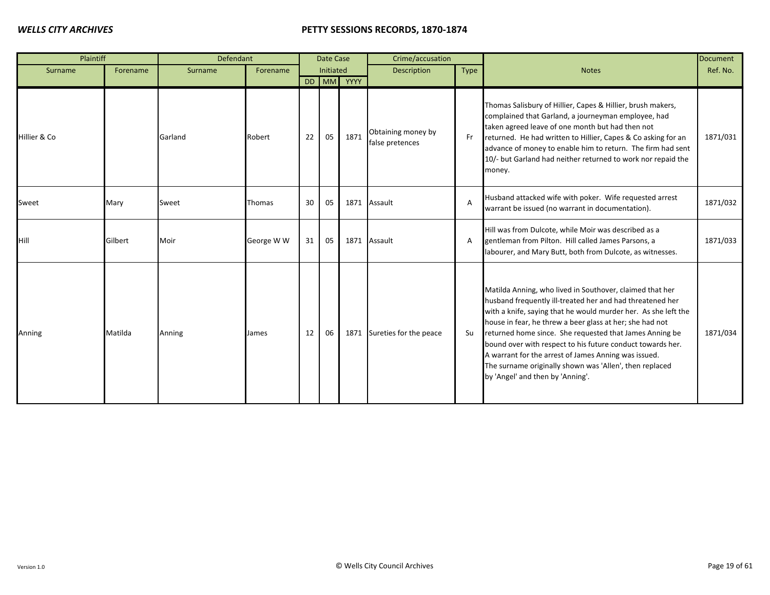| Plaintiff | | Defendant | | Date Case Initiated | | | Crime/accusation | | Notes | Document Ref. No. |
|---|---|---|---|---|---|---|---|---|---|---|
| Surname | Forename | Surname | Forename | DD | MM | YYYY | Description | Type | | |
| Hillier & Co | | Garland | Robert | 22 | 05 | 1871 | Obtaining money by false pretences | Fr | Thomas Salisbury of Hillier, Capes & Hillier, brush makers, complained that Garland, a journeyman employee, had taken agreed leave of one month but had then not returned. He had written to Hillier, Capes & Co asking for an advance of money to enable him to return. The firm had sent 10/- but Garland had neither returned to work nor repaid the money. | 1871/031 |
| Sweet | Mary | Sweet | Thomas | 30 | 05 | 1871 | Assault | A | Husband attacked wife with poker. Wife requested arrest warrant be issued (no warrant in documentation). | 1871/032 |
| Hill | Gilbert | Moir | George W W | 31 | 05 | 1871 | Assault | A | Hill was from Dulcote, while Moir was described as a gentleman from Pilton. Hill called James Parsons, a labourer, and Mary Butt, both from Dulcote, as witnesses. | 1871/033 |
| Anning | Matilda | Anning | James | 12 | 06 | 1871 | Sureties for the peace | Su | Matilda Anning, who lived in Southover, claimed that her husband frequently ill-treated her and had threatened her with a knife, saying that he would murder her. As she left the house in fear, he threw a beer glass at her; she had not returned home since. She requested that James Anning be bound over with respect to his future conduct towards her. A warrant for the arrest of James Anning was issued. The surname originally shown was 'Allen', then replaced by 'Angel' and then by 'Anning'. | 1871/034 |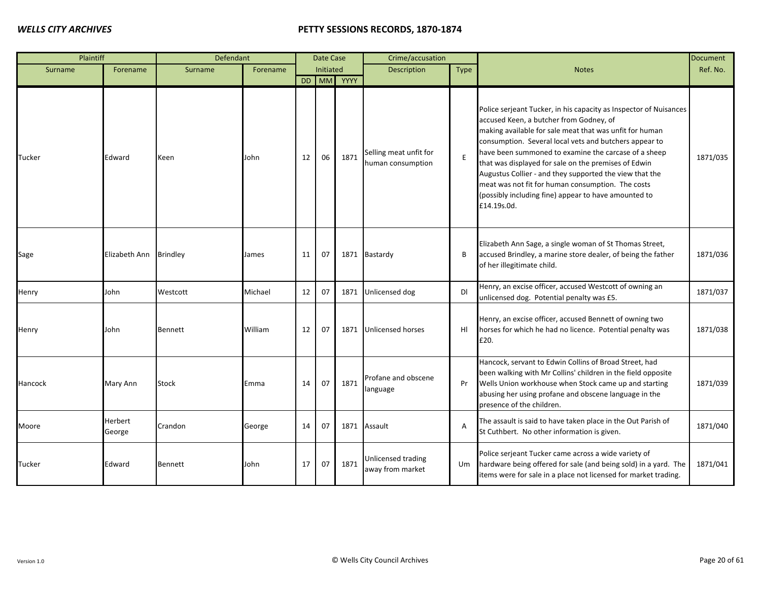| Plaintiff | | Defendant | | Date Case Initiated | | | Crime/accusation | | Notes | Document |
|---|---|---|---|---|---|---|---|---|---|---|
| Surname | Forename | Surname | Forename | DD | MM | YYYY | Description | Type | | Ref. No. |
| Tucker | Edward | Keen | John | 12 | 06 | 1871 | Selling meat unfit for human consumption | E | Police serjeant Tucker, in his capacity as Inspector of Nuisances accused Keen, a butcher from Godney, of making available for sale meat that was unfit for human consumption. Several local vets and butchers appear to have been summoned to examine the carcase of a sheep that was displayed for sale on the premises of Edwin Augustus Collier - and they supported the view that the meat was not fit for human consumption. The costs (possibly including fine) appear to have amounted to £14.19s.0d. | 1871/035 |
| Sage | Elizabeth Ann | Brindley | James | 11 | 07 | 1871 | Bastardy | B | Elizabeth Ann Sage, a single woman of St Thomas Street, accused Brindley, a marine store dealer, of being the father of her illegitimate child. | 1871/036 |
| Henry | John | Westcott | Michael | 12 | 07 | 1871 | Unlicensed dog | Dl | Henry, an excise officer, accused Westcott of owning an unlicensed dog. Potential penalty was £5. | 1871/037 |
| Henry | John | Bennett | William | 12 | 07 | 1871 | Unlicensed horses | Hl | Henry, an excise officer, accused Bennett of owning two horses for which he had no licence. Potential penalty was £20. | 1871/038 |
| Hancock | Mary Ann | Stock | Emma | 14 | 07 | 1871 | Profane and obscene language | Pr | Hancock, servant to Edwin Collins of Broad Street, had been walking with Mr Collins' children in the field opposite Wells Union workhouse when Stock came up and starting abusing her using profane and obscene language in the presence of the children. | 1871/039 |
| Moore | Herbert George | Crandon | George | 14 | 07 | 1871 | Assault | A | The assault is said to have taken place in the Out Parish of St Cuthbert. No other information is given. | 1871/040 |
| Tucker | Edward | Bennett | John | 17 | 07 | 1871 | Unlicensed trading away from market | Um | Police serjeant Tucker came across a wide variety of hardware being offered for sale (and being sold) in a yard. The items were for sale in a place not licensed for market trading. | 1871/041 |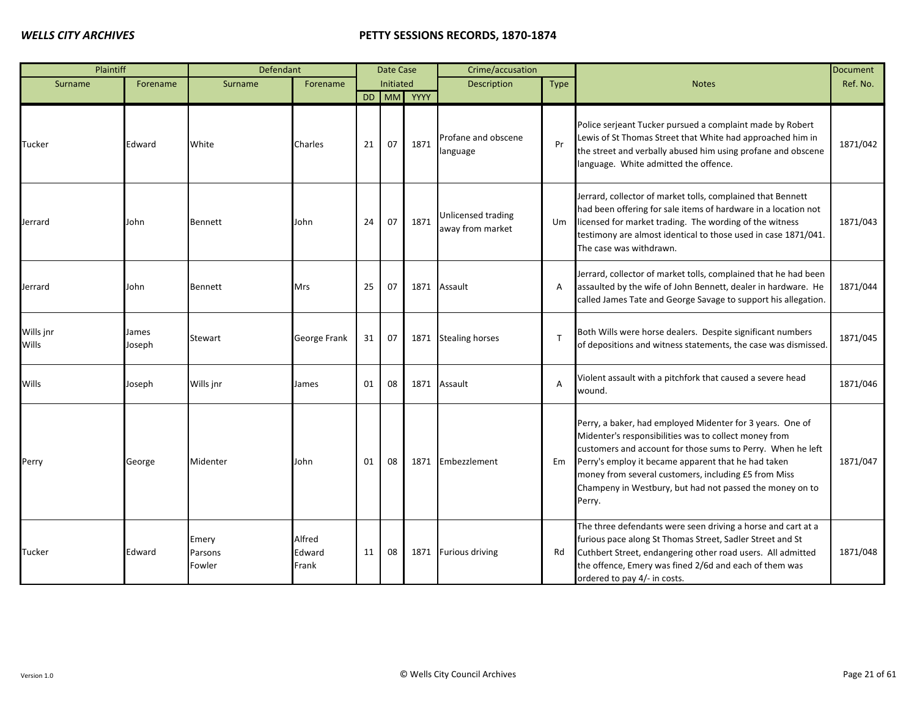| Plaintiff | | Defendant | | Date Case Initiated | | | Crime/accusation | | Notes | Document Ref. No. |
|---|---|---|---|---|---|---|---|---|---|---|
| Surname | Forename | Surname | Forename | DD | MM | YYYY | Description | Type | | |
| Tucker | Edward | White | Charles | 21 | 07 | 1871 | Profane and obscene language | Pr | Police serjeant Tucker pursued a complaint made by Robert Lewis of St Thomas Street that White had approached him in the street and verbally abused him using profane and obscene language. White admitted the offence. | 1871/042 |
| Jerrard | John | Bennett | John | 24 | 07 | 1871 | Unlicensed trading away from market | Um | Jerrard, collector of market tolls, complained that Bennett had been offering for sale items of hardware in a location not licensed for market trading. The wording of the witness testimony are almost identical to those used in case 1871/041. The case was withdrawn. | 1871/043 |
| Jerrard | John | Bennett | Mrs | 25 | 07 | 1871 | Assault | A | Jerrard, collector of market tolls, complained that he had been assaulted by the wife of John Bennett, dealer in hardware. He called James Tate and George Savage to support his allegation. | 1871/044 |
| Wills jnr<br>Wills | James<br>Joseph | Stewart | George Frank | 31 | 07 | 1871 | Stealing horses | T | Both Wills were horse dealers. Despite significant numbers of depositions and witness statements, the case was dismissed. | 1871/045 |
| Wills | Joseph | Wills jnr | James | 01 | 08 | 1871 | Assault | A | Violent assault with a pitchfork that caused a severe head wound. | 1871/046 |
| Perry | George | Midenter | John | 01 | 08 | 1871 | Embezzlement | Em | Perry, a baker, had employed Midenter for 3 years. One of Midenter's responsibilities was to collect money from customers and account for those sums to Perry. When he left Perry's employ it became apparent that he had taken money from several customers, including £5 from Miss Champeny in Westbury, but had not passed the money on to Perry. | 1871/047 |
| Tucker | Edward | Emery<br>Parsons<br>Fowler | Alfred<br>Edward<br>Frank | 11 | 08 | 1871 | Furious driving | Rd | The three defendants were seen driving a horse and cart at a furious pace along St Thomas Street, Sadler Street and St Cuthbert Street, endangering other road users. All admitted the offence, Emery was fined 2/6d and each of them was ordered to pay 4/- in costs. | 1871/048 |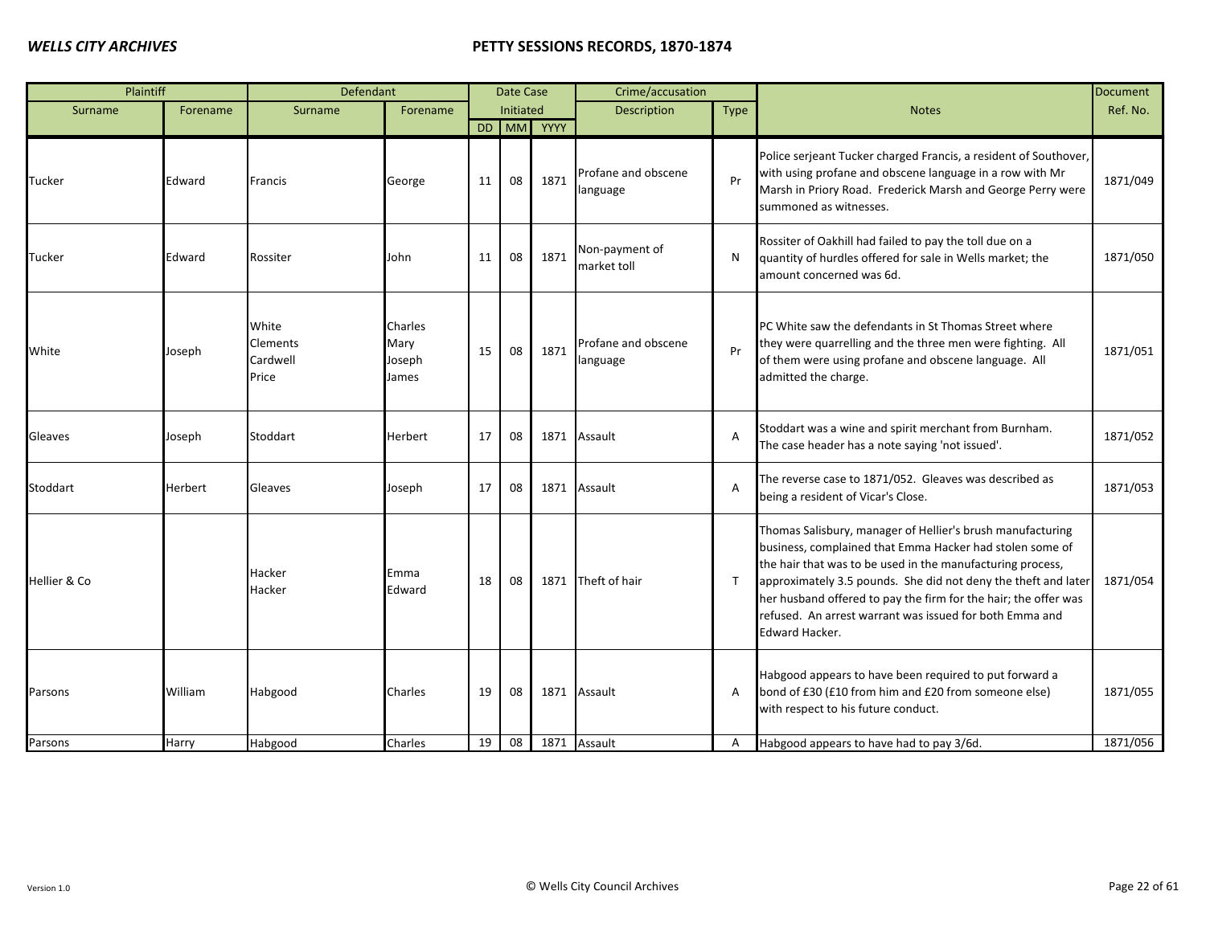| Plaintiff | | Defendant | | Date Case Initiated | | | Crime/accusation | | Notes | Document Ref. No. |
|---|---|---|---|---|---|---|---|---|---|---|
| Surname | Forename | Surname | Forename | DD | MM | YYYY | Description | Type | | |
| Tucker | Edward | Francis | George | 11 | 08 | 1871 | Profane and obscene language | Pr | Police serjeant Tucker charged Francis, a resident of Southover, with using profane and obscene language in a row with Mr Marsh in Priory Road. Frederick Marsh and George Perry were summoned as witnesses. | 1871/049 |
| Tucker | Edward | Rossiter | John | 11 | 08 | 1871 | Non-payment of market toll | N | Rossiter of Oakhill had failed to pay the toll due on a quantity of hurdles offered for sale in Wells market; the amount concerned was 6d. | 1871/050 |
| White | Joseph | White<br>Clements<br>Cardwell<br>Price | Charles<br>Mary<br>Joseph<br>James | 15 | 08 | 1871 | Profane and obscene language | Pr | PC White saw the defendants in St Thomas Street where they were quarrelling and the three men were fighting. All of them were using profane and obscene language. All admitted the charge. | 1871/051 |
| Gleaves | Joseph | Stoddart | Herbert | 17 | 08 | 1871 | Assault | A | Stoddart was a wine and spirit merchant from Burnham. The case header has a note saying 'not issued'. | 1871/052 |
| Stoddart | Herbert | Gleaves | Joseph | 17 | 08 | 1871 | Assault | A | The reverse case to 1871/052. Gleaves was described as being a resident of Vicar's Close. | 1871/053 |
| Hellier & Co | | Hacker<br>Hacker | Emma<br>Edward | 18 | 08 | 1871 | Theft of hair | T | Thomas Salisbury, manager of Hellier's brush manufacturing business, complained that Emma Hacker had stolen some of the hair that was to be used in the manufacturing process, approximately 3.5 pounds. She did not deny the theft and later her husband offered to pay the firm for the hair; the offer was refused. An arrest warrant was issued for both Emma and Edward Hacker. | 1871/054 |
| Parsons | William | Habgood | Charles | 19 | 08 | 1871 | Assault | A | Habgood appears to have been required to put forward a bond of £30 (£10 from him and £20 from someone else) with respect to his future conduct. | 1871/055 |
| Parsons | Harry | Habgood | Charles | 19 | 08 | 1871 | Assault | A | Habgood appears to have had to pay 3/6d. | 1871/056 |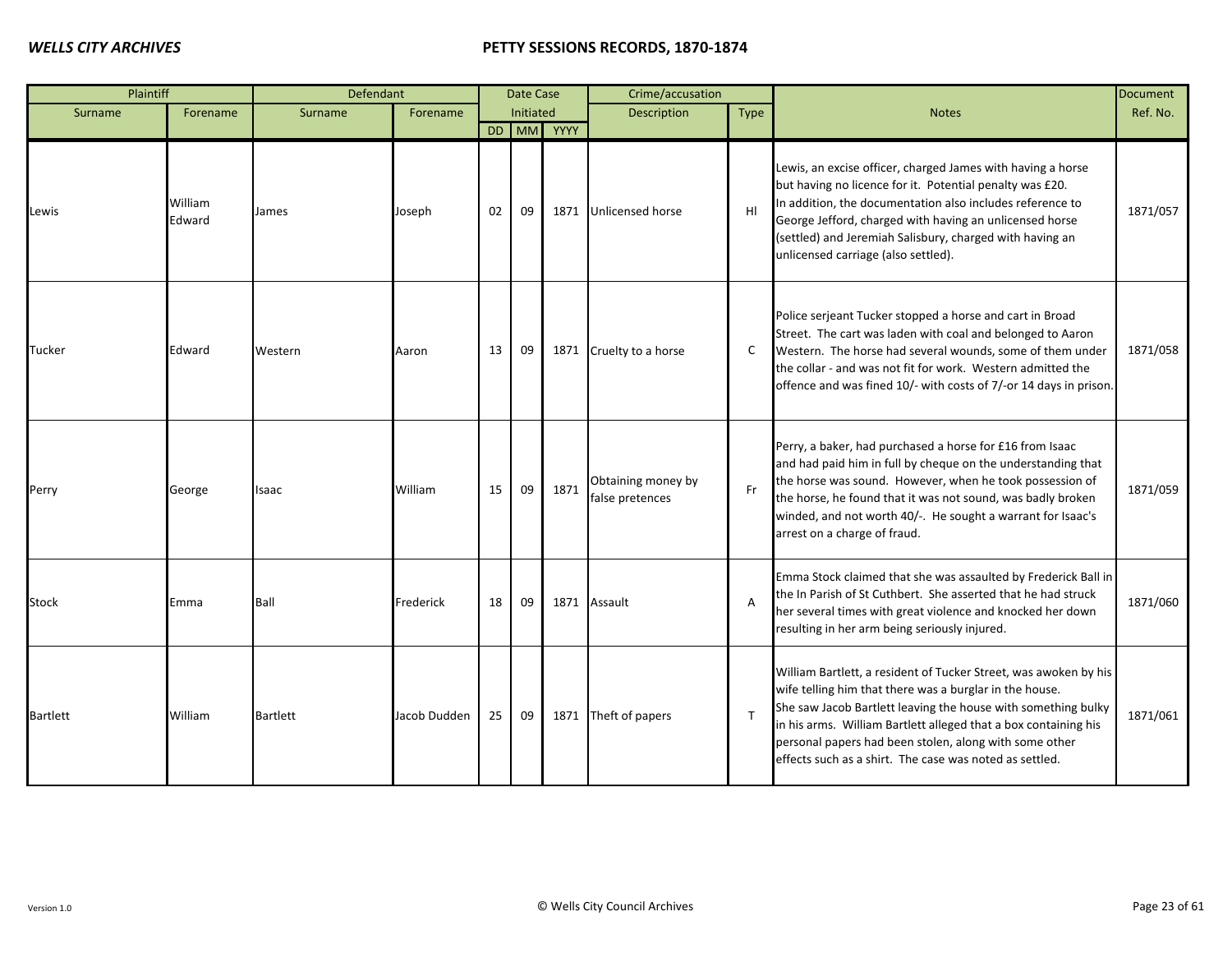| Plaintiff | | Defendant | | Date Case Initiated | | | Crime/accusation | | Notes | Document Ref. No. |
|---|---|---|---|---|---|---|---|---|---|---|
| Surname | Forename | Surname | Forename | DD | MM | YYYY | Description | Type | | |
| Lewis | William Edward | James | Joseph | 02 | 09 | 1871 | Unlicensed horse | HI | Lewis, an excise officer, charged James with having a horse but having no licence for it. Potential penalty was £20. In addition, the documentation also includes reference to George Jefford, charged with having an unlicensed horse (settled) and Jeremiah Salisbury, charged with having an unlicensed carriage (also settled). | 1871/057 |
| Tucker | Edward | Western | Aaron | 13 | 09 | 1871 | Cruelty to a horse | C | Police serjeant Tucker stopped a horse and cart in Broad Street. The cart was laden with coal and belonged to Aaron Western. The horse had several wounds, some of them under the collar - and was not fit for work. Western admitted the offence and was fined 10/- with costs of 7/-or 14 days in prison. | 1871/058 |
| Perry | George | Isaac | William | 15 | 09 | 1871 | Obtaining money by false pretences | Fr | Perry, a baker, had purchased a horse for £16 from Isaac and had paid him in full by cheque on the understanding that the horse was sound. However, when he took possession of the horse, he found that it was not sound, was badly broken winded, and not worth 40/-. He sought a warrant for Isaac's arrest on a charge of fraud. | 1871/059 |
| Stock | Emma | Ball | Frederick | 18 | 09 | 1871 | Assault | A | Emma Stock claimed that she was assaulted by Frederick Ball in the In Parish of St Cuthbert. She asserted that he had struck her several times with great violence and knocked her down resulting in her arm being seriously injured. | 1871/060 |
| Bartlett | William | Bartlett | Jacob Dudden | 25 | 09 | 1871 | Theft of papers | T | William Bartlett, a resident of Tucker Street, was awoken by his wife telling him that there was a burglar in the house. She saw Jacob Bartlett leaving the house with something bulky in his arms. William Bartlett alleged that a box containing his personal papers had been stolen, along with some other effects such as a shirt. The case was noted as settled. | 1871/061 |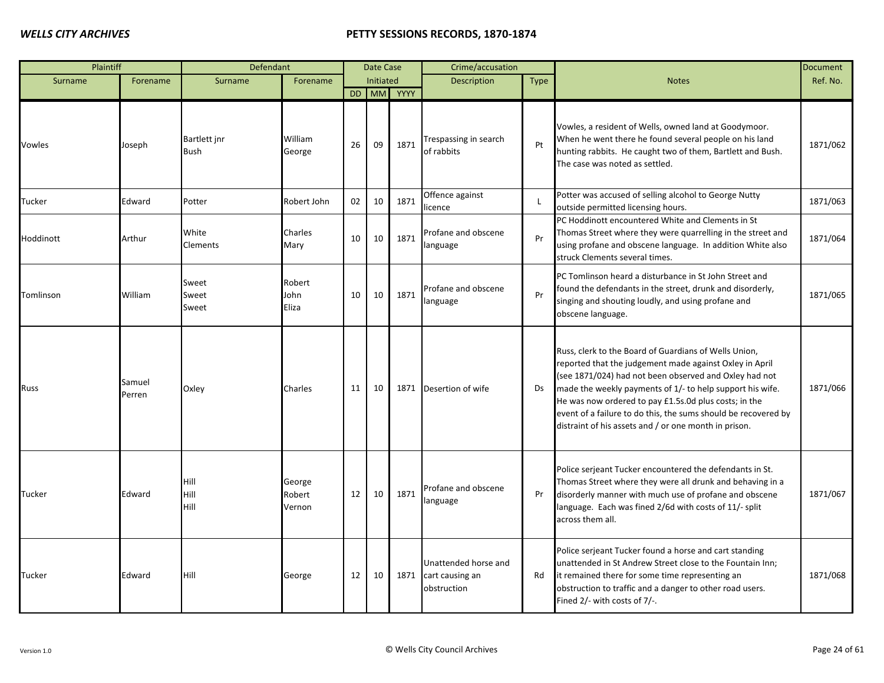| Plaintiff | | Defendant | | Date Case Initiated | | | Crime/accusation | | Notes | Document Ref. No. |
|---|---|---|---|---|---|---|---|---|---|---|
| Surname | Forename | Surname | Forename | DD | MM | YYYY | Description | Type | | |
| Vowles | Joseph | Bartlett jnr<br>Bush | William<br>George | 26 | 09 | 1871 | Trespassing in search of rabbits | Pt | Vowles, a resident of Wells, owned land at Goodymoor. When he went there he found several people on his land hunting rabbits. He caught two of them, Bartlett and Bush. The case was noted as settled. | 1871/062 |
| Tucker | Edward | Potter | Robert John | 02 | 10 | 1871 | Offence against licence | L | Potter was accused of selling alcohol to George Nutty outside permitted licensing hours. | 1871/063 |
| Hoddinott | Arthur | White<br>Clements | Charles<br>Mary | 10 | 10 | 1871 | Profane and obscene language | Pr | PC Hoddinott encountered White and Clements in St Thomas Street where they were quarrelling in the street and using profane and obscene language. In addition White also struck Clements several times. | 1871/064 |
| Tomlinson | William | Sweet<br>Sweet<br>Sweet | Robert<br>John<br>Eliza | 10 | 10 | 1871 | Profane and obscene language | Pr | PC Tomlinson heard a disturbance in St John Street and found the defendants in the street, drunk and disorderly, singing and shouting loudly, and using profane and obscene language. | 1871/065 |
| Russ | Samuel Perren | Oxley | Charles | 11 | 10 | 1871 | Desertion of wife | Ds | Russ, clerk to the Board of Guardians of Wells Union, reported that the judgement made against Oxley in April (see 1871/024) had not been observed and Oxley had not made the weekly payments of 1/- to help support his wife. He was now ordered to pay £1.5s.0d plus costs; in the event of a failure to do this, the sums should be recovered by distraint of his assets and / or one month in prison. | 1871/066 |
| Tucker | Edward | Hill<br>Hill<br>Hill | George<br>Robert<br>Vernon | 12 | 10 | 1871 | Profane and obscene language | Pr | Police serjeant Tucker encountered the defendants in St. Thomas Street where they were all drunk and behaving in a disorderly manner with much use of profane and obscene language. Each was fined 2/6d with costs of 11/- split across them all. | 1871/067 |
| Tucker | Edward | Hill | George | 12 | 10 | 1871 | Unattended horse and cart causing an obstruction | Rd | Police serjeant Tucker found a horse and cart standing unattended in St Andrew Street close to the Fountain Inn; it remained there for some time representing an obstruction to traffic and a danger to other road users. Fined 2/- with costs of 7/-. | 1871/068 |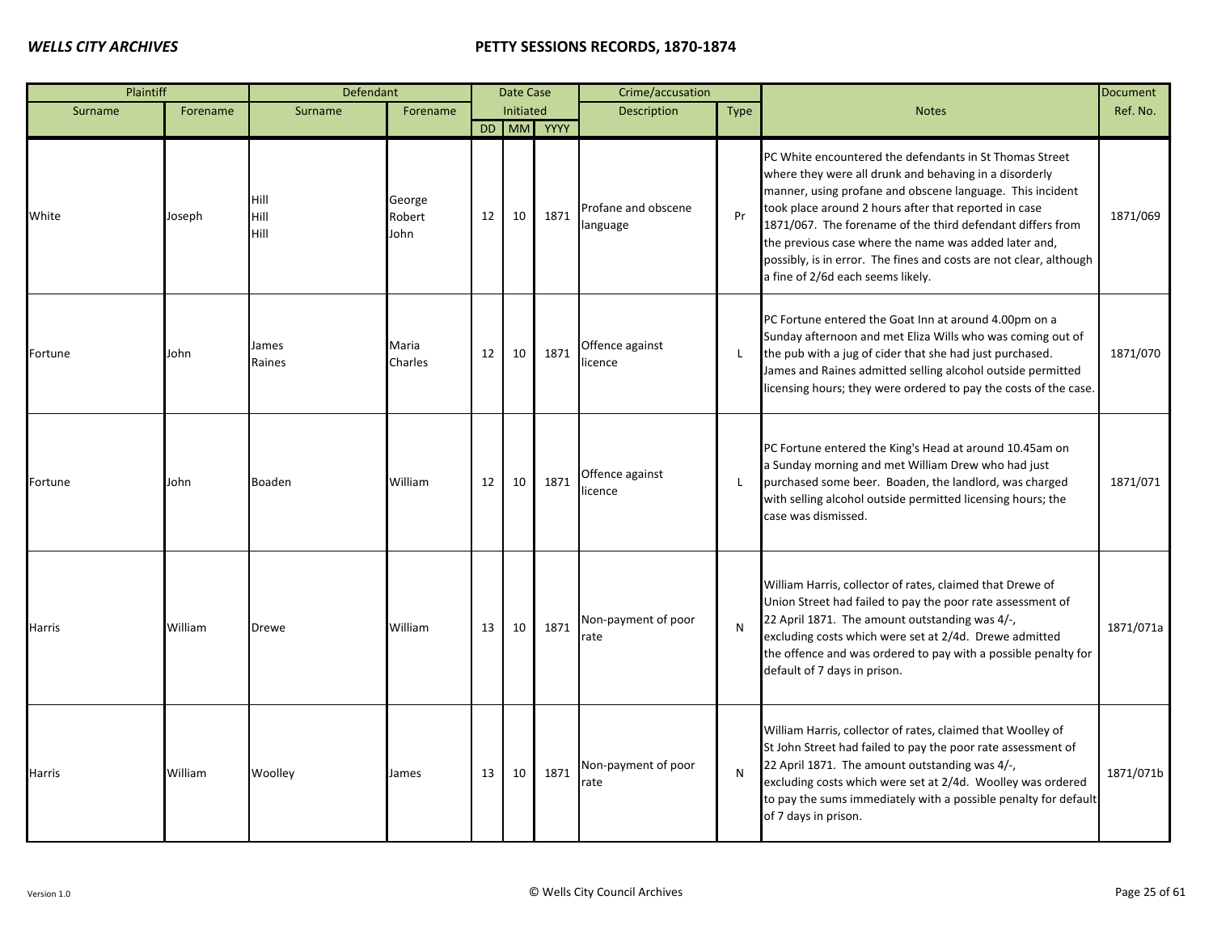| Plaintiff | | Defendant | | Date Case Initiated | | | Crime/accusation | | Notes | Document |
|---|---|---|---|---|---|---|---|---|---|---|
| Surname | Forename | Surname | Forename | DD | MM | YYYY | Description | Type | | Ref. No. |
| White | Joseph | Hill<br>Hill<br>Hill | George<br>Robert<br>John | 12 | 10 | 1871 | Profane and obscene language | Pr | PC White encountered the defendants in St Thomas Street where they were all drunk and behaving in a disorderly manner, using profane and obscene language. This incident took place around 2 hours after that reported in case 1871/067. The forename of the third defendant differs from the previous case where the name was added later and, possibly, is in error. The fines and costs are not clear, although a fine of 2/6d each seems likely. | 1871/069 |
| Fortune | John | James<br>Raines | Maria<br>Charles | 12 | 10 | 1871 | Offence against licence | L | PC Fortune entered the Goat Inn at around 4.00pm on a Sunday afternoon and met Eliza Wills who was coming out of the pub with a jug of cider that she had just purchased. James and Raines admitted selling alcohol outside permitted licensing hours; they were ordered to pay the costs of the case. | 1871/070 |
| Fortune | John | Boaden | William | 12 | 10 | 1871 | Offence against licence | L | PC Fortune entered the King's Head at around 10.45am on a Sunday morning and met William Drew who had just purchased some beer. Boaden, the landlord, was charged with selling alcohol outside permitted licensing hours; the case was dismissed. | 1871/071 |
| Harris | William | Drewe | William | 13 | 10 | 1871 | Non-payment of poor rate | N | William Harris, collector of rates, claimed that Drewe of Union Street had failed to pay the poor rate assessment of 22 April 1871. The amount outstanding was 4/-, excluding costs which were set at 2/4d. Drewe admitted the offence and was ordered to pay with a possible penalty for default of 7 days in prison. | 1871/071a |
| Harris | William | Woolley | James | 13 | 10 | 1871 | Non-payment of poor rate | N | William Harris, collector of rates, claimed that Woolley of St John Street had failed to pay the poor rate assessment of 22 April 1871. The amount outstanding was 4/-, excluding costs which were set at 2/4d. Woolley was ordered to pay the sums immediately with a possible penalty for default of 7 days in prison. | 1871/071b |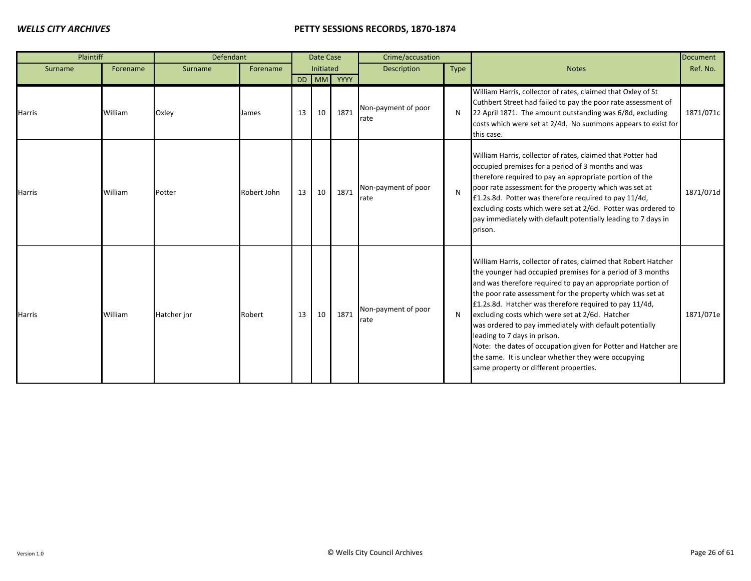| Plaintiff | | Defendant | | Date Case Initiated | | | Crime/accusation | | Notes | Document |
|---|---|---|---|---|---|---|---|---|---|---|
| Surname | Forename | Surname | Forename | DD | MM | YYYY | Description | Type | | Ref. No. |
| Harris | William | Oxley | James | 13 | 10 | 1871 | Non-payment of poor rate | N | William Harris, collector of rates, claimed that Oxley of St Cuthbert Street had failed to pay the poor rate assessment of 22 April 1871. The amount outstanding was 6/8d, excluding costs which were set at 2/4d. No summons appears to exist for this case. | 1871/071c |
| Harris | William | Potter | Robert John | 13 | 10 | 1871 | Non-payment of poor rate | N | William Harris, collector of rates, claimed that Potter had occupied premises for a period of 3 months and was therefore required to pay an appropriate portion of the poor rate assessment for the property which was set at £1.2s.8d. Potter was therefore required to pay 11/4d, excluding costs which were set at 2/6d. Potter was ordered to pay immediately with default potentially leading to 7 days in prison. | 1871/071d |
| Harris | William | Hatcher jnr | Robert | 13 | 10 | 1871 | Non-payment of poor rate | N | William Harris, collector of rates, claimed that Robert Hatcher the younger had occupied premises for a period of 3 months and was therefore required to pay an appropriate portion of the poor rate assessment for the property which was set at £1.2s.8d. Hatcher was therefore required to pay 11/4d, excluding costs which were set at 2/6d. Hatcher was ordered to pay immediately with default potentially leading to 7 days in prison. Note: the dates of occupation given for Potter and Hatcher are the same. It is unclear whether they were occupying same property or different properties. | 1871/071e |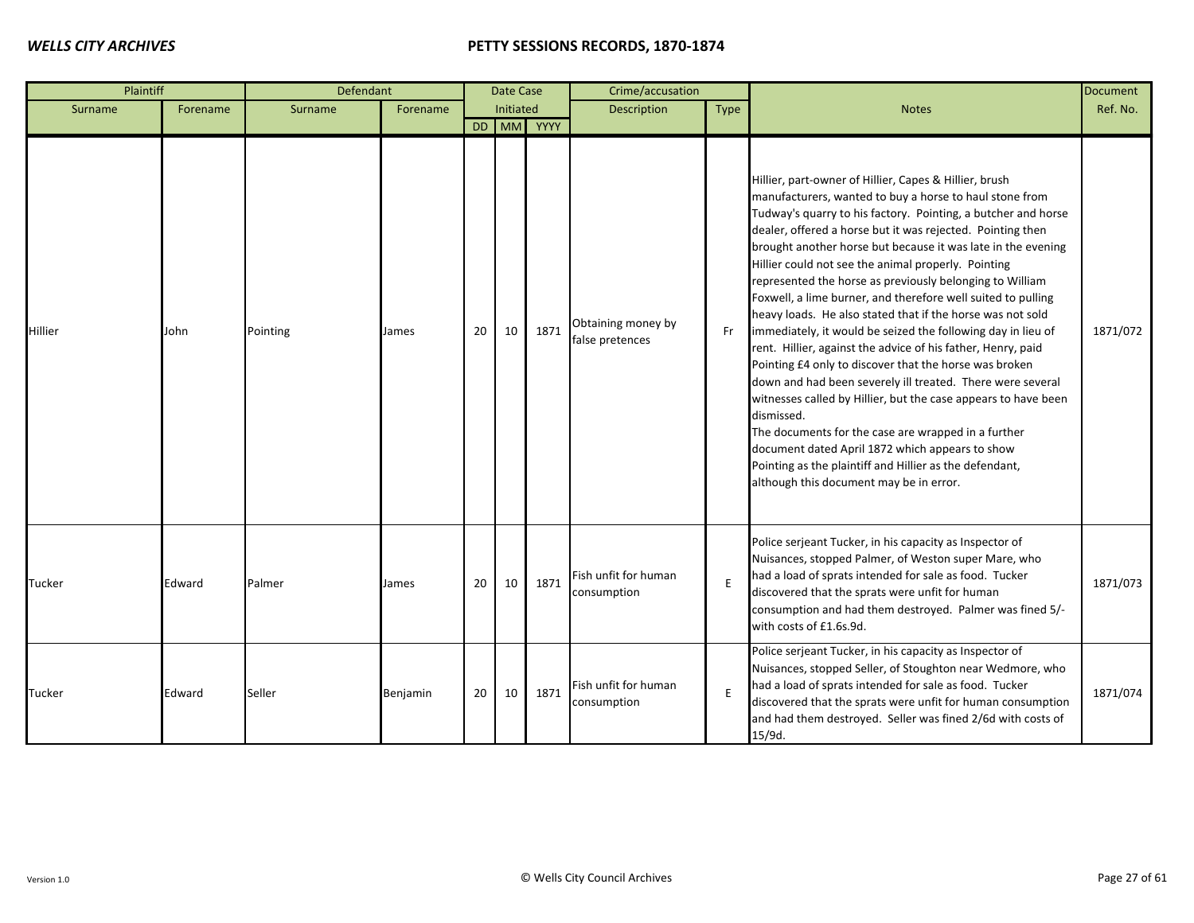| Plaintiff | | Defendant | | Date Case Initiated | | | Crime/accusation | | Notes | Document Ref. No. |
|---|---|---|---|---|---|---|---|---|---|---|
| Surname | Forename | Surname | Forename | DD | MM | YYYY | Description | Type | | |
| Hillier | John | Pointing | James | 20 | 10 | 1871 | Obtaining money by false pretences | Fr | Hillier, part-owner of Hillier, Capes & Hillier, brush manufacturers, wanted to buy a horse to haul stone from Tudway's quarry to his factory. Pointing, a butcher and horse dealer, offered a horse but it was rejected. Pointing then brought another horse but because it was late in the evening Hillier could not see the animal properly. Pointing represented the horse as previously belonging to William Foxwell, a lime burner, and therefore well suited to pulling heavy loads. He also stated that if the horse was not sold immediately, it would be seized the following day in lieu of rent. Hillier, against the advice of his father, Henry, paid Pointing £4 only to discover that the horse was broken down and had been severely ill treated. There were several witnesses called by Hillier, but the case appears to have been dismissed. The documents for the case are wrapped in a further document dated April 1872 which appears to show Pointing as the plaintiff and Hillier as the defendant, although this document may be in error. | 1871/072 |
| Tucker | Edward | Palmer | James | 20 | 10 | 1871 | Fish unfit for human consumption | E | Police serjeant Tucker, in his capacity as Inspector of Nuisances, stopped Palmer, of Weston super Mare, who had a load of sprats intended for sale as food. Tucker discovered that the sprats were unfit for human consumption and had them destroyed. Palmer was fined 5/- with costs of £1.6s.9d. | 1871/073 |
| Tucker | Edward | Seller | Benjamin | 20 | 10 | 1871 | Fish unfit for human consumption | E | Police serjeant Tucker, in his capacity as Inspector of Nuisances, stopped Seller, of Stoughton near Wedmore, who had a load of sprats intended for sale as food. Tucker discovered that the sprats were unfit for human consumption and had them destroyed. Seller was fined 2/6d with costs of 15/9d. | 1871/074 |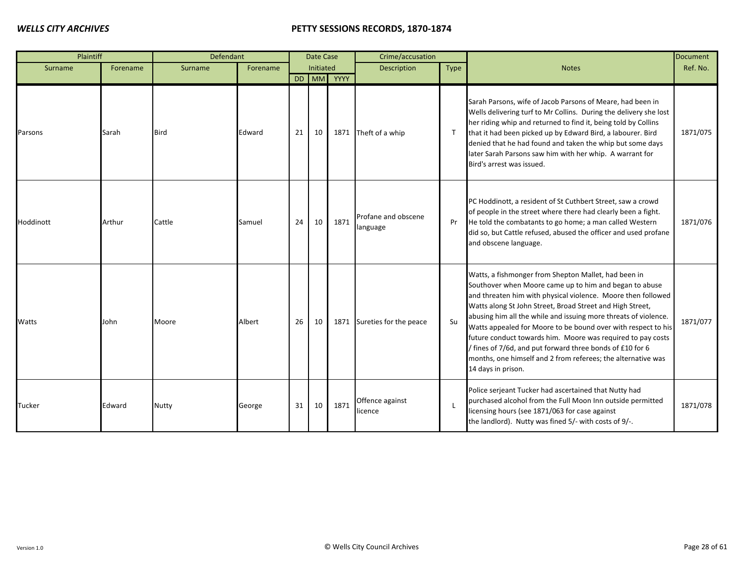| Plaintiff | | Defendant | | Date Case Initiated | | | Crime/accusation | | Notes | Document Ref. No. |
|---|---|---|---|---|---|---|---|---|---|---|
| Surname | Forename | Surname | Forename | DD | MM | YYYY | Description | Type | | |
| Parsons | Sarah | Bird | Edward | 21 | 10 | 1871 | Theft of a whip | T | Sarah Parsons, wife of Jacob Parsons of Meare, had been in Wells delivering turf to Mr Collins. During the delivery she lost her riding whip and returned to find it, being told by Collins that it had been picked up by Edward Bird, a labourer. Bird denied that he had found and taken the whip but some days later Sarah Parsons saw him with her whip. A warrant for Bird's arrest was issued. | 1871/075 |
| Hoddinott | Arthur | Cattle | Samuel | 24 | 10 | 1871 | Profane and obscene language | Pr | PC Hoddinott, a resident of St Cuthbert Street, saw a crowd of people in the street where there had clearly been a fight. He told the combatants to go home; a man called Western did so, but Cattle refused, abused the officer and used profane and obscene language. | 1871/076 |
| Watts | John | Moore | Albert | 26 | 10 | 1871 | Sureties for the peace | Su | Watts, a fishmonger from Shepton Mallet, had been in Southover when Moore came up to him and began to abuse and threaten him with physical violence. Moore then followed Watts along St John Street, Broad Street and High Street, abusing him all the while and issuing more threats of violence. Watts appealed for Moore to be bound over with respect to his future conduct towards him. Moore was required to pay costs / fines of 7/6d, and put forward three bonds of £10 for 6 months, one himself and 2 from referees; the alternative was 14 days in prison. | 1871/077 |
| Tucker | Edward | Nutty | George | 31 | 10 | 1871 | Offence against licence | L | Police serjeant Tucker had ascertained that Nutty had purchased alcohol from the Full Moon Inn outside permitted licensing hours (see 1871/063 for case against the landlord). Nutty was fined 5/- with costs of 9/-. | 1871/078 |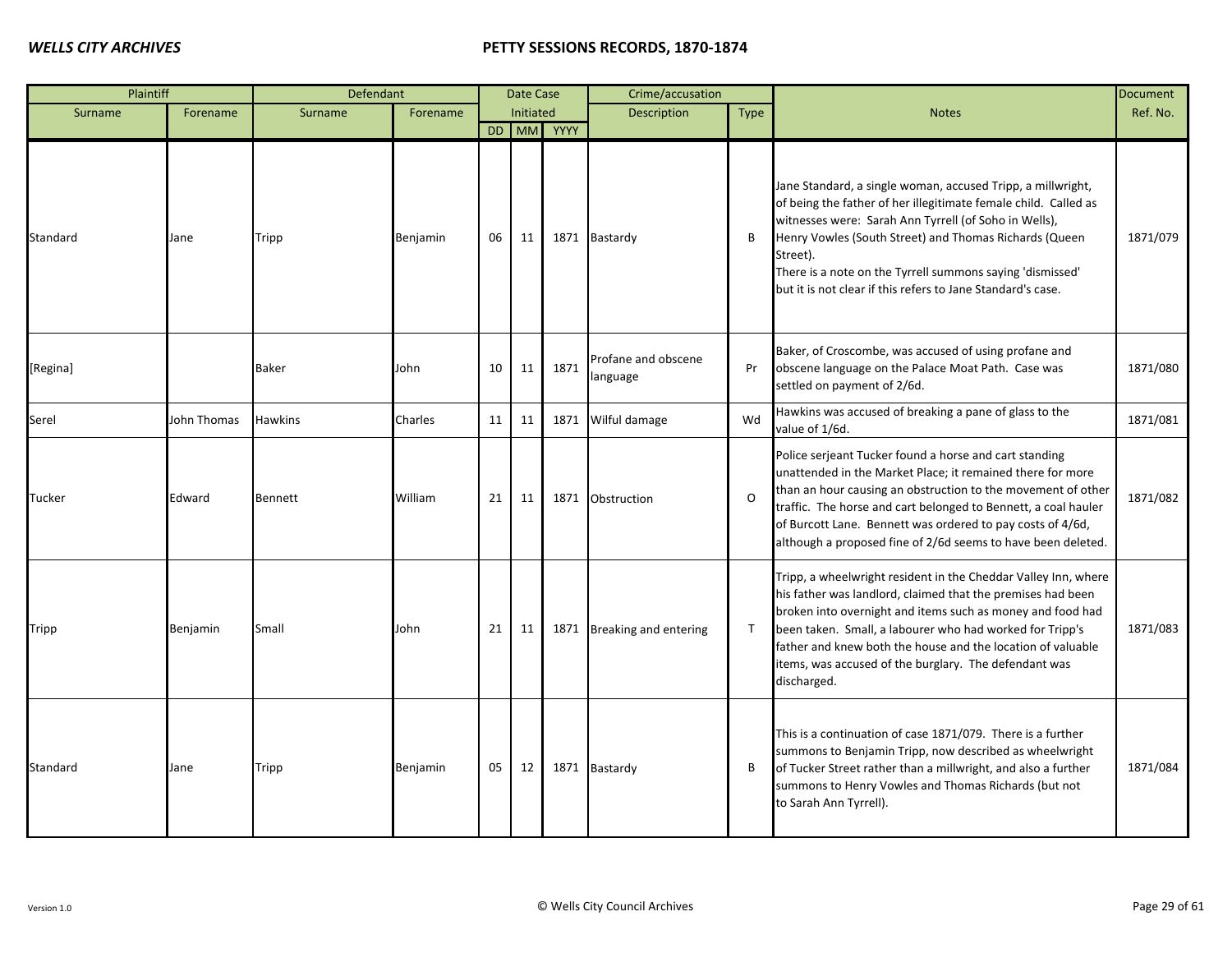| Plaintiff | | Defendant | | Date Case Initiated | | | Crime/accusation | | Notes | Document |
|---|---|---|---|---|---|---|---|---|---|---|
| Surname | Forename | Surname | Forename | DD | MM | YYYY | Description | Type | | Ref. No. |
| Standard | Jane | Tripp | Benjamin | 06 | 11 | 1871 | Bastardy | B | Jane Standard, a single woman, accused Tripp, a millwright, of being the father of her illegitimate female child. Called as witnesses were: Sarah Ann Tyrrell (of Soho in Wells), Henry Vowles (South Street) and Thomas Richards (Queen Street).<br>There is a note on the Tyrrell summons saying 'dismissed' but it is not clear if this refers to Jane Standard's case. | 1871/079 |
| [Regina] | | Baker | John | 10 | 11 | 1871 | Profane and obscene language | Pr | Baker, of Croscombe, was accused of using profane and obscene language on the Palace Moat Path. Case was settled on payment of 2/6d. | 1871/080 |
| Serel | John Thomas | Hawkins | Charles | 11 | 11 | 1871 | Wilful damage | Wd | Hawkins was accused of breaking a pane of glass to the value of 1/6d. | 1871/081 |
| Tucker | Edward | Bennett | William | 21 | 11 | 1871 | Obstruction | O | Police serjeant Tucker found a horse and cart standing unattended in the Market Place; it remained there for more than an hour causing an obstruction to the movement of other traffic. The horse and cart belonged to Bennett, a coal hauler of Burcott Lane. Bennett was ordered to pay costs of 4/6d, although a proposed fine of 2/6d seems to have been deleted. | 1871/082 |
| Tripp | Benjamin | Small | John | 21 | 11 | 1871 | Breaking and entering | T | Tripp, a wheelwright resident in the Cheddar Valley Inn, where his father was landlord, claimed that the premises had been broken into overnight and items such as money and food had been taken. Small, a labourer who had worked for Tripp's father and knew both the house and the location of valuable items, was accused of the burglary. The defendant was discharged. | 1871/083 |
| Standard | Jane | Tripp | Benjamin | 05 | 12 | 1871 | Bastardy | B | This is a continuation of case 1871/079. There is a further summons to Benjamin Tripp, now described as wheelwright of Tucker Street rather than a millwright, and also a further summons to Henry Vowles and Thomas Richards (but not to Sarah Ann Tyrrell). | 1871/084 |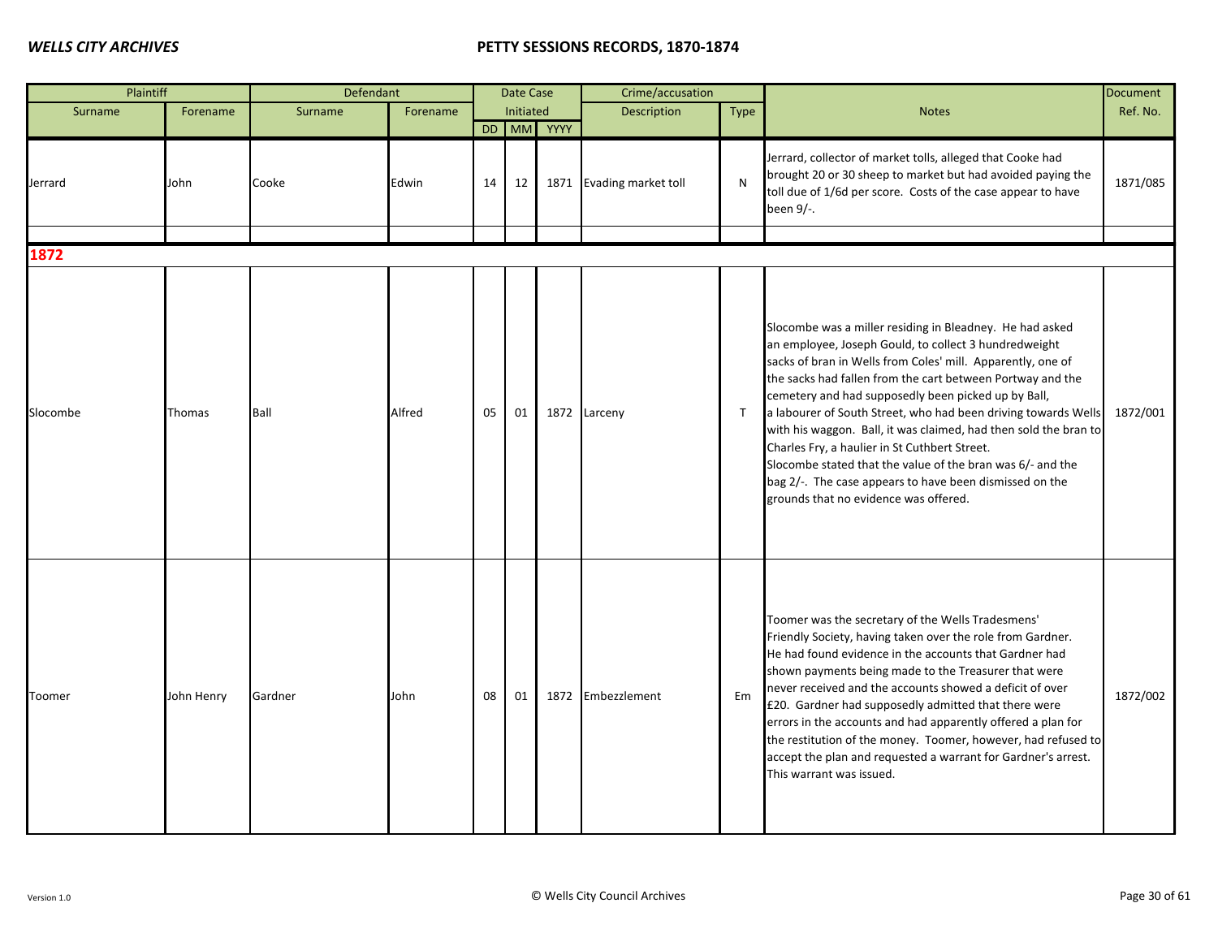| Plaintiff | | Defendant | | Date Case Initiated | | | Crime/accusation | | Notes | Document Ref. No. |
|---|---|---|---|---|---|---|---|---|---|---|
| Surname | Forename | Surname | Forename | DD | MM | YYYY | Description | Type | | |
| Jerrard | John | Cooke | Edwin | 14 | 12 | 1871 | Evading market toll | N | Jerrard, collector of market tolls, alleged that Cooke had brought 20 or 30 sheep to market but had avoided paying the toll due of 1/6d per score. Costs of the case appear to have been 9/-. | 1871/085 |
| | | | | | | | | | | |
| **1872** | | | | | | | | | | |
| Slocombe | Thomas | Ball | Alfred | 05 | 01 | 1872 | Larceny | T | Slocombe was a miller residing in Bleadney. He had asked an employee, Joseph Gould, to collect 3 hundredweight sacks of bran in Wells from Coles' mill. Apparently, one of the sacks had fallen from the cart between Portway and the cemetery and had supposedly been picked up by Ball, a labourer of South Street, who had been driving towards Wells with his waggon. Ball, it was claimed, had then sold the bran to Charles Fry, a haulier in St Cuthbert Street. Slocombe stated that the value of the bran was 6/- and the bag 2/-. The case appears to have been dismissed on the grounds that no evidence was offered. | 1872/001 |
| Toomer | John Henry | Gardner | John | 08 | 01 | 1872 | Embezzlement | Em | Toomer was the secretary of the Wells Tradesmens' Friendly Society, having taken over the role from Gardner. He had found evidence in the accounts that Gardner had shown payments being made to the Treasurer that were never received and the accounts showed a deficit of over £20. Gardner had supposedly admitted that there were errors in the accounts and had apparently offered a plan for the restitution of the money. Toomer, however, had refused to accept the plan and requested a warrant for Gardner's arrest. This warrant was issued. | 1872/002 |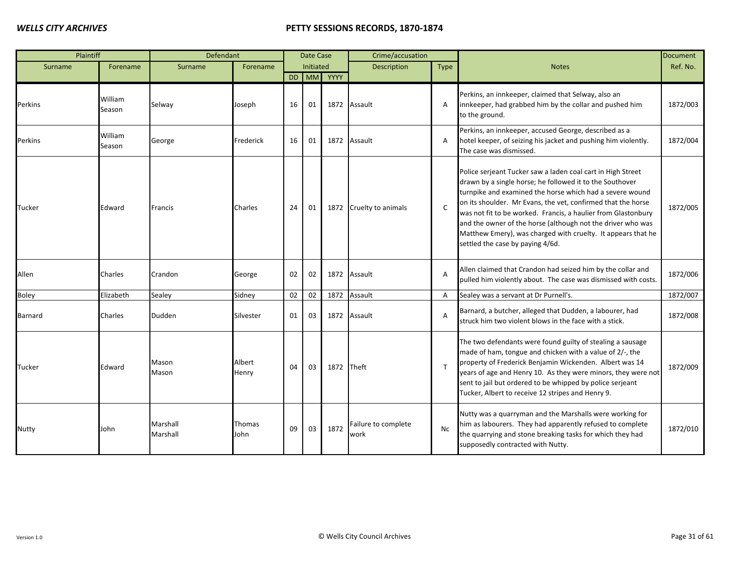| Plaintiff | | Defendant | | Date Case Initiated | | | Crime/accusation | | Notes | Document |
|---|---|---|---|---|---|---|---|---|---|---|
| Surname | Forename | Surname | Forename | DD | MM | YYYY | Description | Type | | Ref. No. |
| Perkins | William Season | Selway | Joseph | 16 | 01 | 1872 | Assault | A | Perkins, an innkeeper, claimed that Selway, also an innkeeper, had grabbed him by the collar and pushed him to the ground. | 1872/003 |
| Perkins | William Season | George | Frederick | 16 | 01 | 1872 | Assault | A | Perkins, an innkeeper, accused George, described as a hotel keeper, of seizing his jacket and pushing him violently. The case was dismissed. | 1872/004 |
| Tucker | Edward | Francis | Charles | 24 | 01 | 1872 | Cruelty to animals | C | Police serjeant Tucker saw a laden coal cart in High Street drawn by a single horse; he followed it to the Southover turnpike and examined the horse which had a severe wound on its shoulder. Mr Evans, the vet, confirmed that the horse was not fit to be worked. Francis, a haulier from Glastonbury and the owner of the horse (although not the driver who was Matthew Emery), was charged with cruelty. It appears that he settled the case by paying 4/6d. | 1872/005 |
| Allen | Charles | Crandon | George | 02 | 02 | 1872 | Assault | A | Allen claimed that Crandon had seized him by the collar and pulled him violently about. The case was dismissed with costs. | 1872/006 |
| Boley | Elizabeth | Sealey | Sidney | 02 | 02 | 1872 | Assault | A | Sealey was a servant at Dr Purnell's. | 1872/007 |
| Barnard | Charles | Dudden | Silvester | 01 | 03 | 1872 | Assault | A | Barnard, a butcher, alleged that Dudden, a labourer, had struck him two violent blows in the face with a stick. | 1872/008 |
| Tucker | Edward | Mason<br>Mason | Albert<br>Henry | 04 | 03 | 1872 | Theft | T | The two defendants were found guilty of stealing a sausage made of ham, tongue and chicken with a value of 2/-, the property of Frederick Benjamin Wickenden. Albert was 14 years of age and Henry 10. As they were minors, they were not sent to jail but ordered to be whipped by police serjeant Tucker, Albert to receive 12 stripes and Henry 9. | 1872/009 |
| Nutty | John | Marshall<br>Marshall | Thomas<br>John | 09 | 03 | 1872 | Failure to complete work | Nc | Nutty was a quarryman and the Marshalls were working for him as labourers. They had apparently refused to complete the quarrying and stone breaking tasks for which they had supposedly contracted with Nutty. | 1872/010 |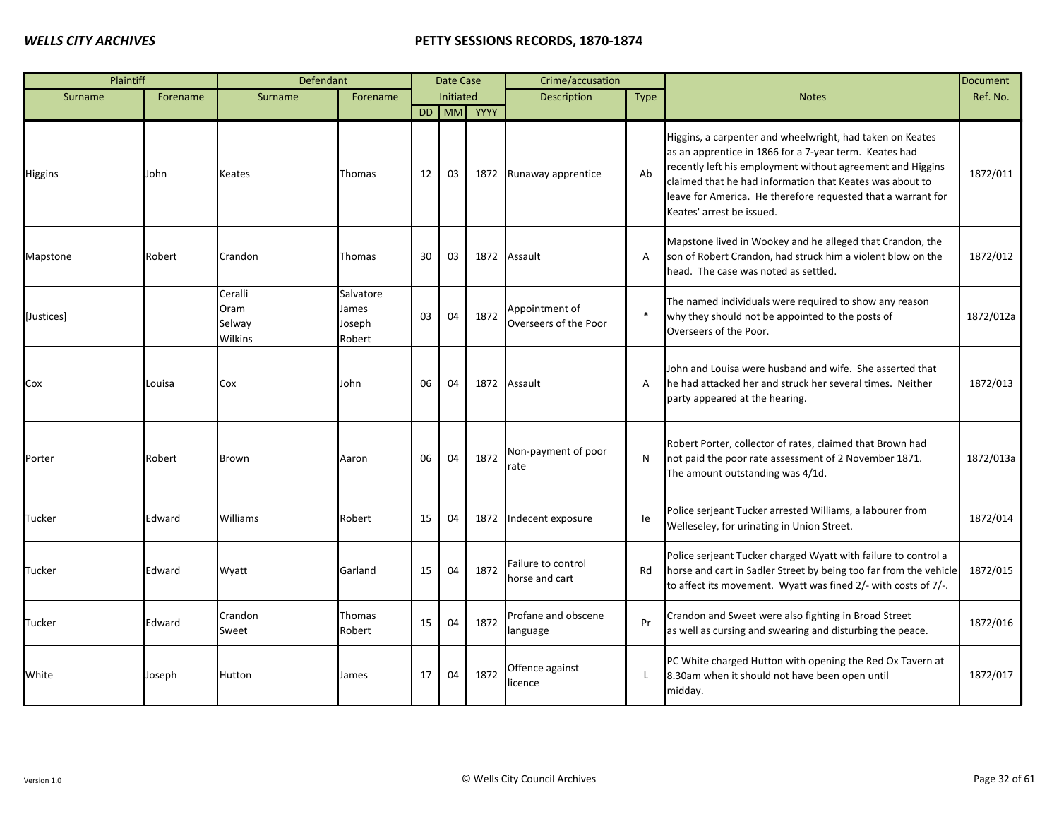| Plaintiff | | Defendant | | Date Case Initiated | | | Crime/accusation | | Notes | Document Ref. No. |
|---|---|---|---|---|---|---|---|---|---|---|
| Surname | Forename | Surname | Forename | DD | MM | YYYY | Description | Type | | |
| Higgins | John | Keates | Thomas | 12 | 03 | 1872 | Runaway apprentice | Ab | Higgins, a carpenter and wheelwright, had taken on Keates as an apprentice in 1866 for a 7-year term. Keates had recently left his employment without agreement and Higgins claimed that he had information that Keates was about to leave for America. He therefore requested that a warrant for Keates' arrest be issued. | 1872/011 |
| Mapstone | Robert | Crandon | Thomas | 30 | 03 | 1872 | Assault | A | Mapstone lived in Wookey and he alleged that Crandon, the son of Robert Crandon, had struck him a violent blow on the head. The case was noted as settled. | 1872/012 |
| [Justices] | | Ceralli<br>Oram<br>Selway<br>Wilkins | Salvatore<br>James<br>Joseph<br>Robert | 03 | 04 | 1872 | Appointment of Overseers of the Poor | * | The named individuals were required to show any reason why they should not be appointed to the posts of Overseers of the Poor. | 1872/012a |
| Cox | Louisa | Cox | John | 06 | 04 | 1872 | Assault | A | John and Louisa were husband and wife. She asserted that he had attacked her and struck her several times. Neither party appeared at the hearing. | 1872/013 |
| Porter | Robert | Brown | Aaron | 06 | 04 | 1872 | Non-payment of poor rate | N | Robert Porter, collector of rates, claimed that Brown had not paid the poor rate assessment of 2 November 1871. The amount outstanding was 4/1d. | 1872/013a |
| Tucker | Edward | Williams | Robert | 15 | 04 | 1872 | Indecent exposure | Ie | Police serjeant Tucker arrested Williams, a labourer from Welleseley, for urinating in Union Street. | 1872/014 |
| Tucker | Edward | Wyatt | Garland | 15 | 04 | 1872 | Failure to control horse and cart | Rd | Police serjeant Tucker charged Wyatt with failure to control a horse and cart in Sadler Street by being too far from the vehicle to affect its movement. Wyatt was fined 2/- with costs of 7/-. | 1872/015 |
| Tucker | Edward | Crandon<br>Sweet | Thomas<br>Robert | 15 | 04 | 1872 | Profane and obscene language | Pr | Crandon and Sweet were also fighting in Broad Street as well as cursing and swearing and disturbing the peace. | 1872/016 |
| White | Joseph | Hutton | James | 17 | 04 | 1872 | Offence against licence | L | PC White charged Hutton with opening the Red Ox Tavern at 8.30am when it should not have been open until midday. | 1872/017 |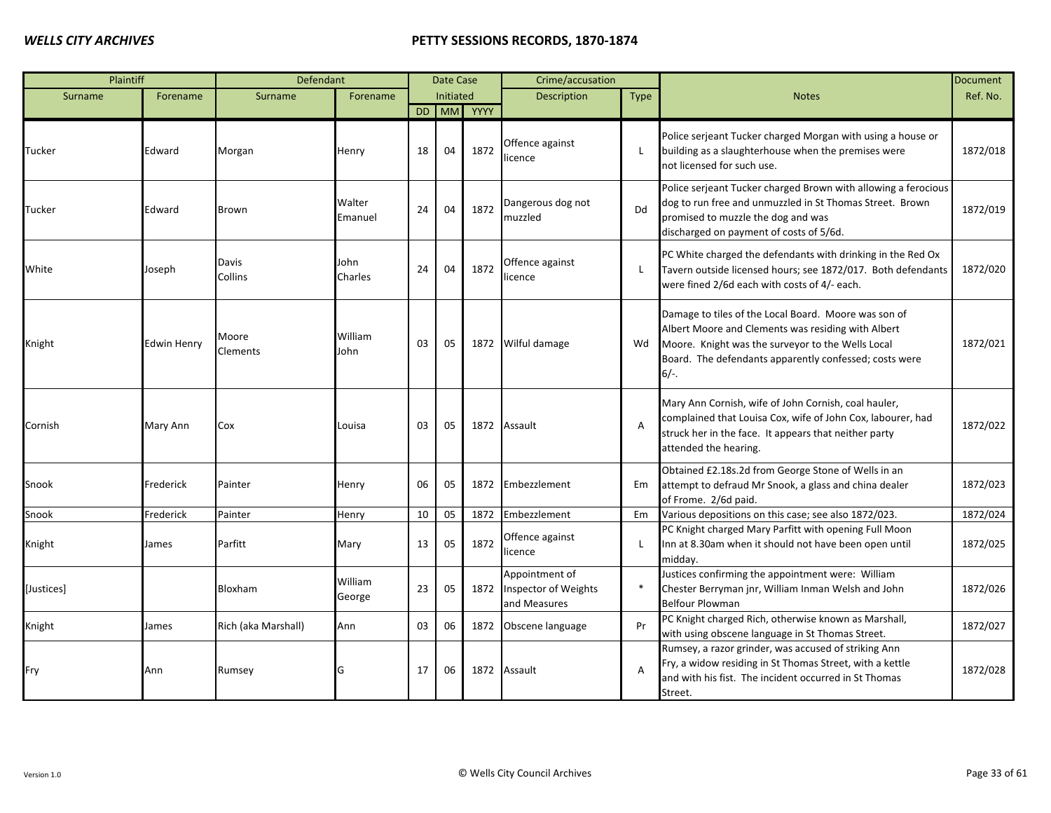| Plaintiff | | Defendant | | Date Case Initiated | | | Crime/accusation | | Notes | Document Ref. No. |
|---|---|---|---|---|---|---|---|---|---|---|
| Surname | Forename | Surname | Forename | DD | MM | YYYY | Description | Type | | |
| Tucker | Edward | Morgan | Henry | 18 | 04 | 1872 | Offence against licence | L | Police serjeant Tucker charged Morgan with using a house or building as a slaughterhouse when the premises were not licensed for such use. | 1872/018 |
| Tucker | Edward | Brown | Walter Emanuel | 24 | 04 | 1872 | Dangerous dog not muzzled | Dd | Police serjeant Tucker charged Brown with allowing a ferocious dog to run free and unmuzzled in St Thomas Street. Brown promised to muzzle the dog and was discharged on payment of costs of 5/6d. | 1872/019 |
| White | Joseph | Davis Collins | John Charles | 24 | 04 | 1872 | Offence against licence | L | PC White charged the defendants with drinking in the Red Ox Tavern outside licensed hours; see 1872/017. Both defendants were fined 2/6d each with costs of 4/- each. | 1872/020 |
| Knight | Edwin Henry | Moore Clements | William John | 03 | 05 | 1872 | Wilful damage | Wd | Damage to tiles of the Local Board. Moore was son of Albert Moore and Clements was residing with Albert Moore. Knight was the surveyor to the Wells Local Board. The defendants apparently confessed; costs were 6/-. | 1872/021 |
| Cornish | Mary Ann | Cox | Louisa | 03 | 05 | 1872 | Assault | A | Mary Ann Cornish, wife of John Cornish, coal hauler, complained that Louisa Cox, wife of John Cox, labourer, had struck her in the face. It appears that neither party attended the hearing. | 1872/022 |
| Snook | Frederick | Painter | Henry | 06 | 05 | 1872 | Embezzlement | Em | Obtained £2.18s.2d from George Stone of Wells in an attempt to defraud Mr Snook, a glass and china dealer of Frome. 2/6d paid. | 1872/023 |
| Snook | Frederick | Painter | Henry | 10 | 05 | 1872 | Embezzlement | Em | Various depositions on this case; see also 1872/023. | 1872/024 |
| Knight | James | Parfitt | Mary | 13 | 05 | 1872 | Offence against licence | L | PC Knight charged Mary Parfitt with opening Full Moon Inn at 8.30am when it should not have been open until midday. | 1872/025 |
| [Justices] | | Bloxham | William George | 23 | 05 | 1872 | Appointment of Inspector of Weights and Measures | * | Justices confirming the appointment were: William Chester Berryman jnr, William Inman Welsh and John Belfour Plowman | 1872/026 |
| Knight | James | Rich (aka Marshall) | Ann | 03 | 06 | 1872 | Obscene language | Pr | PC Knight charged Rich, otherwise known as Marshall, with using obscene language in St Thomas Street. | 1872/027 |
| Fry | Ann | Rumsey | G | 17 | 06 | 1872 | Assault | A | Rumsey, a razor grinder, was accused of striking Ann Fry, a widow residing in St Thomas Street, with a kettle and with his fist. The incident occurred in St Thomas Street. | 1872/028 |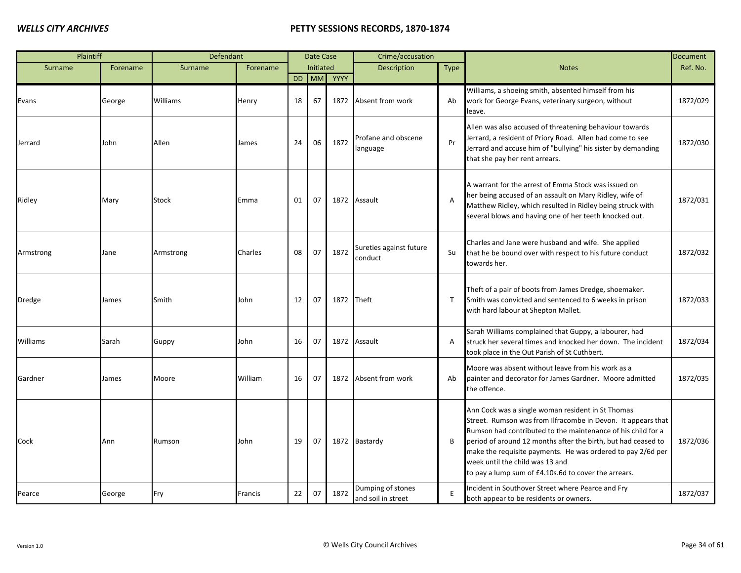| Plaintiff | | Defendant | | Date Case Initiated | | | Crime/accusation | | Notes | Document |
|---|---|---|---|---|---|---|---|---|---|---|
| Surname | Forename | Surname | Forename | DD | MM | YYYY | Description | Type | | Ref. No. |
| Evans | George | Williams | Henry | 18 | 67 | 1872 | Absent from work | Ab | Williams, a shoeing smith, absented himself from his work for George Evans, veterinary surgeon, without leave. | 1872/029 |
| Jerrard | John | Allen | James | 24 | 06 | 1872 | Profane and obscene language | Pr | Allen was also accused of threatening behaviour towards Jerrard, a resident of Priory Road. Allen had come to see Jerrard and accuse him of "bullying" his sister by demanding that she pay her rent arrears. | 1872/030 |
| Ridley | Mary | Stock | Emma | 01 | 07 | 1872 | Assault | A | A warrant for the arrest of Emma Stock was issued on her being accused of an assault on Mary Ridley, wife of Matthew Ridley, which resulted in Ridley being struck with several blows and having one of her teeth knocked out. | 1872/031 |
| Armstrong | Jane | Armstrong | Charles | 08 | 07 | 1872 | Sureties against future conduct | Su | Charles and Jane were husband and wife. She applied that he be bound over with respect to his future conduct towards her. | 1872/032 |
| Dredge | James | Smith | John | 12 | 07 | 1872 | Theft | T | Theft of a pair of boots from James Dredge, shoemaker. Smith was convicted and sentenced to 6 weeks in prison with hard labour at Shepton Mallet. | 1872/033 |
| Williams | Sarah | Guppy | John | 16 | 07 | 1872 | Assault | A | Sarah Williams complained that Guppy, a labourer, had struck her several times and knocked her down. The incident took place in the Out Parish of St Cuthbert. | 1872/034 |
| Gardner | James | Moore | William | 16 | 07 | 1872 | Absent from work | Ab | Moore was absent without leave from his work as a painter and decorator for James Gardner. Moore admitted the offence. | 1872/035 |
| Cock | Ann | Rumson | John | 19 | 07 | 1872 | Bastardy | B | Ann Cock was a single woman resident in St Thomas Street. Rumson was from Ilfracombe in Devon. It appears that Rumson had contributed to the maintenance of his child for a period of around 12 months after the birth, but had ceased to make the requisite payments. He was ordered to pay 2/6d per week until the child was 13 and to pay a lump sum of £4.10s.6d to cover the arrears. | 1872/036 |
| Pearce | George | Fry | Francis | 22 | 07 | 1872 | Dumping of stones and soil in street | E | Incident in Southover Street where Pearce and Fry both appear to be residents or owners. | 1872/037 |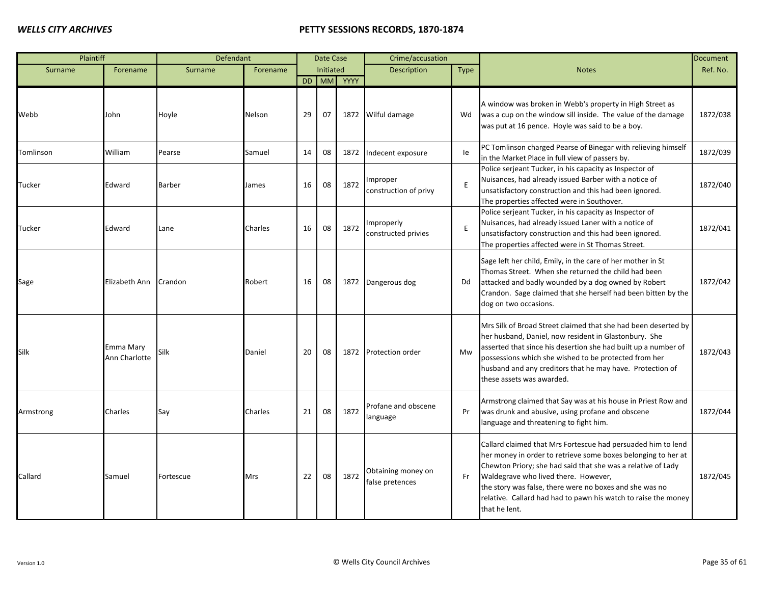| Plaintiff | | Defendant | | Date Case Initiated | | | Crime/accusation | | Notes | Document Ref. No. |
|---|---|---|---|---|---|---|---|---|---|---|
| Surname | Forename | Surname | Forename | DD | MM | YYYY | Description | Type | | |
| Webb | John | Hoyle | Nelson | 29 | 07 | 1872 | Wilful damage | Wd | A window was broken in Webb's property in High Street as was a cup on the window sill inside. The value of the damage was put at 16 pence. Hoyle was said to be a boy. | 1872/038 |
| Tomlinson | William | Pearse | Samuel | 14 | 08 | 1872 | Indecent exposure | Ie | PC Tomlinson charged Pearse of Binegar with relieving himself in the Market Place in full view of passers by. | 1872/039 |
| Tucker | Edward | Barber | James | 16 | 08 | 1872 | Improper construction of privy | E | Police serjeant Tucker, in his capacity as Inspector of Nuisances, had already issued Barber with a notice of unsatisfactory construction and this had been ignored. The properties affected were in Southover. | 1872/040 |
| Tucker | Edward | Lane | Charles | 16 | 08 | 1872 | Improperly constructed privies | E | Police serjeant Tucker, in his capacity as Inspector of Nuisances, had already issued Laner with a notice of unsatisfactory construction and this had been ignored. The properties affected were in St Thomas Street. | 1872/041 |
| Sage | Elizabeth Ann | Crandon | Robert | 16 | 08 | 1872 | Dangerous dog | Dd | Sage left her child, Emily, in the care of her mother in St Thomas Street. When she returned the child had been attacked and badly wounded by a dog owned by Robert Crandon. Sage claimed that she herself had been bitten by the dog on two occasions. | 1872/042 |
| Silk | Emma Mary Ann Charlotte | Silk | Daniel | 20 | 08 | 1872 | Protection order | Mw | Mrs Silk of Broad Street claimed that she had been deserted by her husband, Daniel, now resident in Glastonbury. She asserted that since his desertion she had built up a number of possessions which she wished to be protected from her husband and any creditors that he may have. Protection of these assets was awarded. | 1872/043 |
| Armstrong | Charles | Say | Charles | 21 | 08 | 1872 | Profane and obscene language | Pr | Armstrong claimed that Say was at his house in Priest Row and was drunk and abusive, using profane and obscene language and threatening to fight him. | 1872/044 |
| Callard | Samuel | Fortescue | Mrs | 22 | 08 | 1872 | Obtaining money on false pretences | Fr | Callard claimed that Mrs Fortescue had persuaded him to lend her money in order to retrieve some boxes belonging to her at Chewton Priory; she had said that she was a relative of Lady Waldegrave who lived there. However, the story was false, there were no boxes and she was no relative. Callard had had to pawn his watch to raise the money that he lent. | 1872/045 |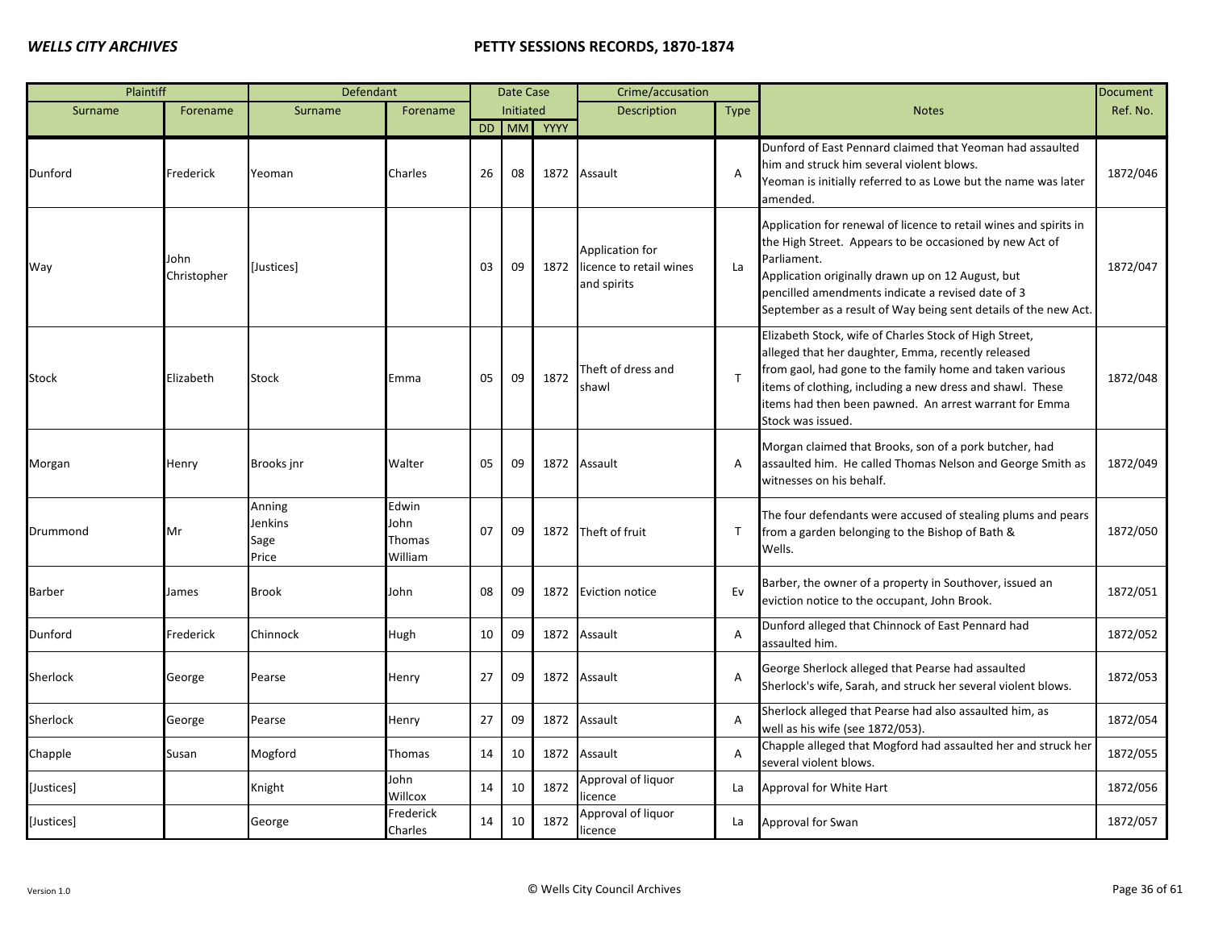| Plaintiff | | Defendant | | Date Case Initiated | | | Crime/accusation | | Notes | Document Ref. No. |
|---|---|---|---|---|---|---|---|---|---|---|
| Surname | Forename | Surname | Forename | DD | MM | YYYY | Description | Type | | |
| Dunford | Frederick | Yeoman | Charles | 26 | 08 | 1872 | Assault | A | Dunford of East Pennard claimed that Yeoman had assaulted him and struck him several violent blows. Yeoman is initially referred to as Lowe but the name was later amended. | 1872/046 |
| Way | John Christopher | [Justices] | | 03 | 09 | 1872 | Application for licence to retail wines and spirits | La | Application for renewal of licence to retail wines and spirits in the High Street. Appears to be occasioned by new Act of Parliament. Application originally drawn up on 12 August, but pencilled amendments indicate a revised date of 3 September as a result of Way being sent details of the new Act. | 1872/047 |
| Stock | Elizabeth | Stock | Emma | 05 | 09 | 1872 | Theft of dress and shawl | T | Elizabeth Stock, wife of Charles Stock of High Street, alleged that her daughter, Emma, recently released from gaol, had gone to the family home and taken various items of clothing, including a new dress and shawl. These items had then been pawned. An arrest warrant for Emma Stock was issued. | 1872/048 |
| Morgan | Henry | Brooks jnr | Walter | 05 | 09 | 1872 | Assault | A | Morgan claimed that Brooks, son of a pork butcher, had assaulted him. He called Thomas Nelson and George Smith as witnesses on his behalf. | 1872/049 |
| Drummond | Mr | Anning<br>Jenkins<br>Sage<br>Price | Edwin<br>John<br>Thomas<br>William | 07 | 09 | 1872 | Theft of fruit | T | The four defendants were accused of stealing plums and pears from a garden belonging to the Bishop of Bath & Wells. | 1872/050 |
| Barber | James | Brook | John | 08 | 09 | 1872 | Eviction notice | Ev | Barber, the owner of a property in Southover, issued an eviction notice to the occupant, John Brook. | 1872/051 |
| Dunford | Frederick | Chinnock | Hugh | 10 | 09 | 1872 | Assault | A | Dunford alleged that Chinnock of East Pennard had assaulted him. | 1872/052 |
| Sherlock | George | Pearse | Henry | 27 | 09 | 1872 | Assault | A | George Sherlock alleged that Pearse had assaulted Sherlock's wife, Sarah, and struck her several violent blows. | 1872/053 |
| Sherlock | George | Pearse | Henry | 27 | 09 | 1872 | Assault | A | Sherlock alleged that Pearse had also assaulted him, as well as his wife (see 1872/053). | 1872/054 |
| Chapple | Susan | Mogford | Thomas | 14 | 10 | 1872 | Assault | A | Chapple alleged that Mogford had assaulted her and struck her several violent blows. | 1872/055 |
| [Justices] | | Knight | John Willcox | 14 | 10 | 1872 | Approval of liquor licence | La | Approval for White Hart | 1872/056 |
| [Justices] | | George | Frederick Charles | 14 | 10 | 1872 | Approval of liquor licence | La | Approval for Swan | 1872/057 |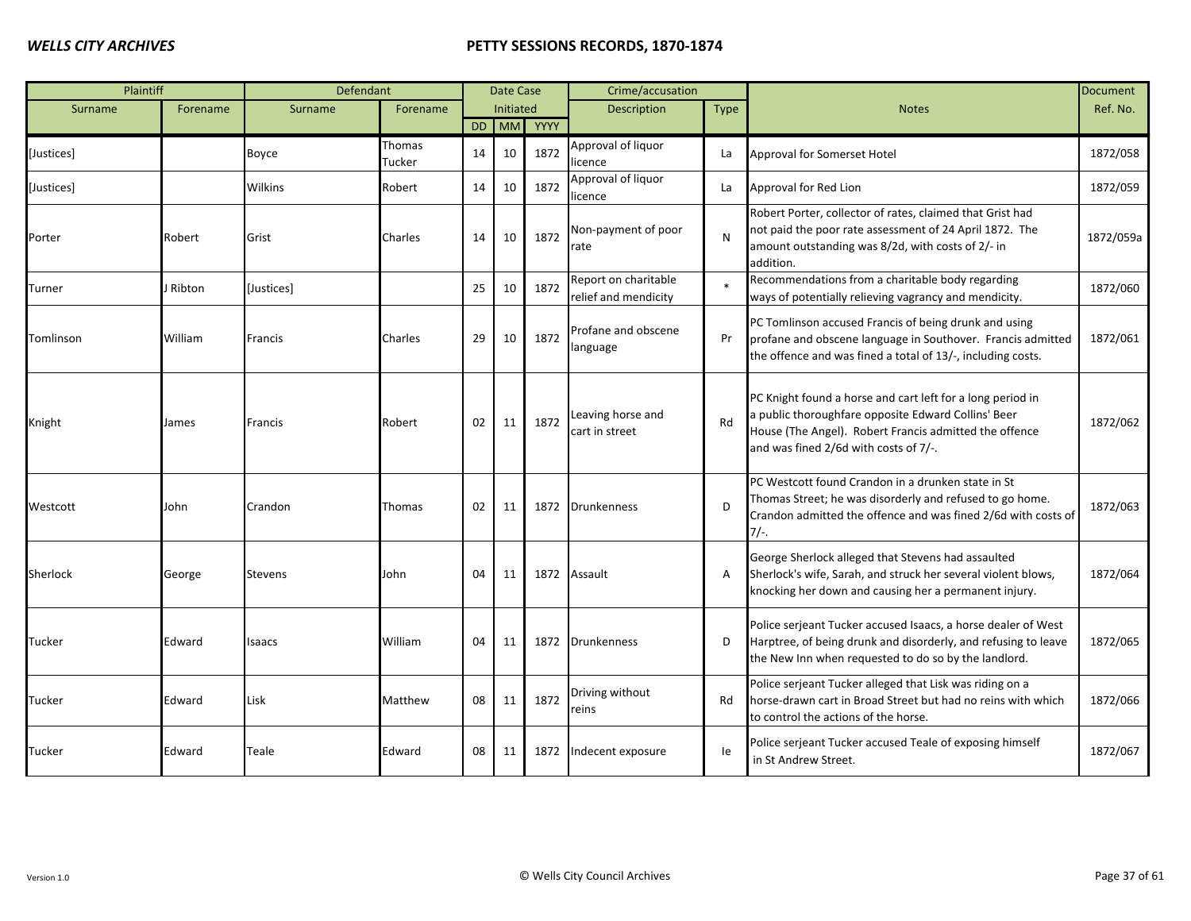| Plaintiff | | Defendant | | Date Case Initiated | | | Crime/accusation | | Notes | Document Ref. No. |
|---|---|---|---|---|---|---|---|---|---|---|
| Surname | Forename | Surname | Forename | DD | MM | YYYY | Description | Type | | |
| [Justices] | | Boyce | Thomas Tucker | 14 | 10 | 1872 | Approval of liquor licence | La | Approval for Somerset Hotel | 1872/058 |
| [Justices] | | Wilkins | Robert | 14 | 10 | 1872 | Approval of liquor licence | La | Approval for Red Lion | 1872/059 |
| Porter | Robert | Grist | Charles | 14 | 10 | 1872 | Non-payment of poor rate | N | Robert Porter, collector of rates, claimed that Grist had not paid the poor rate assessment of 24 April 1872. The amount outstanding was 8/2d, with costs of 2/- in addition. | 1872/059a |
| Turner | J Ribton | [Justices] | | 25 | 10 | 1872 | Report on charitable relief and mendicity | * | Recommendations from a charitable body regarding ways of potentially relieving vagrancy and mendicity. | 1872/060 |
| Tomlinson | William | Francis | Charles | 29 | 10 | 1872 | Profane and obscene language | Pr | PC Tomlinson accused Francis of being drunk and using profane and obscene language in Southover. Francis admitted the offence and was fined a total of 13/-, including costs. | 1872/061 |
| Knight | James | Francis | Robert | 02 | 11 | 1872 | Leaving horse and cart in street | Rd | PC Knight found a horse and cart left for a long period in a public thoroughfare opposite Edward Collins' Beer House (The Angel). Robert Francis admitted the offence and was fined 2/6d with costs of 7/-. | 1872/062 |
| Westcott | John | Crandon | Thomas | 02 | 11 | 1872 | Drunkenness | D | PC Westcott found Crandon in a drunken state in St Thomas Street; he was disorderly and refused to go home. Crandon admitted the offence and was fined 2/6d with costs of 7/-. | 1872/063 |
| Sherlock | George | Stevens | John | 04 | 11 | 1872 | Assault | A | George Sherlock alleged that Stevens had assaulted Sherlock's wife, Sarah, and struck her several violent blows, knocking her down and causing her a permanent injury. | 1872/064 |
| Tucker | Edward | Isaacs | William | 04 | 11 | 1872 | Drunkenness | D | Police serjeant Tucker accused Isaacs, a horse dealer of West Harptree, of being drunk and disorderly, and refusing to leave the New Inn when requested to do so by the landlord. | 1872/065 |
| Tucker | Edward | Lisk | Matthew | 08 | 11 | 1872 | Driving without reins | Rd | Police serjeant Tucker alleged that Lisk was riding on a horse-drawn cart in Broad Street but had no reins with which to control the actions of the horse. | 1872/066 |
| Tucker | Edward | Teale | Edward | 08 | 11 | 1872 | Indecent exposure | Ie | Police serjeant Tucker accused Teale of exposing himself in St Andrew Street. | 1872/067 |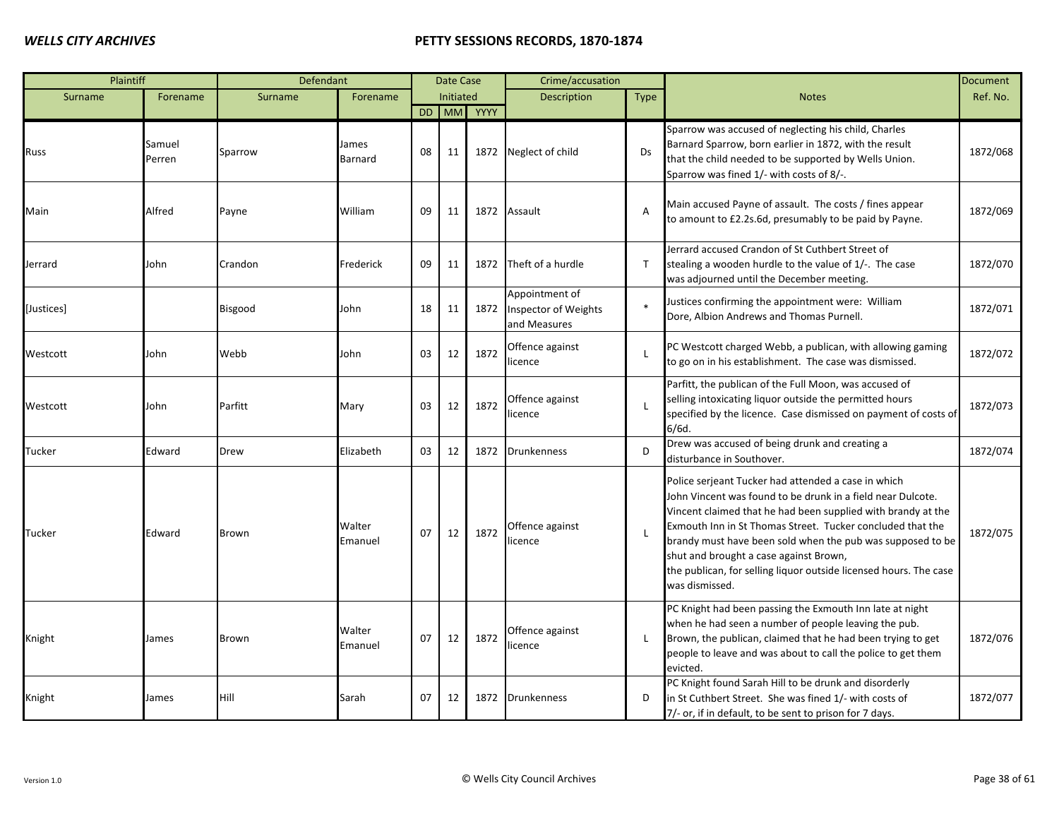| Plaintiff | | Defendant | | Date Case Initiated | | | Crime/accusation | | Notes | Document Ref. No. |
|---|---|---|---|---|---|---|---|---|---|---|
| Surname | Forename | Surname | Forename | DD | MM | YYYY | Description | Type | | |
| Russ | Samuel Perren | Sparrow | James Barnard | 08 | 11 | 1872 | Neglect of child | Ds | Sparrow was accused of neglecting his child, Charles Barnard Sparrow, born earlier in 1872, with the result that the child needed to be supported by Wells Union. Sparrow was fined 1/- with costs of 8/-. | 1872/068 |
| Main | Alfred | Payne | William | 09 | 11 | 1872 | Assault | A | Main accused Payne of assault. The costs / fines appear to amount to £2.2s.6d, presumably to be paid by Payne. | 1872/069 |
| Jerrard | John | Crandon | Frederick | 09 | 11 | 1872 | Theft of a hurdle | T | Jerrard accused Crandon of St Cuthbert Street of stealing a wooden hurdle to the value of 1/-. The case was adjourned until the December meeting. | 1872/070 |
| [Justices] | | Bisgood | John | 18 | 11 | 1872 | Appointment of Inspector of Weights and Measures | * | Justices confirming the appointment were: William Dore, Albion Andrews and Thomas Purnell. | 1872/071 |
| Westcott | John | Webb | John | 03 | 12 | 1872 | Offence against licence | L | PC Westcott charged Webb, a publican, with allowing gaming to go on in his establishment. The case was dismissed. | 1872/072 |
| Westcott | John | Parfitt | Mary | 03 | 12 | 1872 | Offence against licence | L | Parfitt, the publican of the Full Moon, was accused of selling intoxicating liquor outside the permitted hours specified by the licence. Case dismissed on payment of costs of 6/6d. | 1872/073 |
| Tucker | Edward | Drew | Elizabeth | 03 | 12 | 1872 | Drunkenness | D | Drew was accused of being drunk and creating a disturbance in Southover. | 1872/074 |
| Tucker | Edward | Brown | Walter Emanuel | 07 | 12 | 1872 | Offence against licence | L | Police serjeant Tucker had attended a case in which John Vincent was found to be drunk in a field near Dulcote. Vincent claimed that he had been supplied with brandy at the Exmouth Inn in St Thomas Street. Tucker concluded that the brandy must have been sold when the pub was supposed to be shut and brought a case against Brown, the publican, for selling liquor outside licensed hours. The case was dismissed. | 1872/075 |
| Knight | James | Brown | Walter Emanuel | 07 | 12 | 1872 | Offence against licence | L | PC Knight had been passing the Exmouth Inn late at night when he had seen a number of people leaving the pub. Brown, the publican, claimed that he had been trying to get people to leave and was about to call the police to get them evicted. | 1872/076 |
| Knight | James | Hill | Sarah | 07 | 12 | 1872 | Drunkenness | D | PC Knight found Sarah Hill to be drunk and disorderly in St Cuthbert Street. She was fined 1/- with costs of 7/- or, if in default, to be sent to prison for 7 days. | 1872/077 |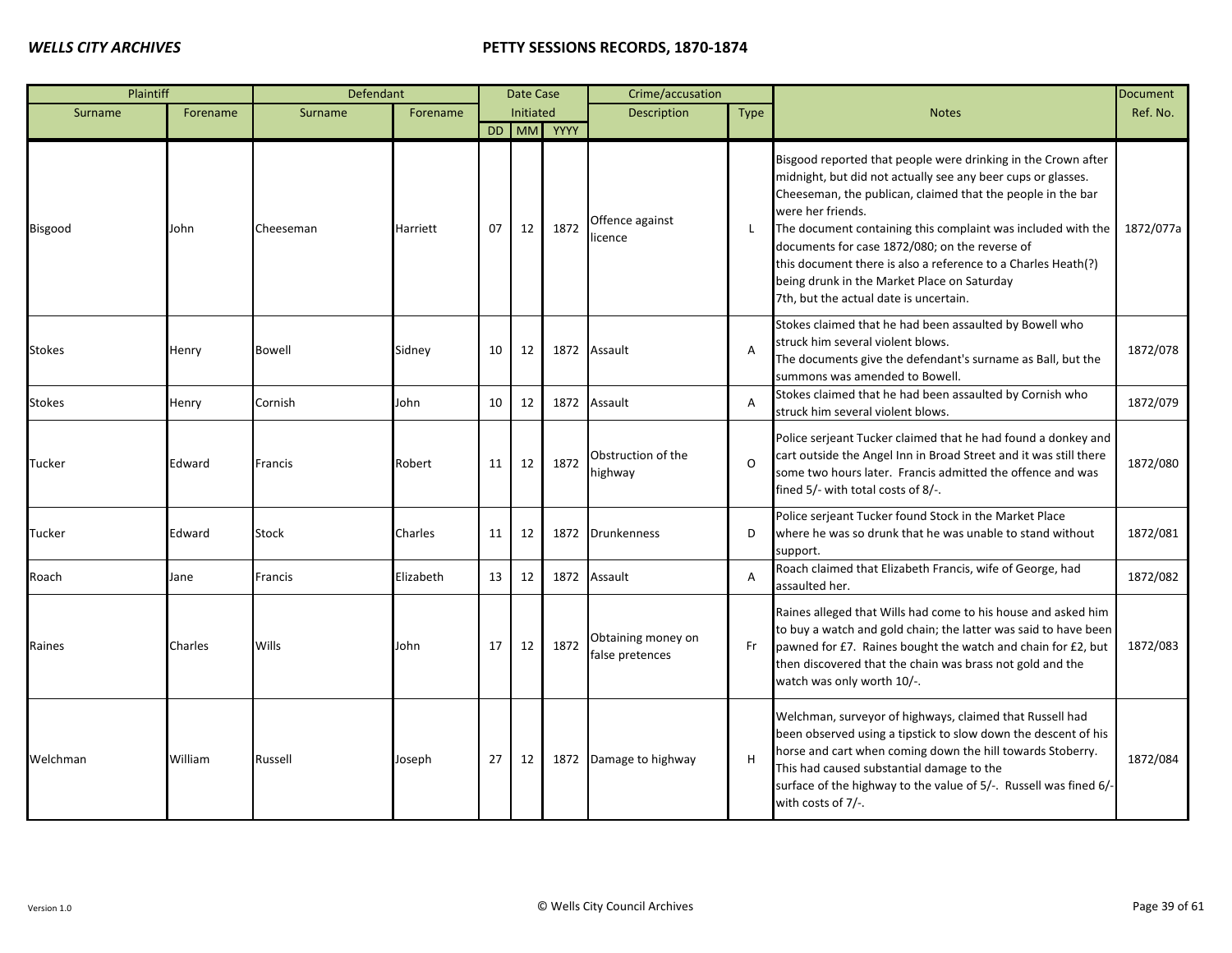| Plaintiff | | Defendant | | Date Case Initiated | | | Crime/accusation | | Notes | Document Ref. No. |
|---|---|---|---|---|---|---|---|---|---|---|
| Surname | Forename | Surname | Forename | DD | MM | YYYY | Description | Type | | |
| Bisgood | John | Cheeseman | Harriett | 07 | 12 | 1872 | Offence against licence | L | Bisgood reported that people were drinking in the Crown after midnight, but did not actually see any beer cups or glasses. Cheeseman, the publican, claimed that the people in the bar were her friends. The document containing this complaint was included with the documents for case 1872/080; on the reverse of this document there is also a reference to a Charles Heath(?) being drunk in the Market Place on Saturday 7th, but the actual date is uncertain. | 1872/077a |
| Stokes | Henry | Bowell | Sidney | 10 | 12 | 1872 | Assault | A | Stokes claimed that he had been assaulted by Bowell who struck him several violent blows. The documents give the defendant's surname as Ball, but the summons was amended to Bowell. | 1872/078 |
| Stokes | Henry | Cornish | John | 10 | 12 | 1872 | Assault | A | Stokes claimed that he had been assaulted by Cornish who struck him several violent blows. | 1872/079 |
| Tucker | Edward | Francis | Robert | 11 | 12 | 1872 | Obstruction of the highway | O | Police serjeant Tucker claimed that he had found a donkey and cart outside the Angel Inn in Broad Street and it was still there some two hours later. Francis admitted the offence and was fined 5/- with total costs of 8/-. | 1872/080 |
| Tucker | Edward | Stock | Charles | 11 | 12 | 1872 | Drunkenness | D | Police serjeant Tucker found Stock in the Market Place where he was so drunk that he was unable to stand without support. | 1872/081 |
| Roach | Jane | Francis | Elizabeth | 13 | 12 | 1872 | Assault | A | Roach claimed that Elizabeth Francis, wife of George, had assaulted her. | 1872/082 |
| Raines | Charles | Wills | John | 17 | 12 | 1872 | Obtaining money on false pretences | Fr | Raines alleged that Wills had come to his house and asked him to buy a watch and gold chain; the latter was said to have been pawned for £7. Raines bought the watch and chain for £2, but then discovered that the chain was brass not gold and the watch was only worth 10/-. | 1872/083 |
| Welchman | William | Russell | Joseph | 27 | 12 | 1872 | Damage to highway | H | Welchman, surveyor of highways, claimed that Russell had been observed using a tipstick to slow down the descent of his horse and cart when coming down the hill towards Stoberry. This had caused substantial damage to the surface of the highway to the value of 5/-. Russell was fined 6/- with costs of 7/-. | 1872/084 |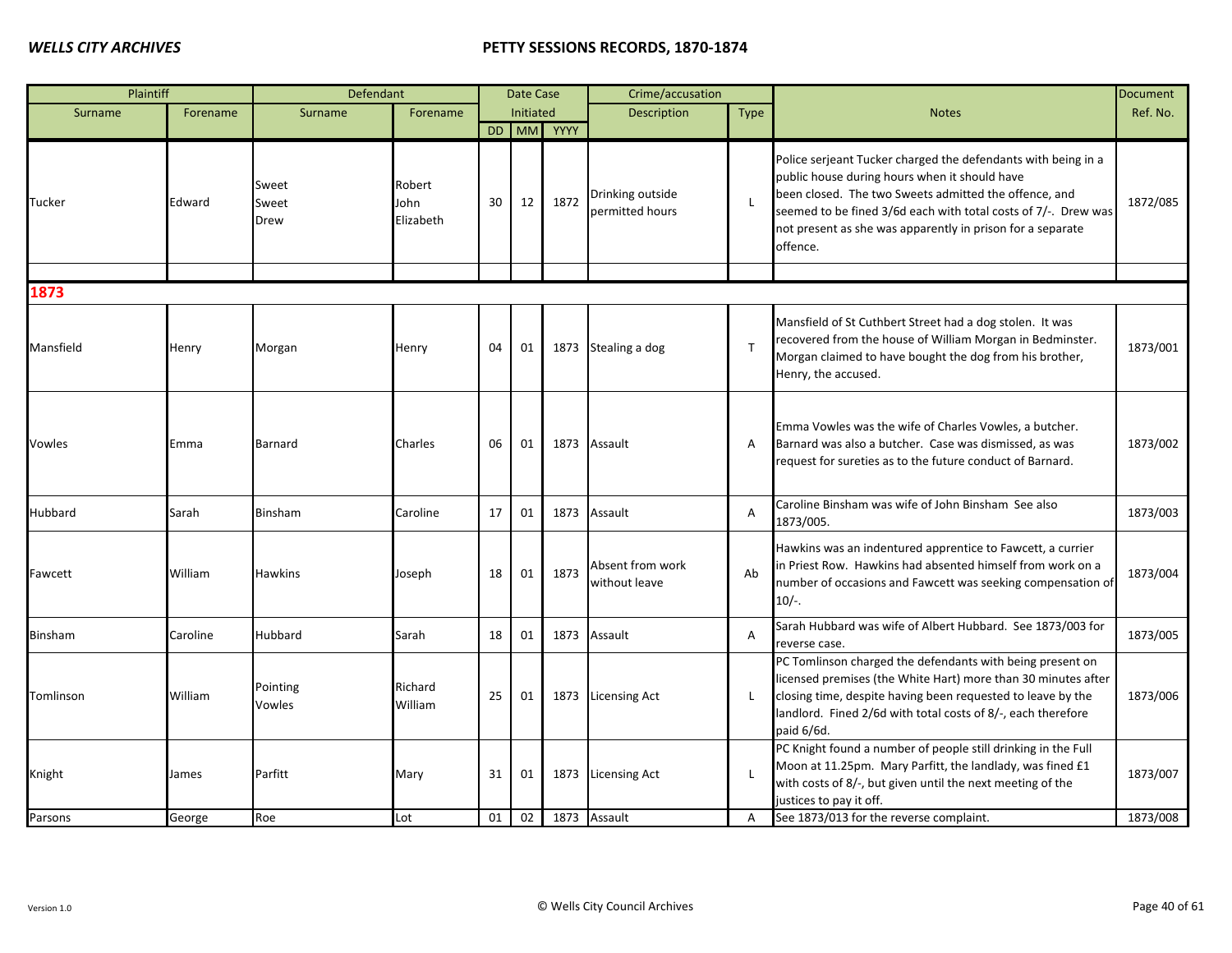| Plaintiff | | Defendant | | Date Case Initiated | | | Crime/accusation | | Notes | Document |
|---|---|---|---|---|---|---|---|---|---|---|
| Surname | Forename | Surname | Forename | DD | MM | YYYY | Description | Type | | Ref. No. |
| Tucker | Edward | Sweet<br>Sweet<br>Drew | Robert<br>John<br>Elizabeth | 30 | 12 | 1872 | Drinking outside permitted hours | L | Police serjeant Tucker charged the defendants with being in a public house during hours when it should have been closed. The two Sweets admitted the offence, and seemed to be fined 3/6d each with total costs of 7/-. Drew was not present as she was apparently in prison for a separate offence. | 1872/085 |
| | | | | | | | | | | |
| **1873** | | | | | | | | | | |
| Mansfield | Henry | Morgan | Henry | 04 | 01 | 1873 | Stealing a dog | T | Mansfield of St Cuthbert Street had a dog stolen. It was recovered from the house of William Morgan in Bedminster. Morgan claimed to have bought the dog from his brother, Henry, the accused. | 1873/001 |
| Vowles | Emma | Barnard | Charles | 06 | 01 | 1873 | Assault | A | Emma Vowles was the wife of Charles Vowles, a butcher. Barnard was also a butcher. Case was dismissed, as was request for sureties as to the future conduct of Barnard. | 1873/002 |
| Hubbard | Sarah | Binsham | Caroline | 17 | 01 | 1873 | Assault | A | Caroline Binsham was wife of John Binsham See also 1873/005. | 1873/003 |
| Fawcett | William | Hawkins | Joseph | 18 | 01 | 1873 | Absent from work without leave | Ab | Hawkins was an indentured apprentice to Fawcett, a currier in Priest Row. Hawkins had absented himself from work on a number of occasions and Fawcett was seeking compensation of 10/-. | 1873/004 |
| Binsham | Caroline | Hubbard | Sarah | 18 | 01 | 1873 | Assault | A | Sarah Hubbard was wife of Albert Hubbard. See 1873/003 for reverse case. | 1873/005 |
| Tomlinson | William | Pointing<br>Vowles | Richard<br>William | 25 | 01 | 1873 | Licensing Act | L | PC Tomlinson charged the defendants with being present on licensed premises (the White Hart) more than 30 minutes after closing time, despite having been requested to leave by the landlord. Fined 2/6d with total costs of 8/-, each therefore paid 6/6d. | 1873/006 |
| Knight | James | Parfitt | Mary | 31 | 01 | 1873 | Licensing Act | L | PC Knight found a number of people still drinking in the Full Moon at 11.25pm. Mary Parfitt, the landlady, was fined £1 with costs of 8/-, but given until the next meeting of the justices to pay it off. | 1873/007 |
| Parsons | George | Roe | Lot | 01 | 02 | 1873 | Assault | A | See 1873/013 for the reverse complaint. | 1873/008 |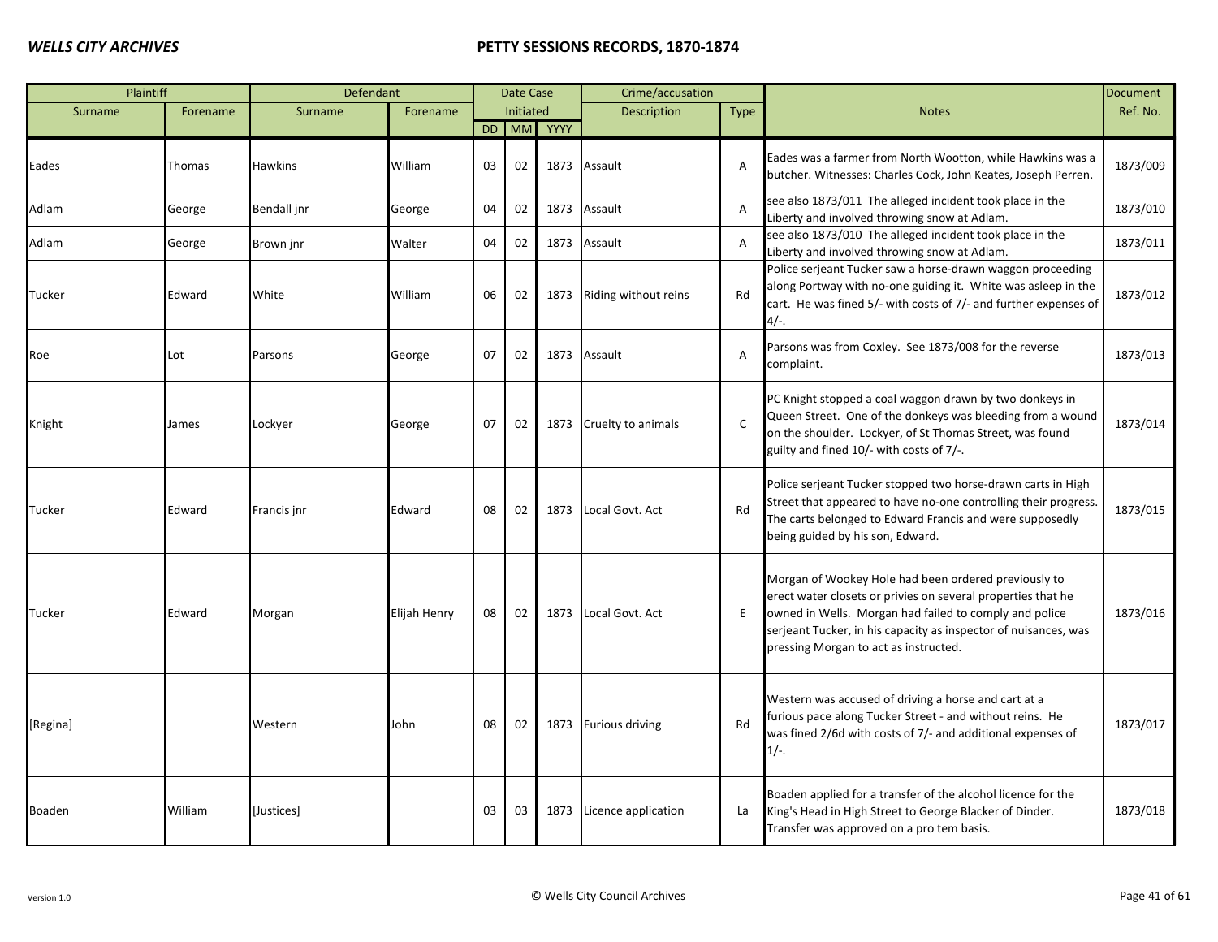| Plaintiff | | Defendant | | Date Case Initiated | | | Crime/accusation | | Notes | Document Ref. No. |
|---|---|---|---|---|---|---|---|---|---|---|
| Surname | Forename | Surname | Forename | DD | MM | YYYY | Description | Type | | |
| Eades | Thomas | Hawkins | William | 03 | 02 | 1873 | Assault | A | Eades was a farmer from North Wootton, while Hawkins was a butcher. Witnesses: Charles Cock, John Keates, Joseph Perren. | 1873/009 |
| Adlam | George | Bendall jnr | George | 04 | 02 | 1873 | Assault | A | see also 1873/011 The alleged incident took place in the Liberty and involved throwing snow at Adlam. | 1873/010 |
| Adlam | George | Brown jnr | Walter | 04 | 02 | 1873 | Assault | A | see also 1873/010 The alleged incident took place in the Liberty and involved throwing snow at Adlam. | 1873/011 |
| Tucker | Edward | White | William | 06 | 02 | 1873 | Riding without reins | Rd | Police serjeant Tucker saw a horse-drawn waggon proceeding along Portway with no-one guiding it. White was asleep in the cart. He was fined 5/- with costs of 7/- and further expenses of 4/-. | 1873/012 |
| Roe | Lot | Parsons | George | 07 | 02 | 1873 | Assault | A | Parsons was from Coxley. See 1873/008 for the reverse complaint. | 1873/013 |
| Knight | James | Lockyer | George | 07 | 02 | 1873 | Cruelty to animals | C | PC Knight stopped a coal waggon drawn by two donkeys in Queen Street. One of the donkeys was bleeding from a wound on the shoulder. Lockyer, of St Thomas Street, was found guilty and fined 10/- with costs of 7/-. | 1873/014 |
| Tucker | Edward | Francis jnr | Edward | 08 | 02 | 1873 | Local Govt. Act | Rd | Police serjeant Tucker stopped two horse-drawn carts in High Street that appeared to have no-one controlling their progress. The carts belonged to Edward Francis and were supposedly being guided by his son, Edward. | 1873/015 |
| Tucker | Edward | Morgan | Elijah Henry | 08 | 02 | 1873 | Local Govt. Act | E | Morgan of Wookey Hole had been ordered previously to erect water closets or privies on several properties that he owned in Wells. Morgan had failed to comply and police serjeant Tucker, in his capacity as inspector of nuisances, was pressing Morgan to act as instructed. | 1873/016 |
| [Regina] | | Western | John | 08 | 02 | 1873 | Furious driving | Rd | Western was accused of driving a horse and cart at a furious pace along Tucker Street - and without reins. He was fined 2/6d with costs of 7/- and additional expenses of 1/-. | 1873/017 |
| Boaden | William | [Justices] | | 03 | 03 | 1873 | Licence application | La | Boaden applied for a transfer of the alcohol licence for the King's Head in High Street to George Blacker of Dinder. Transfer was approved on a pro tem basis. | 1873/018 |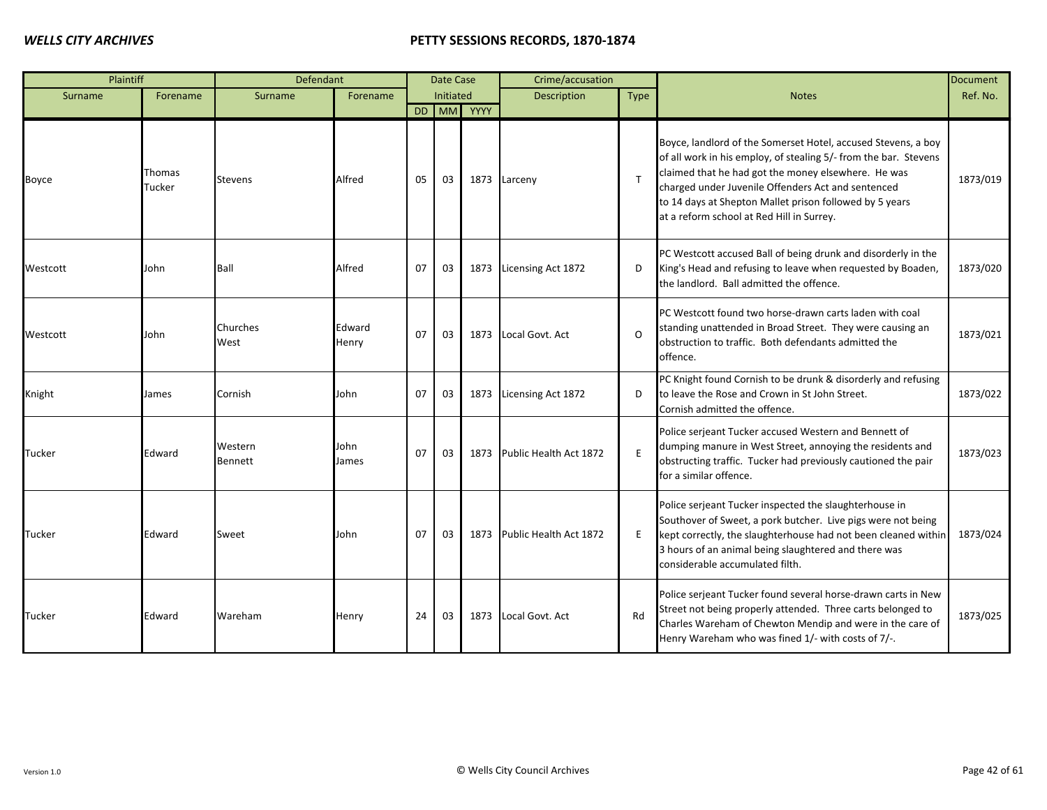| Plaintiff | | Defendant | | Date Case Initiated | | | Crime/accusation | | Notes | Document |
|---|---|---|---|---|---|---|---|---|---|---|
| Surname | Forename | Surname | Forename | DD | MM | YYYY | Description | Type | | Ref. No. |
| Boyce | Thomas Tucker | Stevens | Alfred | 05 | 03 | 1873 | Larceny | T | Boyce, landlord of the Somerset Hotel, accused Stevens, a boy of all work in his employ, of stealing 5/- from the bar. Stevens claimed that he had got the money elsewhere. He was charged under Juvenile Offenders Act and sentenced to 14 days at Shepton Mallet prison followed by 5 years at a reform school at Red Hill in Surrey. | 1873/019 |
| Westcott | John | Ball | Alfred | 07 | 03 | 1873 | Licensing Act 1872 | D | PC Westcott accused Ball of being drunk and disorderly in the King's Head and refusing to leave when requested by Boaden, the landlord. Ball admitted the offence. | 1873/020 |
| Westcott | John | Churches West | Edward Henry | 07 | 03 | 1873 | Local Govt. Act | O | PC Westcott found two horse-drawn carts laden with coal standing unattended in Broad Street. They were causing an obstruction to traffic. Both defendants admitted the offence. | 1873/021 |
| Knight | James | Cornish | John | 07 | 03 | 1873 | Licensing Act 1872 | D | PC Knight found Cornish to be drunk & disorderly and refusing to leave the Rose and Crown in St John Street. Cornish admitted the offence. | 1873/022 |
| Tucker | Edward | Western Bennett | John James | 07 | 03 | 1873 | Public Health Act 1872 | E | Police serjeant Tucker accused Western and Bennett of dumping manure in West Street, annoying the residents and obstructing traffic. Tucker had previously cautioned the pair for a similar offence. | 1873/023 |
| Tucker | Edward | Sweet | John | 07 | 03 | 1873 | Public Health Act 1872 | E | Police serjeant Tucker inspected the slaughterhouse in Southover of Sweet, a pork butcher. Live pigs were not being kept correctly, the slaughterhouse had not been cleaned within 3 hours of an animal being slaughtered and there was considerable accumulated filth. | 1873/024 |
| Tucker | Edward | Wareham | Henry | 24 | 03 | 1873 | Local Govt. Act | Rd | Police serjeant Tucker found several horse-drawn carts in New Street not being properly attended. Three carts belonged to Charles Wareham of Chewton Mendip and were in the care of Henry Wareham who was fined 1/- with costs of 7/-. | 1873/025 |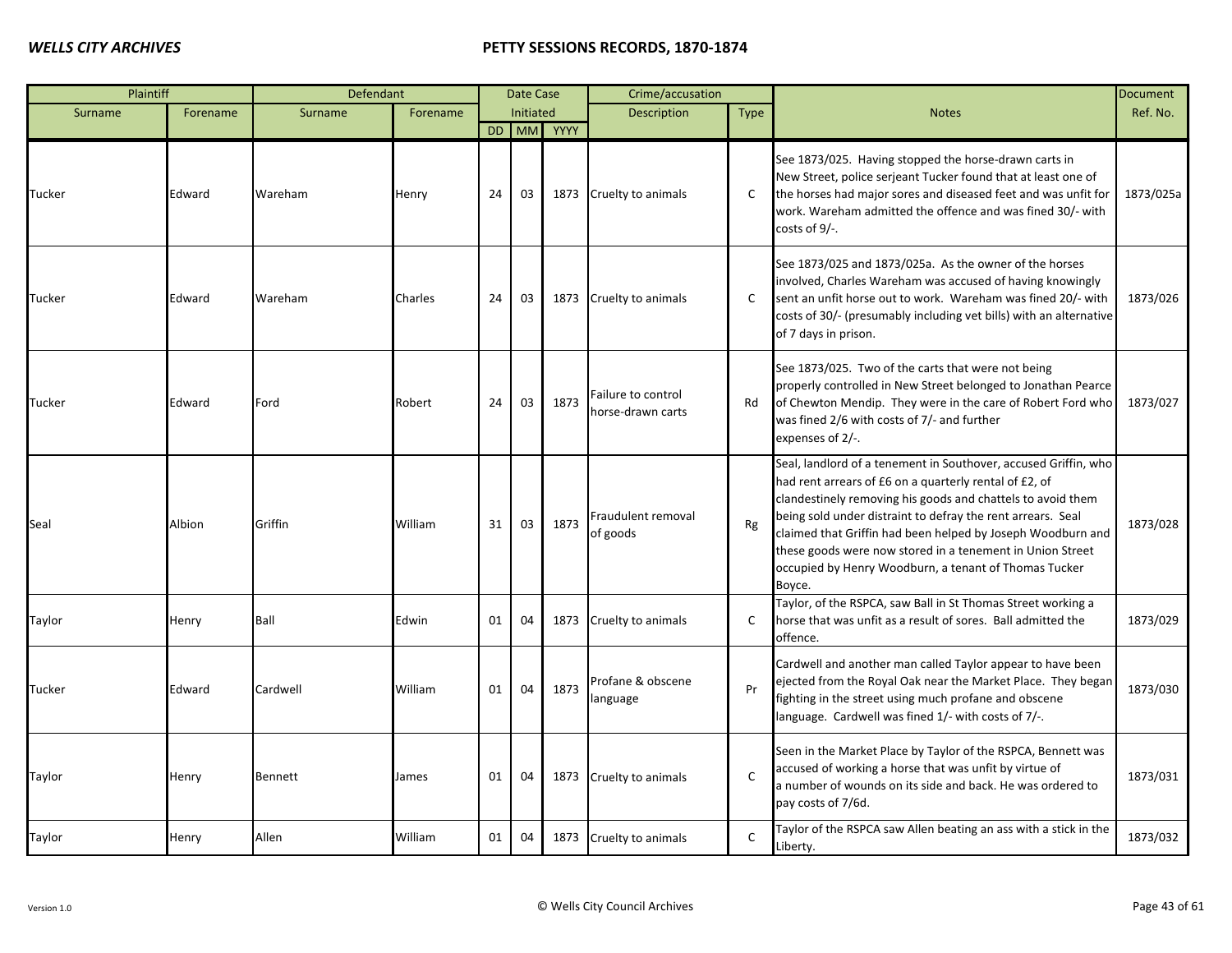| Plaintiff | | Defendant | | Date Case Initiated | | | Crime/accusation | | Notes | Document |
|---|---|---|---|---|---|---|---|---|---|---|
| Surname | Forename | Surname | Forename | DD | MM | YYYY | Description | Type | | Ref. No. |
| Tucker | Edward | Wareham | Henry | 24 | 03 | 1873 | Cruelty to animals | C | See 1873/025. Having stopped the horse-drawn carts in New Street, police serjeant Tucker found that at least one of the horses had major sores and diseased feet and was unfit for work. Wareham admitted the offence and was fined 30/- with costs of 9/-. | 1873/025a |
| Tucker | Edward | Wareham | Charles | 24 | 03 | 1873 | Cruelty to animals | C | See 1873/025 and 1873/025a. As the owner of the horses involved, Charles Wareham was accused of having knowingly sent an unfit horse out to work. Wareham was fined 20/- with costs of 30/- (presumably including vet bills) with an alternative of 7 days in prison. | 1873/026 |
| Tucker | Edward | Ford | Robert | 24 | 03 | 1873 | Failure to control horse-drawn carts | Rd | See 1873/025. Two of the carts that were not being properly controlled in New Street belonged to Jonathan Pearce of Chewton Mendip. They were in the care of Robert Ford who was fined 2/6 with costs of 7/- and further expenses of 2/-. | 1873/027 |
| Seal | Albion | Griffin | William | 31 | 03 | 1873 | Fraudulent removal of goods | Rg | Seal, landlord of a tenement in Southover, accused Griffin, who had rent arrears of £6 on a quarterly rental of £2, of clandestinely removing his goods and chattels to avoid them being sold under distraint to defray the rent arrears. Seal claimed that Griffin had been helped by Joseph Woodburn and these goods were now stored in a tenement in Union Street occupied by Henry Woodburn, a tenant of Thomas Tucker Boyce. | 1873/028 |
| Taylor | Henry | Ball | Edwin | 01 | 04 | 1873 | Cruelty to animals | C | Taylor, of the RSPCA, saw Ball in St Thomas Street working a horse that was unfit as a result of sores. Ball admitted the offence. | 1873/029 |
| Tucker | Edward | Cardwell | William | 01 | 04 | 1873 | Profane & obscene language | Pr | Cardwell and another man called Taylor appear to have been ejected from the Royal Oak near the Market Place. They began fighting in the street using much profane and obscene language. Cardwell was fined 1/- with costs of 7/-. | 1873/030 |
| Taylor | Henry | Bennett | James | 01 | 04 | 1873 | Cruelty to animals | C | Seen in the Market Place by Taylor of the RSPCA, Bennett was accused of working a horse that was unfit by virtue of a number of wounds on its side and back. He was ordered to pay costs of 7/6d. | 1873/031 |
| Taylor | Henry | Allen | William | 01 | 04 | 1873 | Cruelty to animals | C | Taylor of the RSPCA saw Allen beating an ass with a stick in the Liberty. | 1873/032 |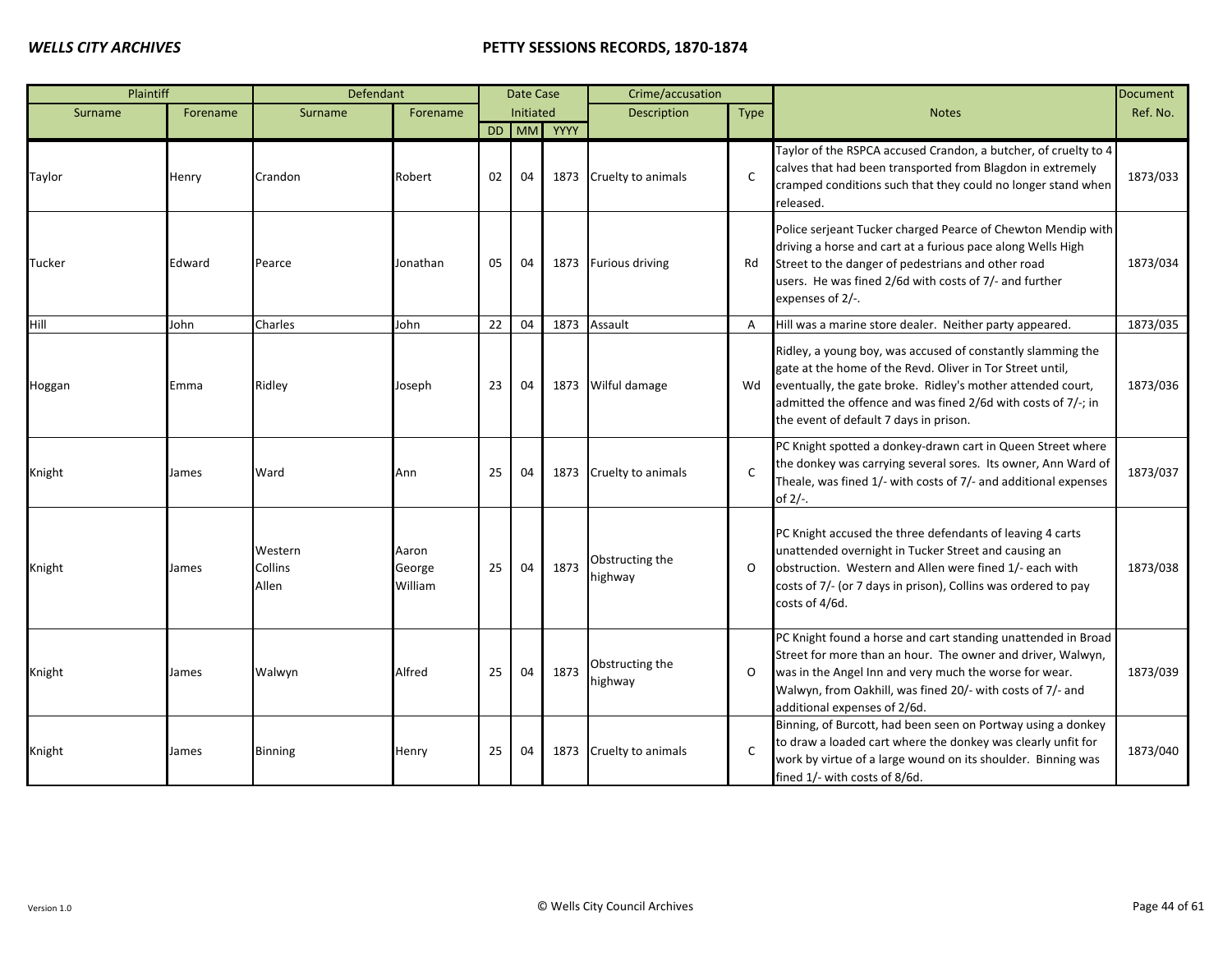| Plaintiff | | Defendant | | Date Case Initiated | | | Crime/accusation | | Notes | Document |
|---|---|---|---|---|---|---|---|---|---|---|
| Surname | Forename | Surname | Forename | DD | MM | YYYY | Description | Type | | Ref. No. |
| Taylor | Henry | Crandon | Robert | 02 | 04 | 1873 | Cruelty to animals | C | Taylor of the RSPCA accused Crandon, a butcher, of cruelty to 4 calves that had been transported from Blagdon in extremely cramped conditions such that they could no longer stand when released. | 1873/033 |
| Tucker | Edward | Pearce | Jonathan | 05 | 04 | 1873 | Furious driving | Rd | Police serjeant Tucker charged Pearce of Chewton Mendip with driving a horse and cart at a furious pace along Wells High Street to the danger of pedestrians and other road users. He was fined 2/6d with costs of 7/- and further expenses of 2/-. | 1873/034 |
| Hill | John | Charles | John | 22 | 04 | 1873 | Assault | A | Hill was a marine store dealer. Neither party appeared. | 1873/035 |
| Hoggan | Emma | Ridley | Joseph | 23 | 04 | 1873 | Wilful damage | Wd | Ridley, a young boy, was accused of constantly slamming the gate at the home of the Revd. Oliver in Tor Street until, eventually, the gate broke. Ridley's mother attended court, admitted the offence and was fined 2/6d with costs of 7/-; in the event of default 7 days in prison. | 1873/036 |
| Knight | James | Ward | Ann | 25 | 04 | 1873 | Cruelty to animals | C | PC Knight spotted a donkey-drawn cart in Queen Street where the donkey was carrying several sores. Its owner, Ann Ward of Theale, was fined 1/- with costs of 7/- and additional expenses of 2/-. | 1873/037 |
| Knight | James | Western<br>Collins<br>Allen | Aaron<br>George<br>William | 25 | 04 | 1873 | Obstructing the highway | O | PC Knight accused the three defendants of leaving 4 carts unattended overnight in Tucker Street and causing an obstruction. Western and Allen were fined 1/- each with costs of 7/- (or 7 days in prison), Collins was ordered to pay costs of 4/6d. | 1873/038 |
| Knight | James | Walwyn | Alfred | 25 | 04 | 1873 | Obstructing the highway | O | PC Knight found a horse and cart standing unattended in Broad Street for more than an hour. The owner and driver, Walwyn, was in the Angel Inn and very much the worse for wear. Walwyn, from Oakhill, was fined 20/- with costs of 7/- and additional expenses of 2/6d. | 1873/039 |
| Knight | James | Binning | Henry | 25 | 04 | 1873 | Cruelty to animals | C | Binning, of Burcott, had been seen on Portway using a donkey to draw a loaded cart where the donkey was clearly unfit for work by virtue of a large wound on its shoulder. Binning was fined 1/- with costs of 8/6d. | 1873/040 |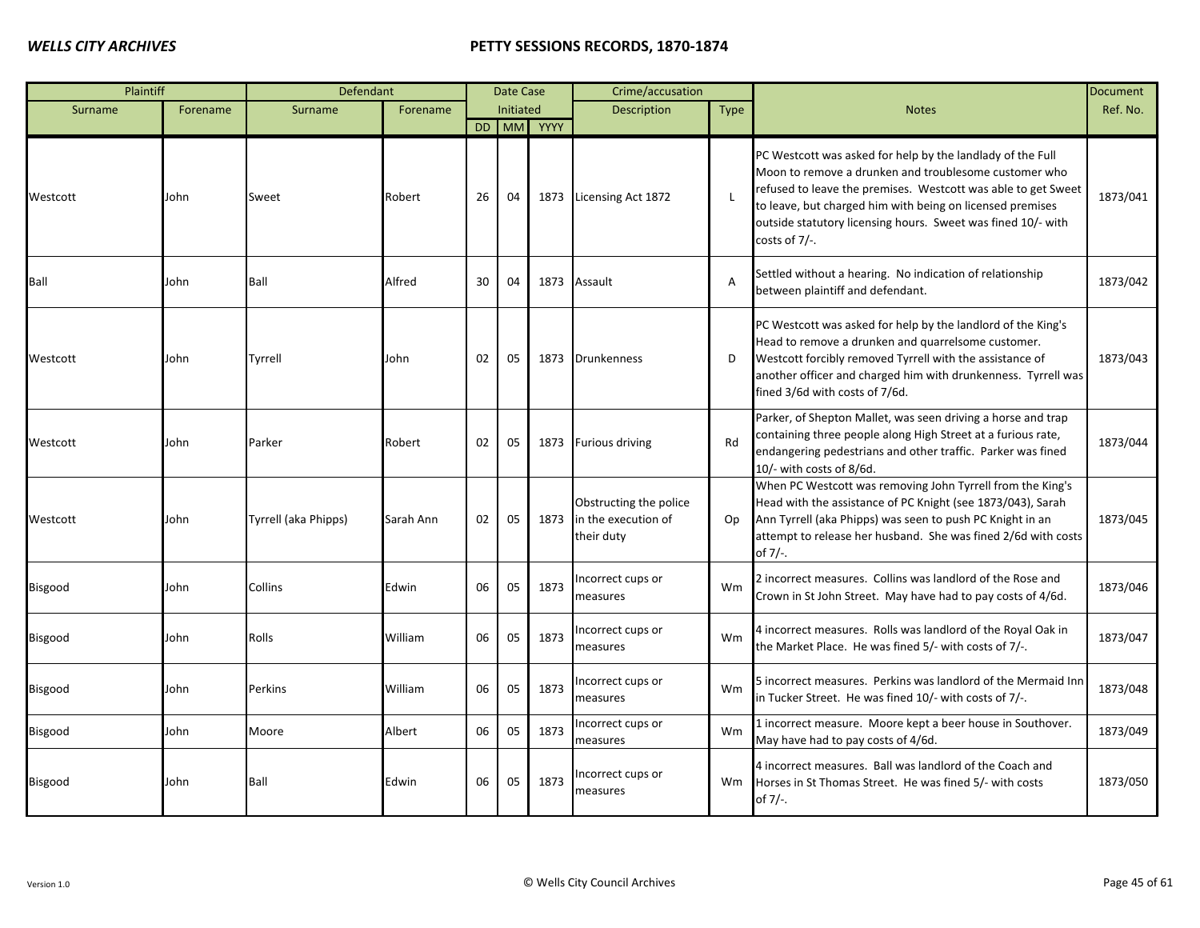| Plaintiff | | Defendant | | Date Case Initiated | | | Crime/accusation | | Notes | Document Ref. No. |
|---|---|---|---|---|---|---|---|---|---|---|
| Surname | Forename | Surname | Forename | DD | MM | YYYY | Description | Type | | |
| Westcott | John | Sweet | Robert | 26 | 04 | 1873 | Licensing Act 1872 | L | PC Westcott was asked for help by the landlady of the Full Moon to remove a drunken and troublesome customer who refused to leave the premises. Westcott was able to get Sweet to leave, but charged him with being on licensed premises outside statutory licensing hours. Sweet was fined 10/- with costs of 7/-. | 1873/041 |
| Ball | John | Ball | Alfred | 30 | 04 | 1873 | Assault | A | Settled without a hearing. No indication of relationship between plaintiff and defendant. | 1873/042 |
| Westcott | John | Tyrrell | John | 02 | 05 | 1873 | Drunkenness | D | PC Westcott was asked for help by the landlord of the King's Head to remove a drunken and quarrelsome customer. Westcott forcibly removed Tyrrell with the assistance of another officer and charged him with drunkenness. Tyrrell was fined 3/6d with costs of 7/6d. | 1873/043 |
| Westcott | John | Parker | Robert | 02 | 05 | 1873 | Furious driving | Rd | Parker, of Shepton Mallet, was seen driving a horse and trap containing three people along High Street at a furious rate, endangering pedestrians and other traffic. Parker was fined 10/- with costs of 8/6d. | 1873/044 |
| Westcott | John | Tyrrell (aka Phipps) | Sarah Ann | 02 | 05 | 1873 | Obstructing the police in the execution of their duty | Op | When PC Westcott was removing John Tyrrell from the King's Head with the assistance of PC Knight (see 1873/043), Sarah Ann Tyrrell (aka Phipps) was seen to push PC Knight in an attempt to release her husband. She was fined 2/6d with costs of 7/-. | 1873/045 |
| Bisgood | John | Collins | Edwin | 06 | 05 | 1873 | Incorrect cups or measures | Wm | 2 incorrect measures. Collins was landlord of the Rose and Crown in St John Street. May have had to pay costs of 4/6d. | 1873/046 |
| Bisgood | John | Rolls | William | 06 | 05 | 1873 | Incorrect cups or measures | Wm | 4 incorrect measures. Rolls was landlord of the Royal Oak in the Market Place. He was fined 5/- with costs of 7/-. | 1873/047 |
| Bisgood | John | Perkins | William | 06 | 05 | 1873 | Incorrect cups or measures | Wm | 5 incorrect measures. Perkins was landlord of the Mermaid Inn in Tucker Street. He was fined 10/- with costs of 7/-. | 1873/048 |
| Bisgood | John | Moore | Albert | 06 | 05 | 1873 | Incorrect cups or measures | Wm | 1 incorrect measure. Moore kept a beer house in Southover. May have had to pay costs of 4/6d. | 1873/049 |
| Bisgood | John | Ball | Edwin | 06 | 05 | 1873 | Incorrect cups or measures | Wm | 4 incorrect measures. Ball was landlord of the Coach and Horses in St Thomas Street. He was fined 5/- with costs of 7/-. | 1873/050 |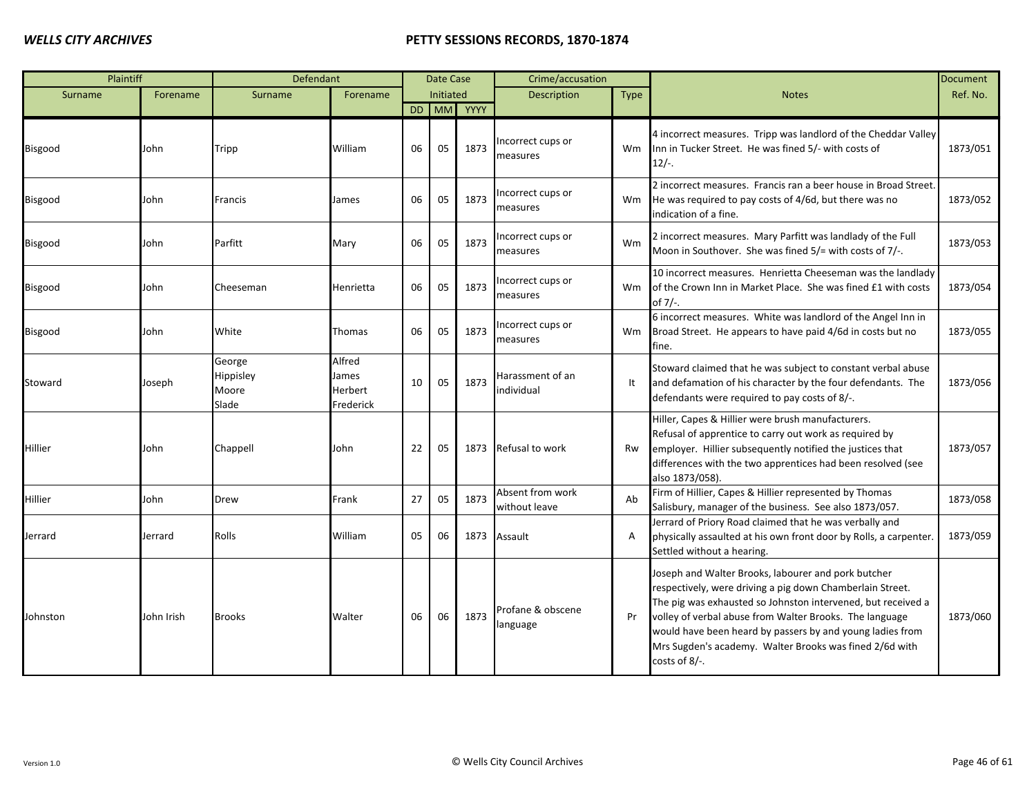| Plaintiff | | Defendant | | Date Case Initiated | | | Crime/accusation | | Notes | Document Ref. No. |
|---|---|---|---|---|---|---|---|---|---|---|
| Surname | Forename | Surname | Forename | DD | MM | YYYY | Description | Type | | |
| Bisgood | John | Tripp | William | 06 | 05 | 1873 | Incorrect cups or measures | Wm | 4 incorrect measures. Tripp was landlord of the Cheddar Valley Inn in Tucker Street. He was fined 5/- with costs of 12/-. | 1873/051 |
| Bisgood | John | Francis | James | 06 | 05 | 1873 | Incorrect cups or measures | Wm | 2 incorrect measures. Francis ran a beer house in Broad Street. He was required to pay costs of 4/6d, but there was no indication of a fine. | 1873/052 |
| Bisgood | John | Parfitt | Mary | 06 | 05 | 1873 | Incorrect cups or measures | Wm | 2 incorrect measures. Mary Parfitt was landlady of the Full Moon in Southover. She was fined 5/= with costs of 7/-. | 1873/053 |
| Bisgood | John | Cheeseman | Henrietta | 06 | 05 | 1873 | Incorrect cups or measures | Wm | 10 incorrect measures. Henrietta Cheeseman was the landlady of the Crown Inn in Market Place. She was fined £1 with costs of 7/-. | 1873/054 |
| Bisgood | John | White | Thomas | 06 | 05 | 1873 | Incorrect cups or measures | Wm | 6 incorrect measures. White was landlord of the Angel Inn in Broad Street. He appears to have paid 4/6d in costs but no fine. | 1873/055 |
| Steward | Joseph | George<br>Hippisley<br>Moore<br>Slade | Alfred<br>James<br>Herbert<br>Frederick | 10 | 05 | 1873 | Harassment of an individual | It | Steward claimed that he was subject to constant verbal abuse and defamation of his character by the four defendants. The defendants were required to pay costs of 8/-. | 1873/056 |
| Hillier | John | Chappell | John | 22 | 05 | 1873 | Refusal to work | Rw | Hiller, Capes & Hillier were brush manufacturers. Refusal of apprentice to carry out work as required by employer. Hillier subsequently notified the justices that differences with the two apprentices had been resolved (see also 1873/058). | 1873/057 |
| Hillier | John | Drew | Frank | 27 | 05 | 1873 | Absent from work without leave | Ab | Firm of Hillier, Capes & Hillier represented by Thomas Salisbury, manager of the business. See also 1873/057. | 1873/058 |
| Jerrard | Jerrard | Rolls | William | 05 | 06 | 1873 | Assault | A | Jerrard of Priory Road claimed that he was verbally and physically assaulted at his own front door by Rolls, a carpenter. Settled without a hearing. | 1873/059 |
| Johnston | John Irish | Brooks | Walter | 06 | 06 | 1873 | Profane & obscene language | Pr | Joseph and Walter Brooks, labourer and pork butcher respectively, were driving a pig down Chamberlain Street. The pig was exhausted so Johnston intervened, but received a volley of verbal abuse from Walter Brooks. The language would have been heard by passers by and young ladies from Mrs Sugden's academy. Walter Brooks was fined 2/6d with costs of 8/-. | 1873/060 |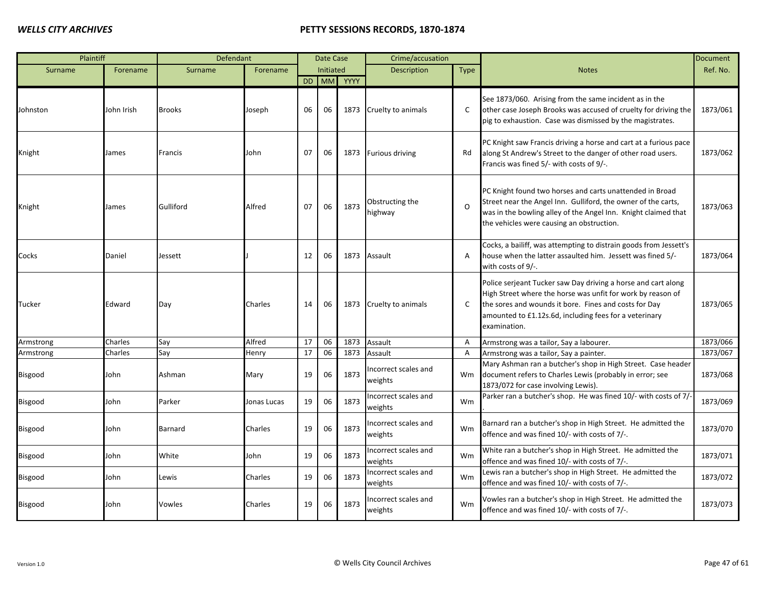| Plaintiff | | Defendant | | Date Case Initiated | | | Crime/accusation | | Notes | Document Ref. No. |
|---|---|---|---|---|---|---|---|---|---|---|
| Surname | Forename | Surname | Forename | DD | MM | YYYY | Description | Type | | |
| Johnston | John Irish | Brooks | Joseph | 06 | 06 | 1873 | Cruelty to animals | C | See 1873/060. Arising from the same incident as in the other case Joseph Brooks was accused of cruelty for driving the pig to exhaustion. Case was dismissed by the magistrates. | 1873/061 |
| Knight | James | Francis | John | 07 | 06 | 1873 | Furious driving | Rd | PC Knight saw Francis driving a horse and cart at a furious pace along St Andrew's Street to the danger of other road users. Francis was fined 5/- with costs of 9/-. | 1873/062 |
| Knight | James | Gulliford | Alfred | 07 | 06 | 1873 | Obstructing the highway | O | PC Knight found two horses and carts unattended in Broad Street near the Angel Inn. Gulliford, the owner of the carts, was in the bowling alley of the Angel Inn. Knight claimed that the vehicles were causing an obstruction. | 1873/063 |
| Cocks | Daniel | Jessett | J | 12 | 06 | 1873 | Assault | A | Cocks, a bailiff, was attempting to distrain goods from Jessett's house when the latter assaulted him. Jessett was fined 5/- with costs of 9/-. | 1873/064 |
| Tucker | Edward | Day | Charles | 14 | 06 | 1873 | Cruelty to animals | C | Police serjeant Tucker saw Day driving a horse and cart along High Street where the horse was unfit for work by reason of the sores and wounds it bore. Fines and costs for Day amounted to £1.12s.6d, including fees for a veterinary examination. | 1873/065 |
| Armstrong | Charles | Say | Alfred | 17 | 06 | 1873 | Assault | A | Armstrong was a tailor, Say a labourer. | 1873/066 |
| Armstrong | Charles | Say | Henry | 17 | 06 | 1873 | Assault | A | Armstrong was a tailor, Say a painter. | 1873/067 |
| Bisgood | John | Ashman | Mary | 19 | 06 | 1873 | Incorrect scales and weights | Wm | Mary Ashman ran a butcher's shop in High Street. Case header document refers to Charles Lewis (probably in error; see 1873/072 for case involving Lewis). | 1873/068 |
| Bisgood | John | Parker | Jonas Lucas | 19 | 06 | 1873 | Incorrect scales and weights | Wm | Parker ran a butcher's shop. He was fined 10/- with costs of 7/-. | 1873/069 |
| Bisgood | John | Barnard | Charles | 19 | 06 | 1873 | Incorrect scales and weights | Wm | Barnard ran a butcher's shop in High Street. He admitted the offence and was fined 10/- with costs of 7/-. | 1873/070 |
| Bisgood | John | White | John | 19 | 06 | 1873 | Incorrect scales and weights | Wm | White ran a butcher's shop in High Street. He admitted the offence and was fined 10/- with costs of 7/-. | 1873/071 |
| Bisgood | John | Lewis | Charles | 19 | 06 | 1873 | Incorrect scales and weights | Wm | Lewis ran a butcher's shop in High Street. He admitted the offence and was fined 10/- with costs of 7/-. | 1873/072 |
| Bisgood | John | Vowles | Charles | 19 | 06 | 1873 | Incorrect scales and weights | Wm | Vowles ran a butcher's shop in High Street. He admitted the offence and was fined 10/- with costs of 7/-. | 1873/073 |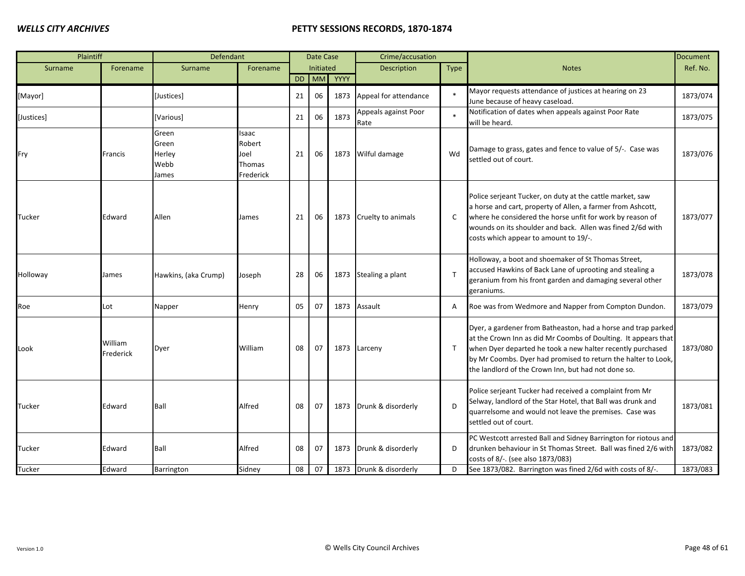| Plaintiff | | Defendant | | Date Case Initiated | | | Crime/accusation | | Notes | Document |
|---|---|---|---|---|---|---|---|---|---|---|
| Surname | Forename | Surname | Forename | DD | MM | YYYY | Description | Type | | Ref. No. |
| [Mayor] | | [Justices] | | 21 | 06 | 1873 | Appeal for attendance | * | Mayor requests attendance of justices at hearing on 23 June because of heavy caseload. | 1873/074 |
| [Justices] | | [Various] | | 21 | 06 | 1873 | Appeals against Poor Rate | * | Notification of dates when appeals against Poor Rate will be heard. | 1873/075 |
| Fry | Francis | Green<br>Green<br>Herley<br>Webb<br>James | Isaac<br>Robert<br>Joel<br>Thomas<br>Frederick | 21 | 06 | 1873 | Wilful damage | Wd | Damage to grass, gates and fence to value of 5/-. Case was settled out of court. | 1873/076 |
| Tucker | Edward | Allen | James | 21 | 06 | 1873 | Cruelty to animals | C | Police serjeant Tucker, on duty at the cattle market, saw a horse and cart, property of Allen, a farmer from Ashcott, where he considered the horse unfit for work by reason of wounds on its shoulder and back. Allen was fined 2/6d with costs which appear to amount to 19/-. | 1873/077 |
| Holloway | James | Hawkins, (aka Crump) | Joseph | 28 | 06 | 1873 | Stealing a plant | T | Holloway, a boot and shoemaker of St Thomas Street, accused Hawkins of Back Lane of uprooting and stealing a geranium from his front garden and damaging several other geraniums. | 1873/078 |
| Roe | Lot | Napper | Henry | 05 | 07 | 1873 | Assault | A | Roe was from Wedmore and Napper from Compton Dundon. | 1873/079 |
| Look | William Frederick | Dyer | William | 08 | 07 | 1873 | Larceny | T | Dyer, a gardener from Batheaston, had a horse and trap parked at the Crown Inn as did Mr Coombs of Doulting. It appears that when Dyer departed he took a new halter recently purchased by Mr Coombs. Dyer had promised to return the halter to Look, the landlord of the Crown Inn, but had not done so. | 1873/080 |
| Tucker | Edward | Ball | Alfred | 08 | 07 | 1873 | Drunk & disorderly | D | Police serjeant Tucker had received a complaint from Mr Selway, landlord of the Star Hotel, that Ball was drunk and quarrelsome and would not leave the premises. Case was settled out of court. | 1873/081 |
| Tucker | Edward | Ball | Alfred | 08 | 07 | 1873 | Drunk & disorderly | D | PC Westcott arrested Ball and Sidney Barrington for riotous and drunken behaviour in St Thomas Street. Ball was fined 2/6 with costs of 8/-. (see also 1873/083) | 1873/082 |
| Tucker | Edward | Barrington | Sidney | 08 | 07 | 1873 | Drunk & disorderly | D | See 1873/082. Barrington was fined 2/6d with costs of 8/-. | 1873/083 |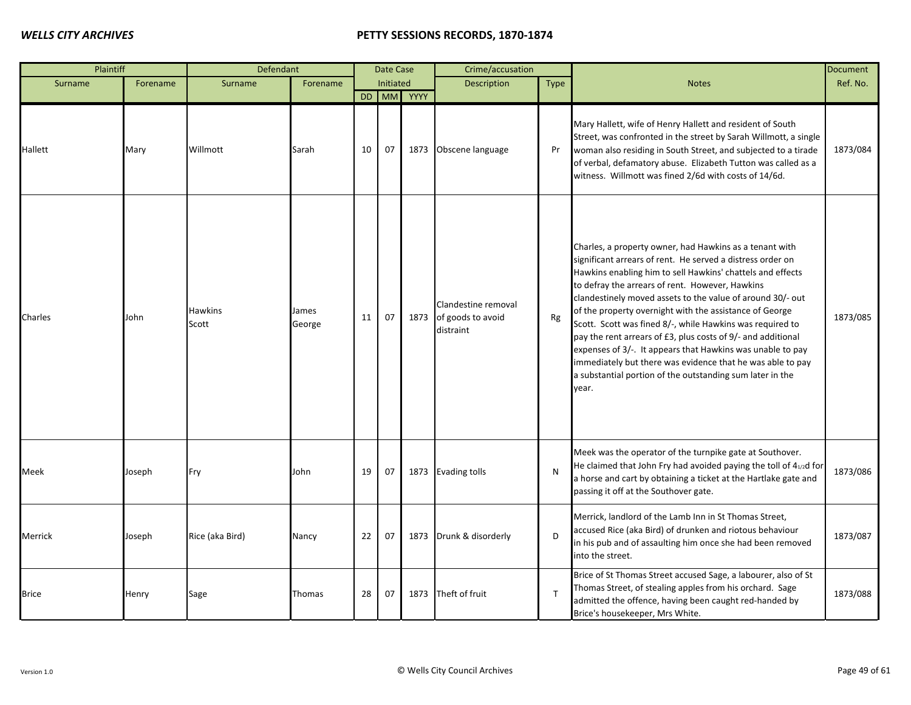| Plaintiff | | Defendant | | Date Case Initiated | | | Crime/accusation | | Notes | Document |
|---|---|---|---|---|---|---|---|---|---|---|
| Surname | Forename | Surname | Forename | DD | MM | YYYY | Description | Type | | Ref. No. |
| Hallett | Mary | Willmott | Sarah | 10 | 07 | 1873 | Obscene language | Pr | Mary Hallett, wife of Henry Hallett and resident of South Street, was confronted in the street by Sarah Willmott, a single woman also residing in South Street, and subjected to a tirade of verbal, defamatory abuse. Elizabeth Tutton was called as a witness. Willmott was fined 2/6d with costs of 14/6d. | 1873/084 |
| Charles | John | Hawkins<br>Scott | James<br>George | 11 | 07 | 1873 | Clandestine removal of goods to avoid distraint | Rg | Charles, a property owner, had Hawkins as a tenant with significant arrears of rent. He served a distress order on Hawkins enabling him to sell Hawkins' chattels and effects to defray the arrears of rent. However, Hawkins clandestinely moved assets to the value of around 30/- out of the property overnight with the assistance of George Scott. Scott was fined 8/-, while Hawkins was required to pay the rent arrears of £3, plus costs of 9/- and additional expenses of 3/-. It appears that Hawkins was unable to pay immediately but there was evidence that he was able to pay a substantial portion of the outstanding sum later in the year. | 1873/085 |
| Meek | Joseph | Fry | John | 19 | 07 | 1873 | Evading tolls | N | Meek was the operator of the turnpike gate at Southover. He claimed that John Fry had avoided paying the toll of 4½d for a horse and cart by obtaining a ticket at the Hartlake gate and passing it off at the Southover gate. | 1873/086 |
| Merrick | Joseph | Rice (aka Bird) | Nancy | 22 | 07 | 1873 | Drunk & disorderly | D | Merrick, landlord of the Lamb Inn in St Thomas Street, accused Rice (aka Bird) of drunken and riotous behaviour in his pub and of assaulting him once she had been removed into the street. | 1873/087 |
| Brice | Henry | Sage | Thomas | 28 | 07 | 1873 | Theft of fruit | T | Brice of St Thomas Street accused Sage, a labourer, also of St Thomas Street, of stealing apples from his orchard. Sage admitted the offence, having been caught red-handed by Brice's housekeeper, Mrs White. | 1873/088 |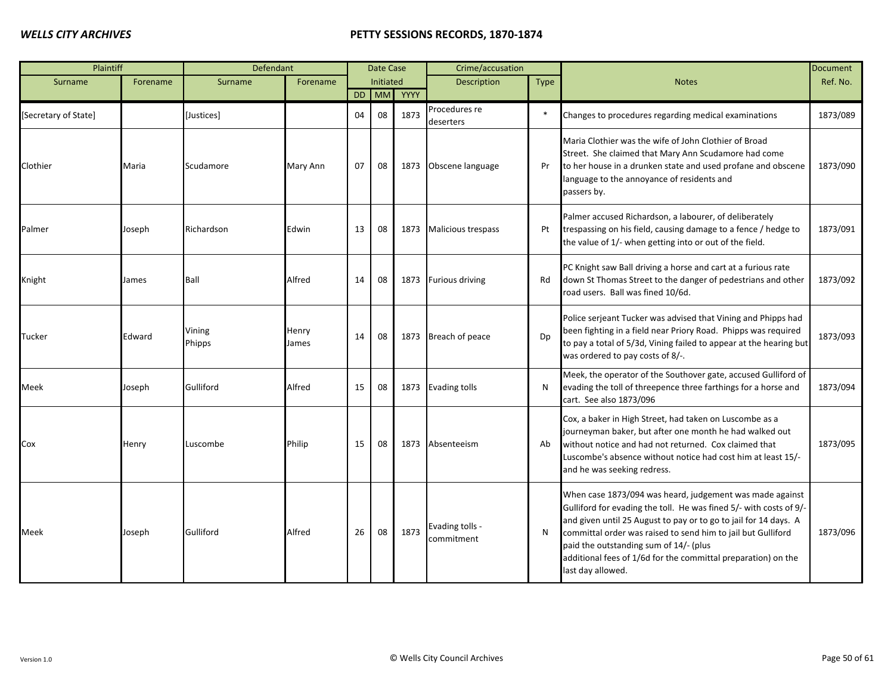| Plaintiff | | Defendant | | Date Case Initiated | | | Crime/accusation | | Notes | Document |
|---|---|---|---|---|---|---|---|---|---|---|
| Surname | Forename | Surname | Forename | DD | MM | YYYY | Description | Type | | Ref. No. |
| [Secretary of State] | | [Justices] | | 04 | 08 | 1873 | Procedures re deserters | * | Changes to procedures regarding medical examinations | 1873/089 |
| Clothier | Maria | Scudamore | Mary Ann | 07 | 08 | 1873 | Obscene language | Pr | Maria Clothier was the wife of John Clothier of Broad Street. She claimed that Mary Ann Scudamore had come to her house in a drunken state and used profane and obscene language to the annoyance of residents and passers by. | 1873/090 |
| Palmer | Joseph | Richardson | Edwin | 13 | 08 | 1873 | Malicious trespass | Pt | Palmer accused Richardson, a labourer, of deliberately trespassing on his field, causing damage to a fence / hedge to the value of 1/- when getting into or out of the field. | 1873/091 |
| Knight | James | Ball | Alfred | 14 | 08 | 1873 | Furious driving | Rd | PC Knight saw Ball driving a horse and cart at a furious rate down St Thomas Street to the danger of pedestrians and other road users. Ball was fined 10/6d. | 1873/092 |
| Tucker | Edward | Vining<br>Phipps | Henry<br>James | 14 | 08 | 1873 | Breach of peace | Dp | Police serjeant Tucker was advised that Vining and Phipps had been fighting in a field near Priory Road. Phipps was required to pay a total of 5/3d, Vining failed to appear at the hearing but was ordered to pay costs of 8/-. | 1873/093 |
| Meek | Joseph | Gulliford | Alfred | 15 | 08 | 1873 | Evading tolls | N | Meek, the operator of the Southover gate, accused Gulliford of evading the toll of threepence three farthings for a horse and cart. See also 1873/096 | 1873/094 |
| Cox | Henry | Luscombe | Philip | 15 | 08 | 1873 | Absenteeism | Ab | Cox, a baker in High Street, had taken on Luscombe as a journeyman baker, but after one month he had walked out without notice and had not returned. Cox claimed that Luscombe's absence without notice had cost him at least 15/- and he was seeking redress. | 1873/095 |
| Meek | Joseph | Gulliford | Alfred | 26 | 08 | 1873 | Evading tolls - commitment | N | When case 1873/094 was heard, judgement was made against Gulliford for evading the toll. He was fined 5/- with costs of 9/- and given until 25 August to pay or to go to jail for 14 days. A committal order was raised to send him to jail but Gulliford paid the outstanding sum of 14/- (plus additional fees of 1/6d for the committal preparation) on the last day allowed. | 1873/096 |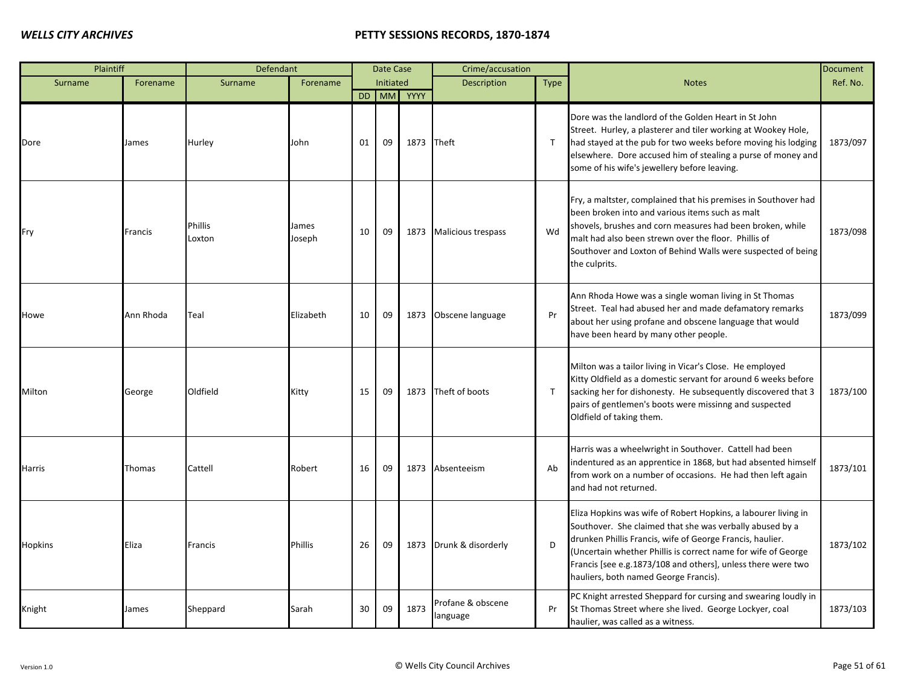| Plaintiff | | Defendant | | Date Case Initiated | | | Crime/accusation | | Notes | Document |
|---|---|---|---|---|---|---|---|---|---|---|
| Surname | Forename | Surname | Forename | DD | MM | YYYY | Description | Type | | Ref. No. |
| Dore | James | Hurley | John | 01 | 09 | 1873 | Theft | T | Dore was the landlord of the Golden Heart in St John Street. Hurley, a plasterer and tiler working at Wookey Hole, had stayed at the pub for two weeks before moving his lodging elsewhere. Dore accused him of stealing a purse of money and some of his wife's jewellery before leaving. | 1873/097 |
| Fry | Francis | Phillis<br>Loxton | James<br>Joseph | 10 | 09 | 1873 | Malicious trespass | Wd | Fry, a maltster, complained that his premises in Southover had been broken into and various items such as malt shovels, brushes and corn measures had been broken, while malt had also been strewn over the floor. Phillis of Southover and Loxton of Behind Walls were suspected of being the culprits. | 1873/098 |
| Howe | Ann Rhoda | Teal | Elizabeth | 10 | 09 | 1873 | Obscene language | Pr | Ann Rhoda Howe was a single woman living in St Thomas Street. Teal had abused her and made defamatory remarks about her using profane and obscene language that would have been heard by many other people. | 1873/099 |
| Milton | George | Oldfield | Kitty | 15 | 09 | 1873 | Theft of boots | T | Milton was a tailor living in Vicar's Close. He employed Kitty Oldfield as a domestic servant for around 6 weeks before sacking her for dishonesty. He subsequently discovered that 3 pairs of gentlemen's boots were missinng and suspected Oldfield of taking them. | 1873/100 |
| Harris | Thomas | Cattell | Robert | 16 | 09 | 1873 | Absenteeism | Ab | Harris was a wheelwright in Southover. Cattell had been indentured as an apprentice in 1868, but had absented himself from work on a number of occasions. He had then left again and had not returned. | 1873/101 |
| Hopkins | Eliza | Francis | Phillis | 26 | 09 | 1873 | Drunk & disorderly | D | Eliza Hopkins was wife of Robert Hopkins, a labourer living in Southover. She claimed that she was verbally abused by a drunken Phillis Francis, wife of George Francis, haulier. (Uncertain whether Phillis is correct name for wife of George Francis [see e.g.1873/108 and others], unless there were two hauliers, both named George Francis). | 1873/102 |
| Knight | James | Sheppard | Sarah | 30 | 09 | 1873 | Profane & obscene language | Pr | PC Knight arrested Sheppard for cursing and swearing loudly in St Thomas Street where she lived. George Lockyer, coal haulier, was called as a witness. | 1873/103 |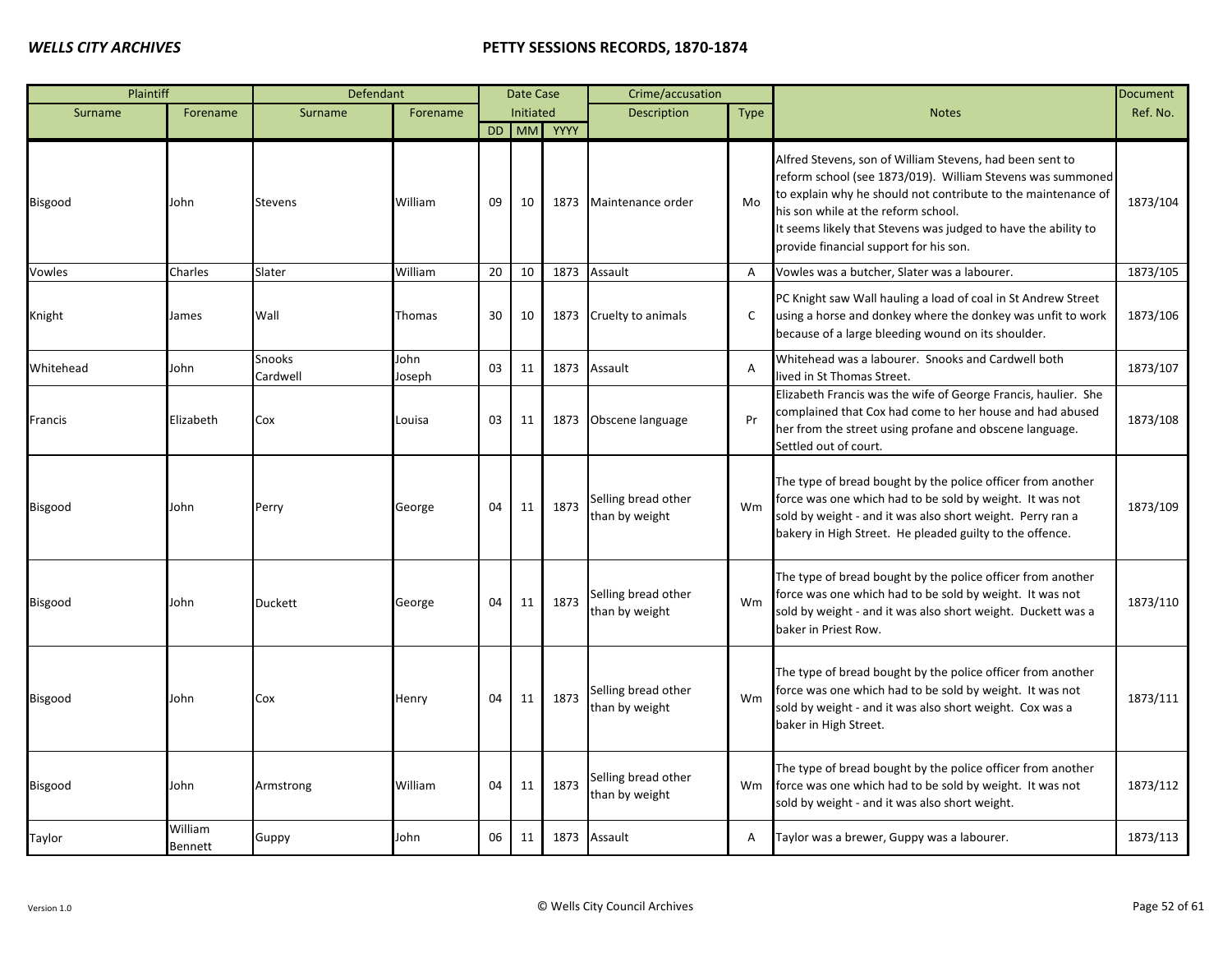| Plaintiff | | Defendant | | Date Case Initiated | | | Crime/accusation | | Notes | Document Ref. No. |
|---|---|---|---|---|---|---|---|---|---|---|
| Surname | Forename | Surname | Forename | DD | MM | YYYY | Description | Type | | |
| Bisgood | John | Stevens | William | 09 | 10 | 1873 | Maintenance order | Mo | Alfred Stevens, son of William Stevens, had been sent to reform school (see 1873/019). William Stevens was summoned to explain why he should not contribute to the maintenance of his son while at the reform school. It seems likely that Stevens was judged to have the ability to provide financial support for his son. | 1873/104 |
| Vowles | Charles | Slater | William | 20 | 10 | 1873 | Assault | A | Vowles was a butcher, Slater was a labourer. | 1873/105 |
| Knight | James | Wall | Thomas | 30 | 10 | 1873 | Cruelty to animals | C | PC Knight saw Wall hauling a load of coal in St Andrew Street using a horse and donkey where the donkey was unfit to work because of a large bleeding wound on its shoulder. | 1873/106 |
| Whitehead | John | Snooks Cardwell | John Joseph | 03 | 11 | 1873 | Assault | A | Whitehead was a labourer. Snooks and Cardwell both lived in St Thomas Street. | 1873/107 |
| Francis | Elizabeth | Cox | Louisa | 03 | 11 | 1873 | Obscene language | Pr | Elizabeth Francis was the wife of George Francis, haulier. She complained that Cox had come to her house and had abused her from the street using profane and obscene language. Settled out of court. | 1873/108 |
| Bisgood | John | Perry | George | 04 | 11 | 1873 | Selling bread other than by weight | Wm | The type of bread bought by the police officer from another force was one which had to be sold by weight. It was not sold by weight - and it was also short weight. Perry ran a bakery in High Street. He pleaded guilty to the offence. | 1873/109 |
| Bisgood | John | Duckett | George | 04 | 11 | 1873 | Selling bread other than by weight | Wm | The type of bread bought by the police officer from another force was one which had to be sold by weight. It was not sold by weight - and it was also short weight. Duckett was a baker in Priest Row. | 1873/110 |
| Bisgood | John | Cox | Henry | 04 | 11 | 1873 | Selling bread other than by weight | Wm | The type of bread bought by the police officer from another force was one which had to be sold by weight. It was not sold by weight - and it was also short weight. Cox was a baker in High Street. | 1873/111 |
| Bisgood | John | Armstrong | William | 04 | 11 | 1873 | Selling bread other than by weight | Wm | The type of bread bought by the police officer from another force was one which had to be sold by weight. It was not sold by weight - and it was also short weight. | 1873/112 |
| Taylor | William Bennett | Guppy | John | 06 | 11 | 1873 | Assault | A | Taylor was a brewer, Guppy was a labourer. | 1873/113 |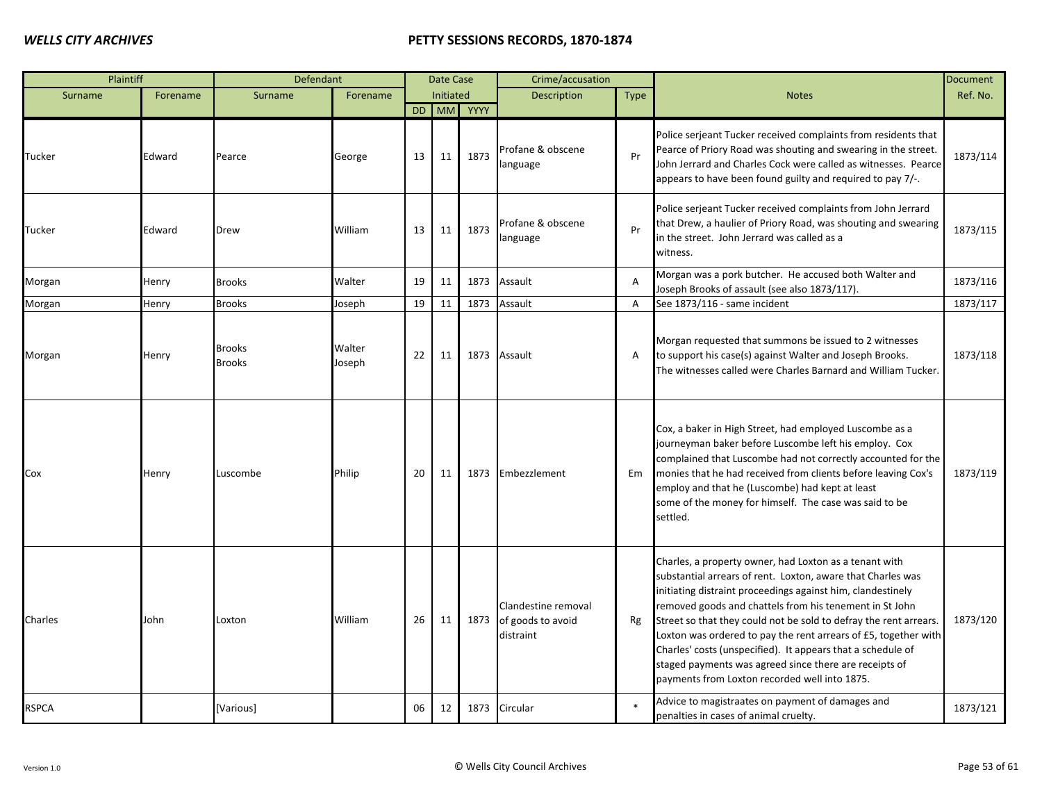| Plaintiff | | Defendant | | Date Case Initiated | | | Crime/accusation | | Notes | Document Ref. No. |
|---|---|---|---|---|---|---|---|---|---|---|
| Surname | Forename | Surname | Forename | DD | MM | YYYY | Description | Type | | |
| Tucker | Edward | Pearce | George | 13 | 11 | 1873 | Profane & obscene language | Pr | Police serjeant Tucker received complaints from residents that Pearce of Priory Road was shouting and swearing in the street. John Jerrard and Charles Cock were called as witnesses. Pearce appears to have been found guilty and required to pay 7/-. | 1873/114 |
| Tucker | Edward | Drew | William | 13 | 11 | 1873 | Profane & obscene language | Pr | Police serjeant Tucker received complaints from John Jerrard that Drew, a haulier of Priory Road, was shouting and swearing in the street. John Jerrard was called as a witness. | 1873/115 |
| Morgan | Henry | Brooks | Walter | 19 | 11 | 1873 | Assault | A | Morgan was a pork butcher. He accused both Walter and Joseph Brooks of assault (see also 1873/117). | 1873/116 |
| Morgan | Henry | Brooks | Joseph | 19 | 11 | 1873 | Assault | A | See 1873/116 - same incident | 1873/117 |
| Morgan | Henry | Brooks<br>Brooks | Walter<br>Joseph | 22 | 11 | 1873 | Assault | A | Morgan requested that summons be issued to 2 witnesses to support his case(s) against Walter and Joseph Brooks. The witnesses called were Charles Barnard and William Tucker. | 1873/118 |
| Cox | Henry | Luscombe | Philip | 20 | 11 | 1873 | Embezzlement | Em | Cox, a baker in High Street, had employed Luscombe as a journeyman baker before Luscombe left his employ. Cox complained that Luscombe had not correctly accounted for the monies that he had received from clients before leaving Cox's employ and that he (Luscombe) had kept at least some of the money for himself. The case was said to be settled. | 1873/119 |
| Charles | John | Loxton | William | 26 | 11 | 1873 | Clandestine removal of goods to avoid distraint | Rg | Charles, a property owner, had Loxton as a tenant with substantial arrears of rent. Loxton, aware that Charles was initiating distraint proceedings against him, clandestinely removed goods and chattels from his tenement in St John Street so that they could not be sold to defray the rent arrears. Loxton was ordered to pay the rent arrears of £5, together with Charles' costs (unspecified). It appears that a schedule of staged payments was agreed since there are receipts of payments from Loxton recorded well into 1875. | 1873/120 |
| RSPCA | | [Various] | | 06 | 12 | 1873 | Circular | * | Advice to magistraates on payment of damages and penalties in cases of animal cruelty. | 1873/121 |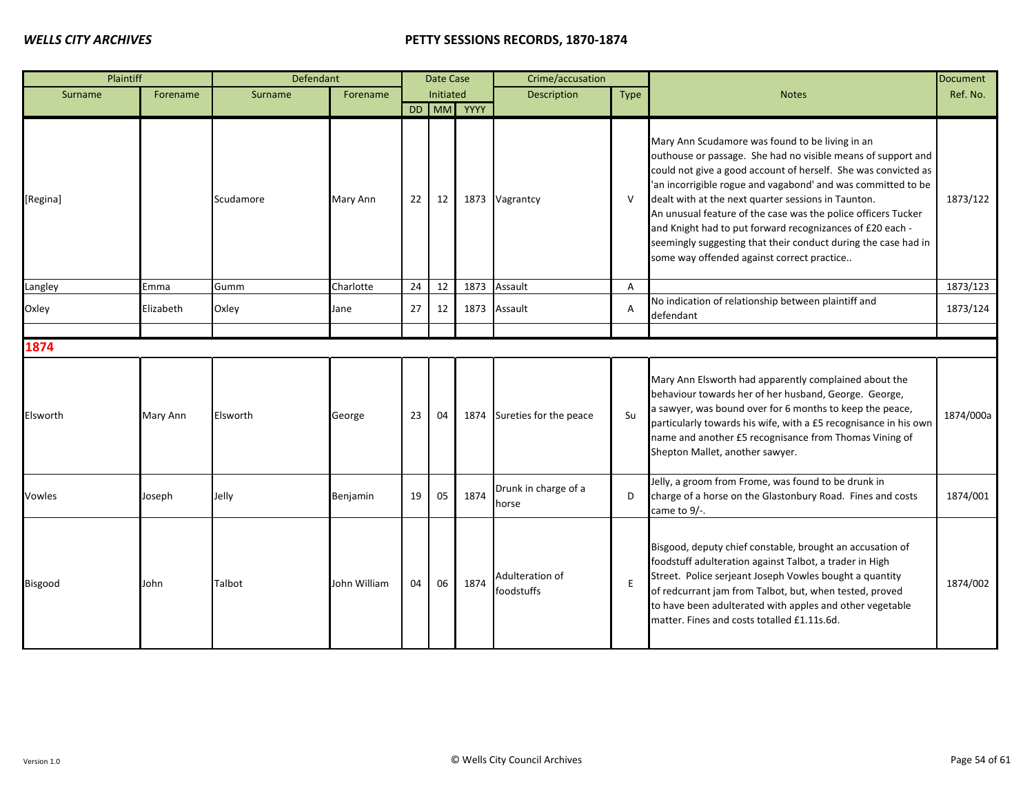| Plaintiff | | Defendant | | Date Case Initiated | | | Crime/accusation | | Notes | Document Ref. No. |
|---|---|---|---|---|---|---|---|---|---|---|
| Surname | Forename | Surname | Forename | DD | MM | YYYY | Description | Type | | |
| [Regina] | | Scudamore | Mary Ann | 22 | 12 | 1873 | Vagrantcy | V | Mary Ann Scudamore was found to be living in an outhouse or passage. She had no visible means of support and could not give a good account of herself. She was convicted as 'an incorrigible rogue and vagabond' and was committed to be dealt with at the next quarter sessions in Taunton. An unusual feature of the case was the police officers Tucker and Knight had to put forward recognizances of £20 each - seemingly suggesting that their conduct during the case had in some way offended against correct practice.. | 1873/122 |
| Langley | Emma | Gumm | Charlotte | 24 | 12 | 1873 | Assault | A | | 1873/123 |
| Oxley | Elizabeth | Oxley | Jane | 27 | 12 | 1873 | Assault | A | No indication of relationship between plaintiff and defendant | 1873/124 |
| | | | | | | | | | | |
| **1874** | | | | | | | | | | |
| Elsworth | Mary Ann | Elsworth | George | 23 | 04 | 1874 | Sureties for the peace | Su | Mary Ann Elsworth had apparently complained about the behaviour towards her of her husband, George. George, a sawyer, was bound over for 6 months to keep the peace, particularly towards his wife, with a £5 recognisance in his own name and another £5 recognisance from Thomas Vining of Shepton Mallet, another sawyer. | 1874/000a |
| Vowles | Joseph | Jelly | Benjamin | 19 | 05 | 1874 | Drunk in charge of a horse | D | Jelly, a groom from Frome, was found to be drunk in charge of a horse on the Glastonbury Road. Fines and costs came to 9/-. | 1874/001 |
| Bisgood | John | Talbot | John William | 04 | 06 | 1874 | Adulteration of foodstuffs | E | Bisgood, deputy chief constable, brought an accusation of foodstuff adulteration against Talbot, a trader in High Street. Police serjeant Joseph Vowles bought a quantity of redcurrant jam from Talbot, but, when tested, proved to have been adulterated with apples and other vegetable matter. Fines and costs totalled £1.11s.6d. | 1874/002 |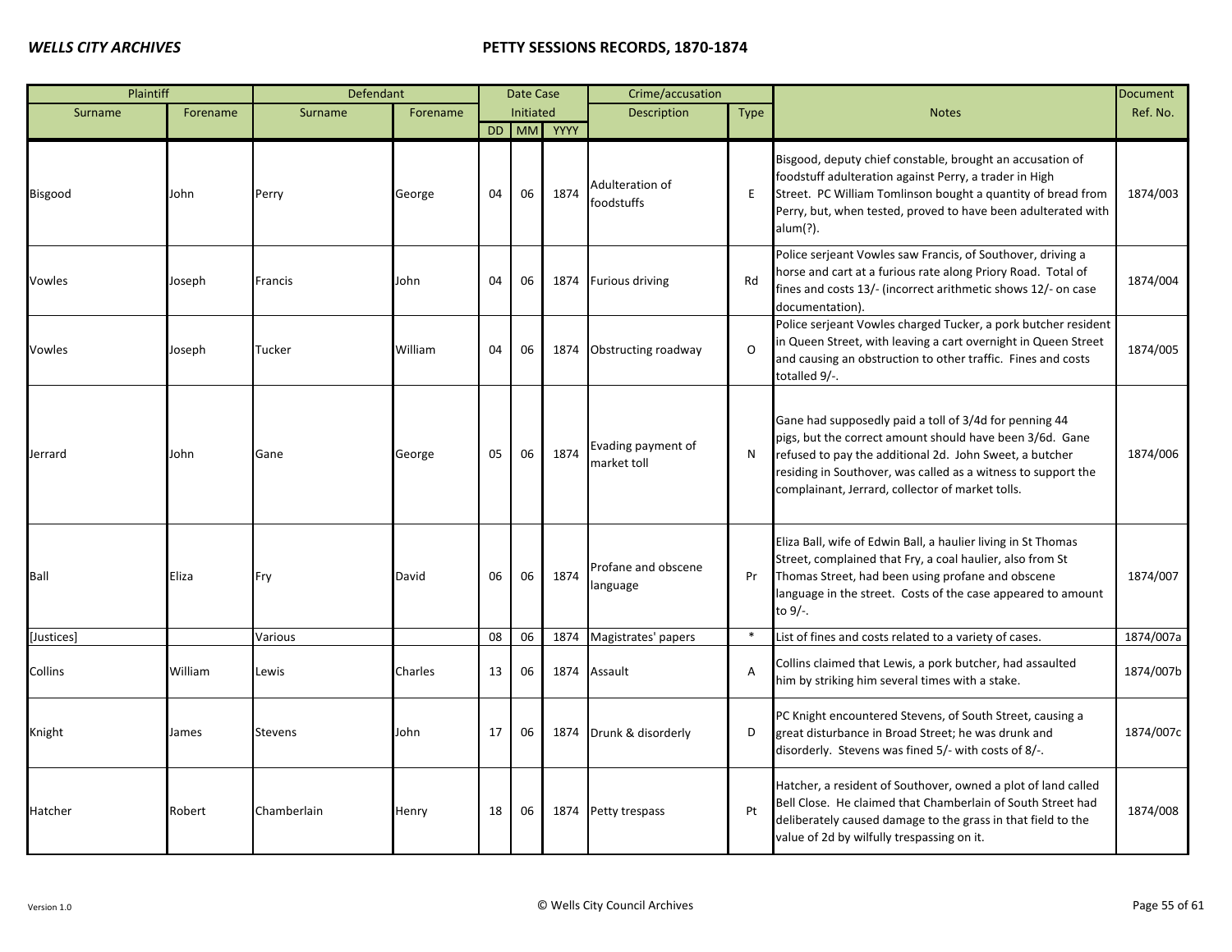| Plaintiff | | Defendant | | Date Case Initiated | | | Crime/accusation | | Notes | Document Ref. No. |
|---|---|---|---|---|---|---|---|---|---|---|
| Surname | Forename | Surname | Forename | DD | MM | YYYY | Description | Type | | |
| Bisgood | John | Perry | George | 04 | 06 | 1874 | Adulteration of foodstuffs | E | Bisgood, deputy chief constable, brought an accusation of foodstuff adulteration against Perry, a trader in High Street. PC William Tomlinson bought a quantity of bread from Perry, but, when tested, proved to have been adulterated with alum(?). | 1874/003 |
| Vowles | Joseph | Francis | John | 04 | 06 | 1874 | Furious driving | Rd | Police serjeant Vowles saw Francis, of Southover, driving a horse and cart at a furious rate along Priory Road. Total of fines and costs 13/- (incorrect arithmetic shows 12/- on case documentation). | 1874/004 |
| Vowles | Joseph | Tucker | William | 04 | 06 | 1874 | Obstructing roadway | O | Police serjeant Vowles charged Tucker, a pork butcher resident in Queen Street, with leaving a cart overnight in Queen Street and causing an obstruction to other traffic. Fines and costs totalled 9/-. | 1874/005 |
| Jerrard | John | Gane | George | 05 | 06 | 1874 | Evading payment of market toll | N | Gane had supposedly paid a toll of 3/4d for penning 44 pigs, but the correct amount should have been 3/6d. Gane refused to pay the additional 2d. John Sweet, a butcher residing in Southover, was called as a witness to support the complainant, Jerrard, collector of market tolls. | 1874/006 |
| Ball | Eliza | Fry | David | 06 | 06 | 1874 | Profane and obscene language | Pr | Eliza Ball, wife of Edwin Ball, a haulier living in St Thomas Street, complained that Fry, a coal haulier, also from St Thomas Street, had been using profane and obscene language in the street. Costs of the case appeared to amount to 9/-. | 1874/007 |
| [Justices] | | Various | | 08 | 06 | 1874 | Magistrates' papers | * | List of fines and costs related to a variety of cases. | 1874/007a |
| Collins | William | Lewis | Charles | 13 | 06 | 1874 | Assault | A | Collins claimed that Lewis, a pork butcher, had assaulted him by striking him several times with a stake. | 1874/007b |
| Knight | James | Stevens | John | 17 | 06 | 1874 | Drunk & disorderly | D | PC Knight encountered Stevens, of South Street, causing a great disturbance in Broad Street; he was drunk and disorderly. Stevens was fined 5/- with costs of 8/-. | 1874/007c |
| Hatcher | Robert | Chamberlain | Henry | 18 | 06 | 1874 | Petty trespass | Pt | Hatcher, a resident of Southover, owned a plot of land called Bell Close. He claimed that Chamberlain of South Street had deliberately caused damage to the grass in that field to the value of 2d by wilfully trespassing on it. | 1874/008 |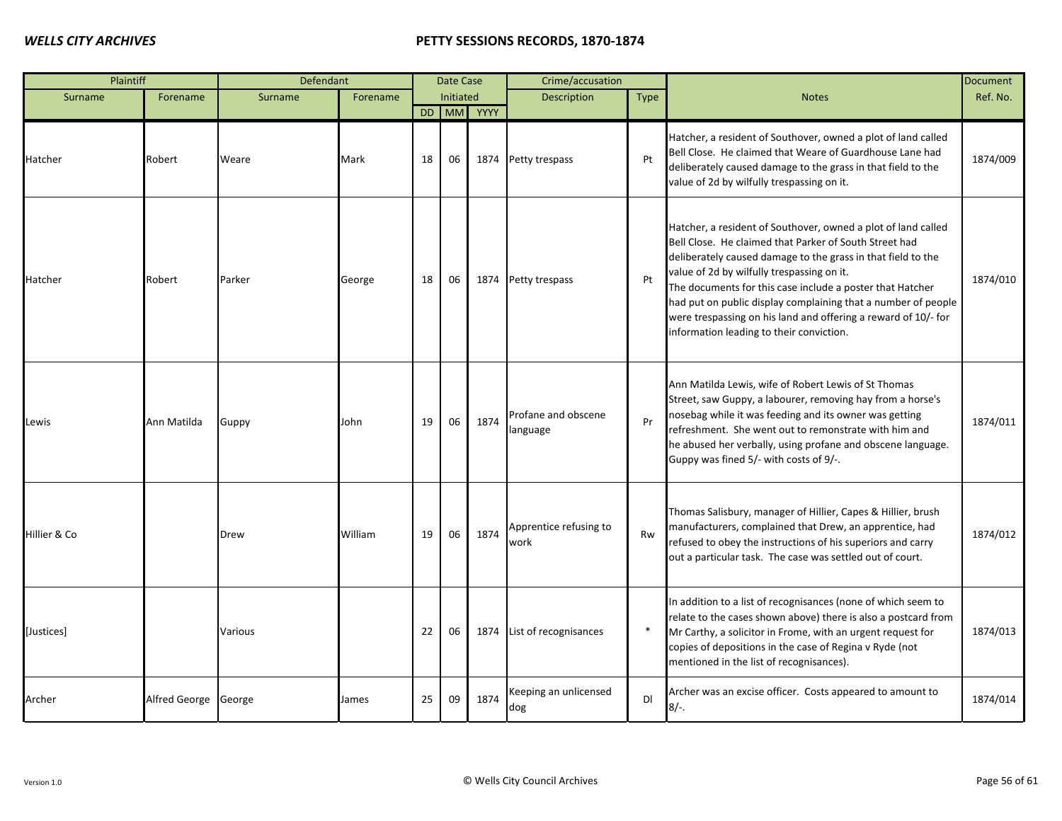| Plaintiff | | Defendant | | Date Case Initiated | | | Crime/accusation | | Notes | Document |
|---|---|---|---|---|---|---|---|---|---|---|
| Surname | Forename | Surname | Forename | DD | MM | YYYY | Description | Type | | Ref. No. |
| Hatcher | Robert | Weare | Mark | 18 | 06 | 1874 | Petty trespass | Pt | Hatcher, a resident of Southover, owned a plot of land called Bell Close. He claimed that Weare of Guardhouse Lane had deliberately caused damage to the grass in that field to the value of 2d by wilfully trespassing on it. | 1874/009 |
| Hatcher | Robert | Parker | George | 18 | 06 | 1874 | Petty trespass | Pt | Hatcher, a resident of Southover, owned a plot of land called Bell Close. He claimed that Parker of South Street had deliberately caused damage to the grass in that field to the value of 2d by wilfully trespassing on it. The documents for this case include a poster that Hatcher had put on public display complaining that a number of people were trespassing on his land and offering a reward of 10/- for information leading to their conviction. | 1874/010 |
| Lewis | Ann Matilda | Guppy | John | 19 | 06 | 1874 | Profane and obscene language | Pr | Ann Matilda Lewis, wife of Robert Lewis of St Thomas Street, saw Guppy, a labourer, removing hay from a horse's nosebag while it was feeding and its owner was getting refreshment. She went out to remonstrate with him and he abused her verbally, using profane and obscene language. Guppy was fined 5/- with costs of 9/-. | 1874/011 |
| Hillier & Co | | Drew | William | 19 | 06 | 1874 | Apprentice refusing to work | Rw | Thomas Salisbury, manager of Hillier, Capes & Hillier, brush manufacturers, complained that Drew, an apprentice, had refused to obey the instructions of his superiors and carry out a particular task. The case was settled out of court. | 1874/012 |
| [Justices] | | Various | | 22 | 06 | 1874 | List of recognisances | * | In addition to a list of recognisances (none of which seem to relate to the cases shown above) there is also a postcard from Mr Carthy, a solicitor in Frome, with an urgent request for copies of depositions in the case of Regina v Ryde (not mentioned in the list of recognisances). | 1874/013 |
| Archer | Alfred George | George | James | 25 | 09 | 1874 | Keeping an unlicensed dog | Dl | Archer was an excise officer. Costs appeared to amount to 8/-. | 1874/014 |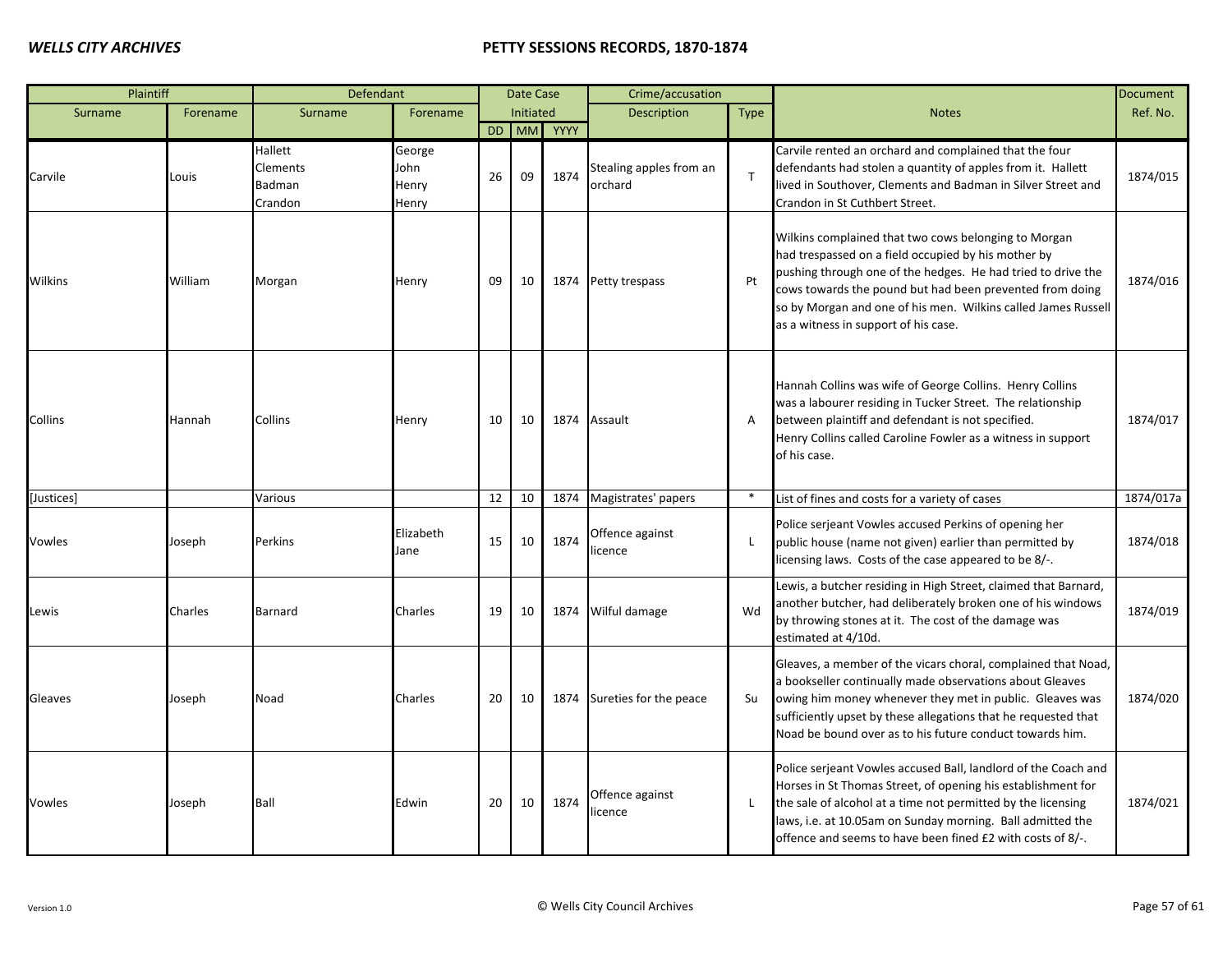| Plaintiff | | Defendant | | Date Case Initiated | | | Crime/accusation | | Notes | Document |
|---|---|---|---|---|---|---|---|---|---|---|
| Surname | Forename | Surname | Forename | DD | MM | YYYY | Description | Type | | Ref. No. |
| Carvile | Louis | Hallett<br>Clements<br>Badman<br>Crandon | George<br>John<br>Henry<br>Henry | 26 | 09 | 1874 | Stealing apples from an orchard | T | Carvile rented an orchard and complained that the four defendants had stolen a quantity of apples from it. Hallett lived in Southover, Clements and Badman in Silver Street and Crandon in St Cuthbert Street. | 1874/015 |
| Wilkins | William | Morgan | Henry | 09 | 10 | 1874 | Petty trespass | Pt | Wilkins complained that two cows belonging to Morgan had trespassed on a field occupied by his mother by pushing through one of the hedges. He had tried to drive the cows towards the pound but had been prevented from doing so by Morgan and one of his men. Wilkins called James Russell as a witness in support of his case. | 1874/016 |
| Collins | Hannah | Collins | Henry | 10 | 10 | 1874 | Assault | A | Hannah Collins was wife of George Collins. Henry Collins was a labourer residing in Tucker Street. The relationship between plaintiff and defendant is not specified. Henry Collins called Caroline Fowler as a witness in support of his case. | 1874/017 |
| [Justices] | | Various | | 12 | 10 | 1874 | Magistrates' papers | * | List of fines and costs for a variety of cases | 1874/017a |
| Vowles | Joseph | Perkins | Elizabeth Jane | 15 | 10 | 1874 | Offence against licence | L | Police serjeant Vowles accused Perkins of opening her public house (name not given) earlier than permitted by licensing laws. Costs of the case appeared to be 8/-. | 1874/018 |
| Lewis | Charles | Barnard | Charles | 19 | 10 | 1874 | Wilful damage | Wd | Lewis, a butcher residing in High Street, claimed that Barnard, another butcher, had deliberately broken one of his windows by throwing stones at it. The cost of the damage was estimated at 4/10d. | 1874/019 |
| Gleaves | Joseph | Noad | Charles | 20 | 10 | 1874 | Sureties for the peace | Su | Gleaves, a member of the vicars choral, complained that Noad, a bookseller continually made observations about Gleaves owing him money whenever they met in public. Gleaves was sufficiently upset by these allegations that he requested that Noad be bound over as to his future conduct towards him. | 1874/020 |
| Vowles | Joseph | Ball | Edwin | 20 | 10 | 1874 | Offence against licence | L | Police serjeant Vowles accused Ball, landlord of the Coach and Horses in St Thomas Street, of opening his establishment for the sale of alcohol at a time not permitted by the licensing laws, i.e. at 10.05am on Sunday morning. Ball admitted the offence and seems to have been fined £2 with costs of 8/-. | 1874/021 |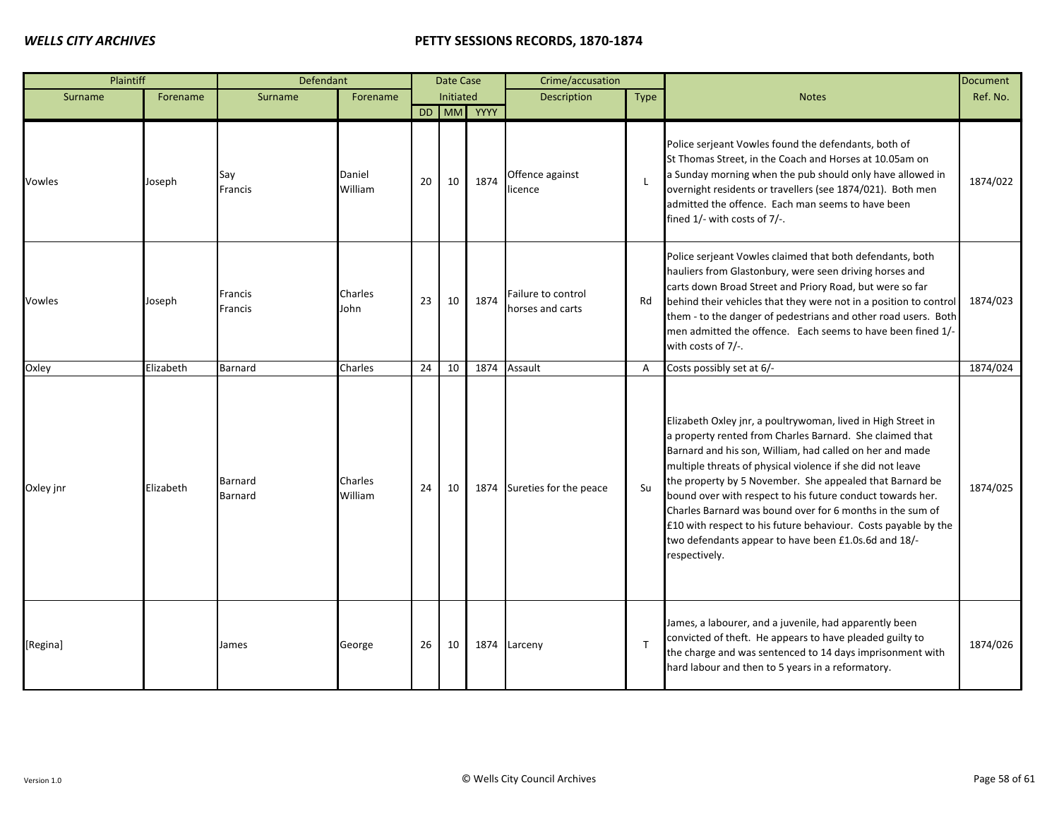| Plaintiff | | Defendant | | Date Case Initiated | | | Crime/accusation | | Notes | Document Ref. No. |
|---|---|---|---|---|---|---|---|---|---|---|
| Surname | Forename | Surname | Forename | DD | MM | YYYY | Description | Type | | |
| Vowles | Joseph | Say<br>Francis | Daniel<br>William | 20 | 10 | 1874 | Offence against licence | L | Police serjeant Vowles found the defendants, both of St Thomas Street, in the Coach and Horses at 10.05am on a Sunday morning when the pub should only have allowed in overnight residents or travellers (see 1874/021). Both men admitted the offence. Each man seems to have been fined 1/- with costs of 7/-. | 1874/022 |
| Vowles | Joseph | Francis<br>Francis | Charles<br>John | 23 | 10 | 1874 | Failure to control horses and carts | Rd | Police serjeant Vowles claimed that both defendants, both hauliers from Glastonbury, were seen driving horses and carts down Broad Street and Priory Road, but were so far behind their vehicles that they were not in a position to control them - to the danger of pedestrians and other road users. Both men admitted the offence. Each seems to have been fined 1/- with costs of 7/-. | 1874/023 |
| Oxley | Elizabeth | Barnard | Charles | 24 | 10 | 1874 | Assault | A | Costs possibly set at 6/- | 1874/024 |
| Oxley jnr | Elizabeth | Barnard<br>Barnard | Charles<br>William | 24 | 10 | 1874 | Sureties for the peace | Su | Elizabeth Oxley jnr, a poultrywoman, lived in High Street in a property rented from Charles Barnard. She claimed that Barnard and his son, William, had called on her and made multiple threats of physical violence if she did not leave the property by 5 November. She appealed that Barnard be bound over with respect to his future conduct towards her. Charles Barnard was bound over for 6 months in the sum of £10 with respect to his future behaviour. Costs payable by the two defendants appear to have been £1.0s.6d and 18/- respectively. | 1874/025 |
| [Regina] | | James | George | 26 | 10 | 1874 | Larceny | T | James, a labourer, and a juvenile, had apparently been convicted of theft. He appears to have pleaded guilty to the charge and was sentenced to 14 days imprisonment with hard labour and then to 5 years in a reformatory. | 1874/026 |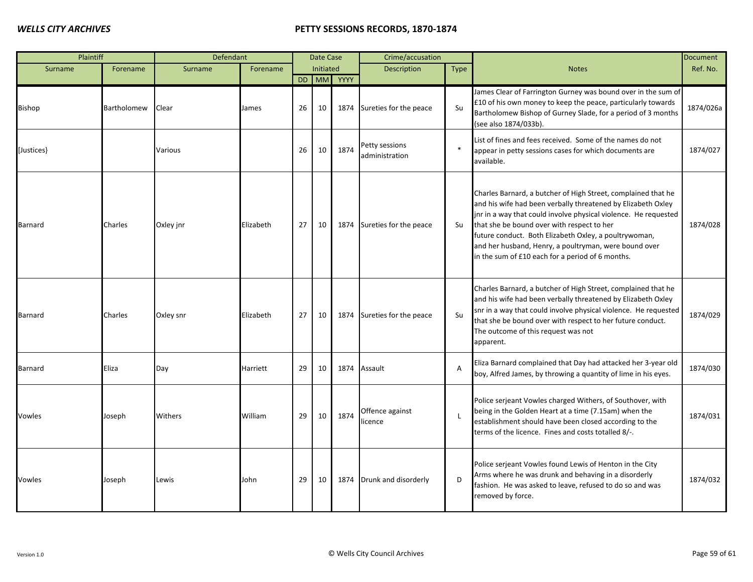| Plaintiff | | Defendant | | Date Case Initiated | | | Crime/accusation | | Notes | Document Ref. No. |
|---|---|---|---|---|---|---|---|---|---|---|
| Surname | Forename | Surname | Forename | DD | MM | YYYY | Description | Type | | |
| Bishop | Bartholomew | Clear | James | 26 | 10 | 1874 | Sureties for the peace | Su | James Clear of Farrington Gurney was bound over in the sum of £10 of his own money to keep the peace, particularly towards Bartholomew Bishop of Gurney Slade, for a period of 3 months (see also 1874/033b). | 1874/026a |
| [Justices} | | Various | | 26 | 10 | 1874 | Petty sessions administration | * | List of fines and fees received. Some of the names do not appear in petty sessions cases for which documents are available. | 1874/027 |
| Barnard | Charles | Oxley jnr | Elizabeth | 27 | 10 | 1874 | Sureties for the peace | Su | Charles Barnard, a butcher of High Street, complained that he and his wife had been verbally threatened by Elizabeth Oxley jnr in a way that could involve physical violence. He requested that she be bound over with respect to her future conduct. Both Elizabeth Oxley, a poultrywoman, and her husband, Henry, a poultryman, were bound over in the sum of £10 each for a period of 6 months. | 1874/028 |
| Barnard | Charles | Oxley snr | Elizabeth | 27 | 10 | 1874 | Sureties for the peace | Su | Charles Barnard, a butcher of High Street, complained that he and his wife had been verbally threatened by Elizabeth Oxley snr in a way that could involve physical violence. He requested that she be bound over with respect to her future conduct. The outcome of this request was not apparent. | 1874/029 |
| Barnard | Eliza | Day | Harriett | 29 | 10 | 1874 | Assault | A | Eliza Barnard complained that Day had attacked her 3-year old boy, Alfred James, by throwing a quantity of lime in his eyes. | 1874/030 |
| Vowles | Joseph | Withers | William | 29 | 10 | 1874 | Offence against licence | L | Police serjeant Vowles charged Withers, of Southover, with being in the Golden Heart at a time (7.15am) when the establishment should have been closed according to the terms of the licence. Fines and costs totalled 8/-. | 1874/031 |
| Vowles | Joseph | Lewis | John | 29 | 10 | 1874 | Drunk and disorderly | D | Police serjeant Vowles found Lewis of Henton in the City Arms where he was drunk and behaving in a disorderly fashion. He was asked to leave, refused to do so and was removed by force. | 1874/032 |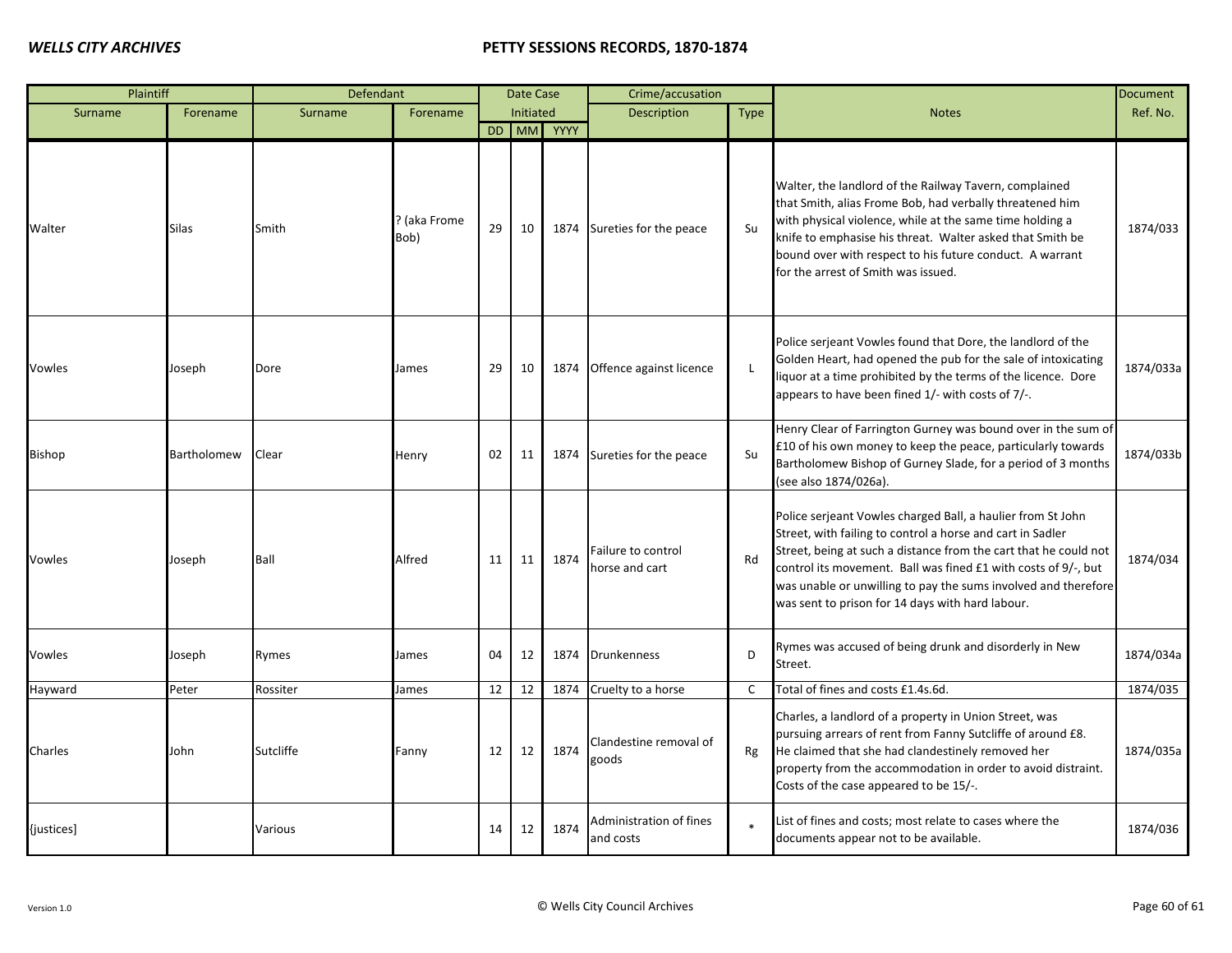| Plaintiff | | Defendant | | Date Case Initiated | | | Crime/accusation | | Notes | Document Ref. No. |
|---|---|---|---|---|---|---|---|---|---|---|
| Surname | Forename | Surname | Forename | DD | MM | YYYY | Description | Type | | |
| Walter | Silas | Smith | ? (aka Frome Bob) | 29 | 10 | 1874 | Sureties for the peace | Su | Walter, the landlord of the Railway Tavern, complained that Smith, alias Frome Bob, had verbally threatened him with physical violence, while at the same time holding a knife to emphasise his threat. Walter asked that Smith be bound over with respect to his future conduct. A warrant for the arrest of Smith was issued. | 1874/033 |
| Vowles | Joseph | Dore | James | 29 | 10 | 1874 | Offence against licence | L | Police serjeant Vowles found that Dore, the landlord of the Golden Heart, had opened the pub for the sale of intoxicating liquor at a time prohibited by the terms of the licence. Dore appears to have been fined 1/- with costs of 7/-. | 1874/033a |
| Bishop | Bartholomew | Clear | Henry | 02 | 11 | 1874 | Sureties for the peace | Su | Henry Clear of Farrington Gurney was bound over in the sum of £10 of his own money to keep the peace, particularly towards Bartholomew Bishop of Gurney Slade, for a period of 3 months (see also 1874/026a). | 1874/033b |
| Vowles | Joseph | Ball | Alfred | 11 | 11 | 1874 | Failure to control horse and cart | Rd | Police serjeant Vowles charged Ball, a haulier from St John Street, with failing to control a horse and cart in Sadler Street, being at such a distance from the cart that he could not control its movement. Ball was fined £1 with costs of 9/-, but was unable or unwilling to pay the sums involved and therefore was sent to prison for 14 days with hard labour. | 1874/034 |
| Vowles | Joseph | Rymes | James | 04 | 12 | 1874 | Drunkenness | D | Rymes was accused of being drunk and disorderly in New Street. | 1874/034a |
| Hayward | Peter | Rossiter | James | 12 | 12 | 1874 | Cruelty to a horse | C | Total of fines and costs £1.4s.6d. | 1874/035 |
| Charles | John | Sutcliffe | Fanny | 12 | 12 | 1874 | Clandestine removal of goods | Rg | Charles, a landlord of a property in Union Street, was pursuing arrears of rent from Fanny Sutcliffe of around £8. He claimed that she had clandestinely removed her property from the accommodation in order to avoid distraint. Costs of the case appeared to be 15/-. | 1874/035a |
| {justices] | | Various | | 14 | 12 | 1874 | Administration of fines and costs | * | List of fines and costs; most relate to cases where the documents appear not to be available. | 1874/036 |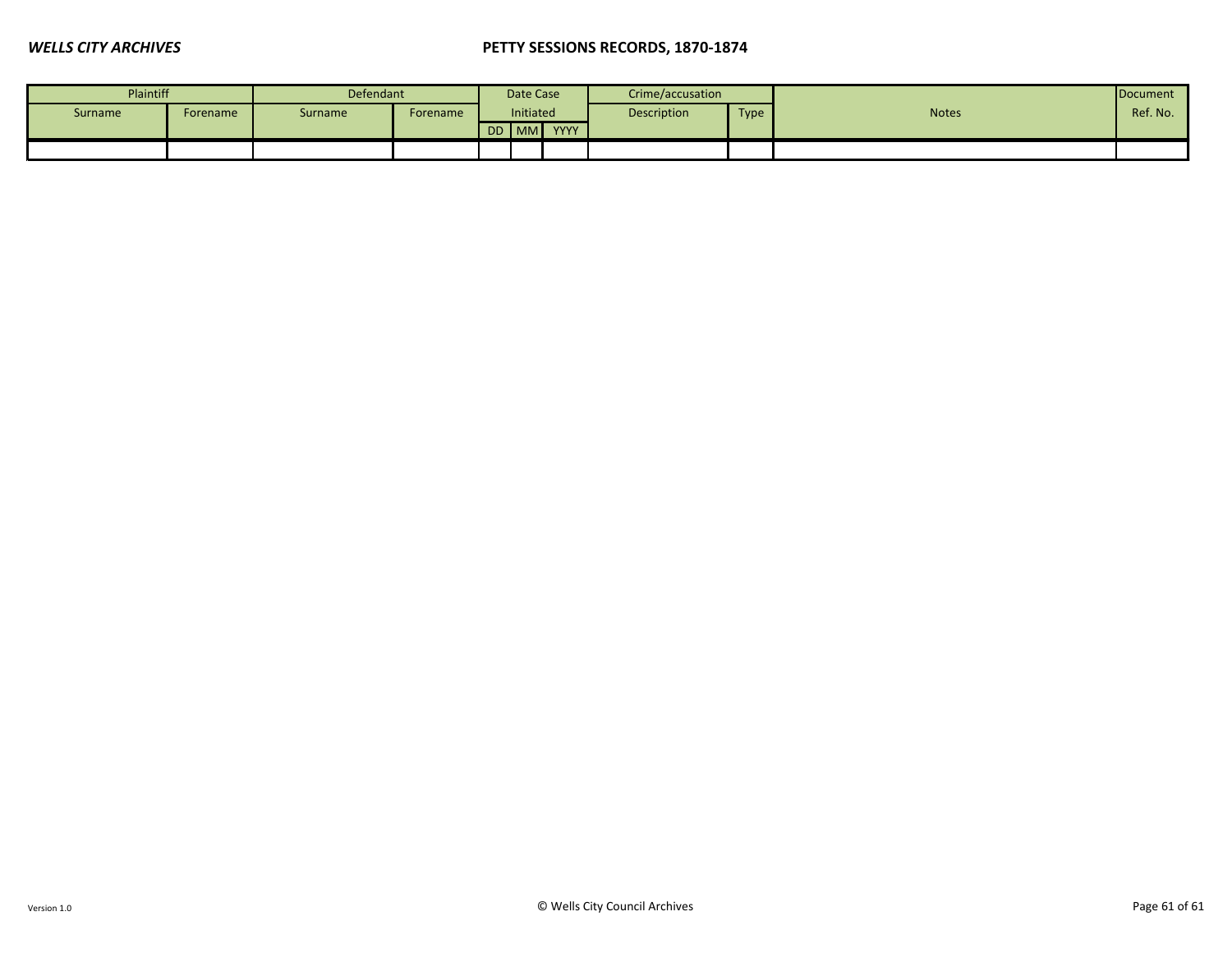| Plaintiff | | Defendant | | Date Case Initiated | | | Crime/accusation | | Notes | Document Ref. No. |
|---|---|---|---|---|---|---|---|---|---|---|
| Surname | Forename | Surname | Forename | DD | MM | YYYY | Description | Type | | |
| | | | | | | | | | | |